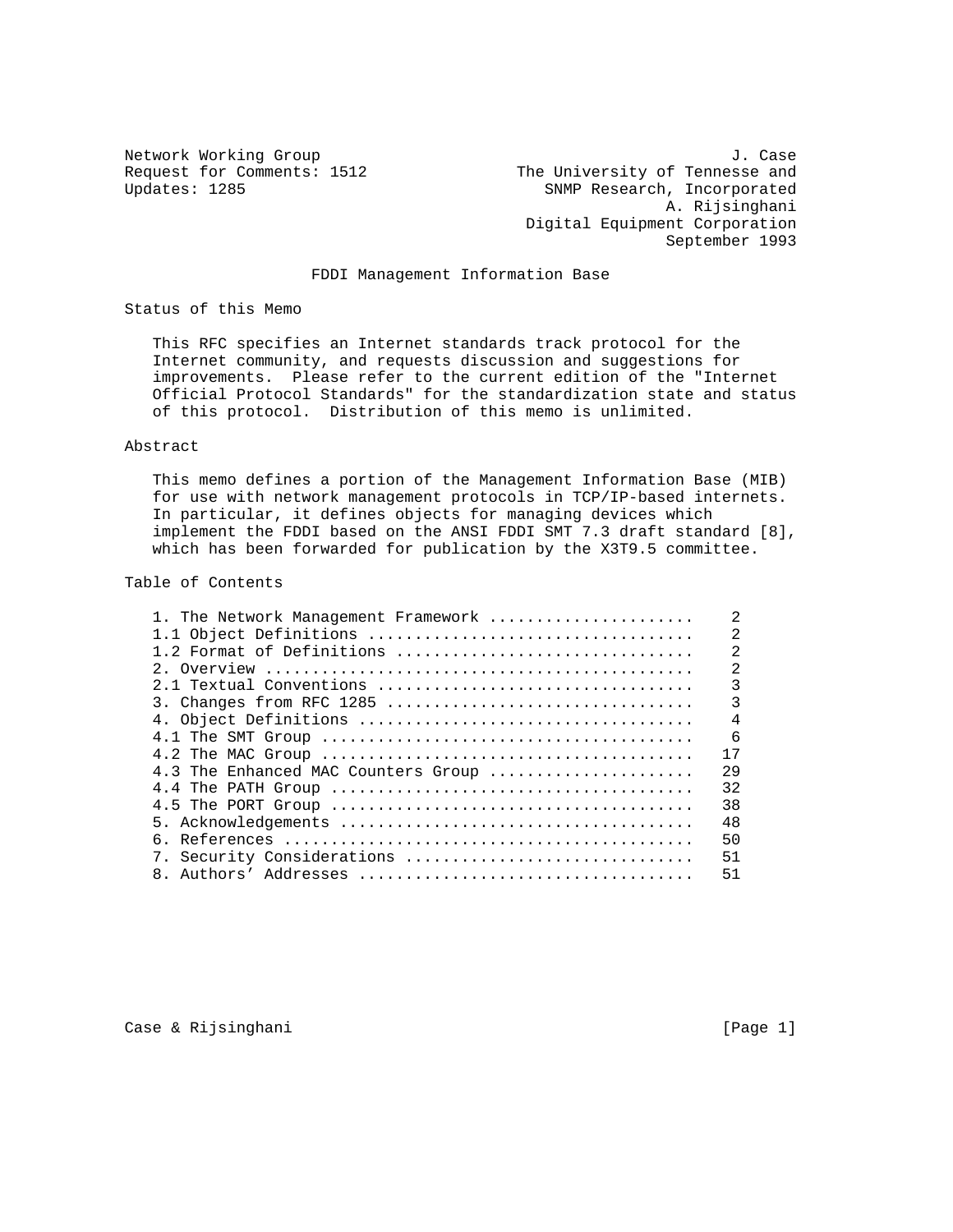Network Working Group J. Case
Request for Comments: 1512 The University of Tennesse and
Updates: 1285 SNMP Research, Incorporated
A. Rijsinghani
Digital Equipment Corporation
September 1993

# FDDI Management Information Base

## Status of this Memo

This RFC specifies an Internet standards track protocol for the Internet community, and requests discussion and suggestions for improvements. Please refer to the current edition of the "Internet Official Protocol Standards" for the standardization state and status of this protocol. Distribution of this memo is unlimited.

## Abstract

This memo defines a portion of the Management Information Base (MIB) for use with network management protocols in TCP/IP-based internets. In particular, it defines objects for managing devices which implement the FDDI based on the ANSI FDDI SMT 7.3 draft standard [8], which has been forwarded for publication by the X3T9.5 committee.

## Table of Contents

```
1. The Network Management Framework ......................    2
1.1 Object Definitions ...................................    2
1.2 Format of Definitions ................................    2
2. Overview ..............................................    2
2.1 Textual Conventions ..................................    3
3. Changes from RFC 1285 .................................    3
4. Object Definitions ....................................    4
4.1 The SMT Group ........................................    6
4.2 The MAC Group ........................................   17
4.3 The Enhanced MAC Counters Group ......................   29
4.4 The PATH Group .......................................   32
4.5 The PORT Group .......................................   38
5. Acknowledgements ......................................   48
6. References ............................................   50
7. Security Considerations ...............................   51
8. Authors' Addresses ....................................   51
```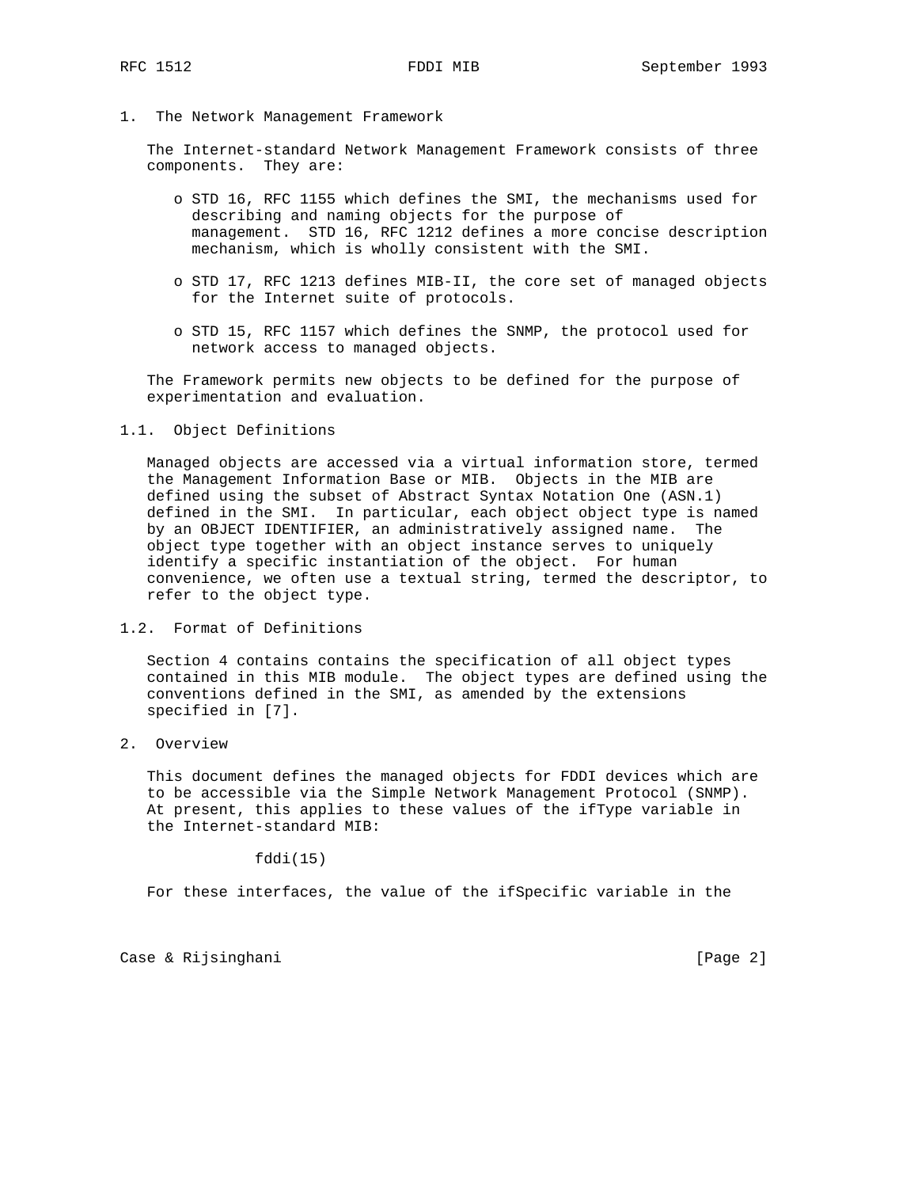# 1. The Network Management Framework

The Internet-standard Network Management Framework consists of three components. They are:

- STD 16, RFC 1155 which defines the SMI, the mechanisms used for describing and naming objects for the purpose of management. STD 16, RFC 1212 defines a more concise description mechanism, which is wholly consistent with the SMI.

- STD 17, RFC 1213 defines MIB-II, the core set of managed objects for the Internet suite of protocols.

- STD 15, RFC 1157 which defines the SNMP, the protocol used for network access to managed objects.

The Framework permits new objects to be defined for the purpose of experimentation and evaluation.

## 1.1. Object Definitions

Managed objects are accessed via a virtual information store, termed the Management Information Base or MIB. Objects in the MIB are defined using the subset of Abstract Syntax Notation One (ASN.1) defined in the SMI. In particular, each object object type is named by an OBJECT IDENTIFIER, an administratively assigned name. The object type together with an object instance serves to uniquely identify a specific instantiation of the object. For human convenience, we often use a textual string, termed the descriptor, to refer to the object type.

## 1.2. Format of Definitions

Section 4 contains contains the specification of all object types contained in this MIB module. The object types are defined using the conventions defined in the SMI, as amended by the extensions specified in [7].

# 2. Overview

This document defines the managed objects for FDDI devices which are to be accessible via the Simple Network Management Protocol (SNMP). At present, this applies to these values of the ifType variable in the Internet-standard MIB:

```
fddi(15)
```

For these interfaces, the value of the ifSpecific variable in the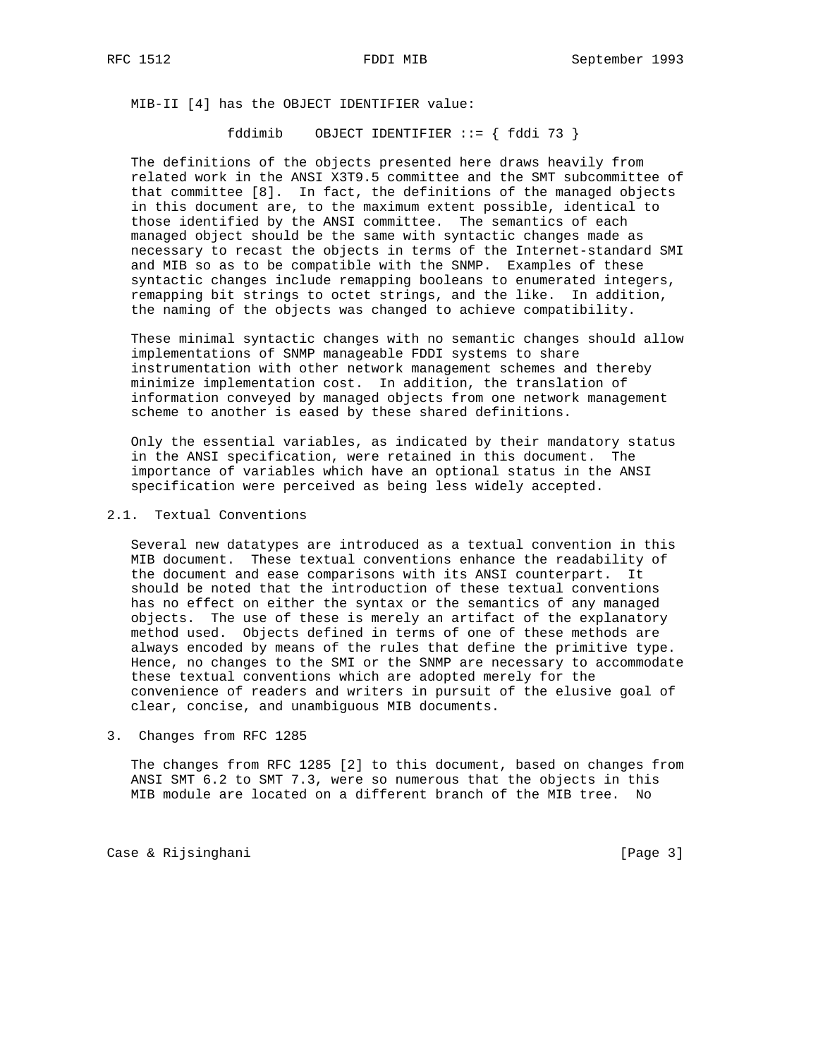MIB-II [4] has the OBJECT IDENTIFIER value:

```
fddimib    OBJECT IDENTIFIER ::= { fddi 73 }
```

The definitions of the objects presented here draws heavily from related work in the ANSI X3T9.5 committee and the SMT subcommittee of that committee [8]. In fact, the definitions of the managed objects in this document are, to the maximum extent possible, identical to those identified by the ANSI committee. The semantics of each managed object should be the same with syntactic changes made as necessary to recast the objects in terms of the Internet-standard SMI and MIB so as to be compatible with the SNMP. Examples of these syntactic changes include remapping booleans to enumerated integers, remapping bit strings to octet strings, and the like. In addition, the naming of the objects was changed to achieve compatibility.

These minimal syntactic changes with no semantic changes should allow implementations of SNMP manageable FDDI systems to share instrumentation with other network management schemes and thereby minimize implementation cost. In addition, the translation of information conveyed by managed objects from one network management scheme to another is eased by these shared definitions.

Only the essential variables, as indicated by their mandatory status in the ANSI specification, were retained in this document. The importance of variables which have an optional status in the ANSI specification were perceived as being less widely accepted.

## 2.1. Textual Conventions

Several new datatypes are introduced as a textual convention in this MIB document. These textual conventions enhance the readability of the document and ease comparisons with its ANSI counterpart. It should be noted that the introduction of these textual conventions has no effect on either the syntax or the semantics of any managed objects. The use of these is merely an artifact of the explanatory method used. Objects defined in terms of one of these methods are always encoded by means of the rules that define the primitive type. Hence, no changes to the SMI or the SNMP are necessary to accommodate these textual conventions which are adopted merely for the convenience of readers and writers in pursuit of the elusive goal of clear, concise, and unambiguous MIB documents.

# 3. Changes from RFC 1285

The changes from RFC 1285 [2] to this document, based on changes from ANSI SMT 6.2 to SMT 7.3, were so numerous that the objects in this MIB module are located on a different branch of the MIB tree. No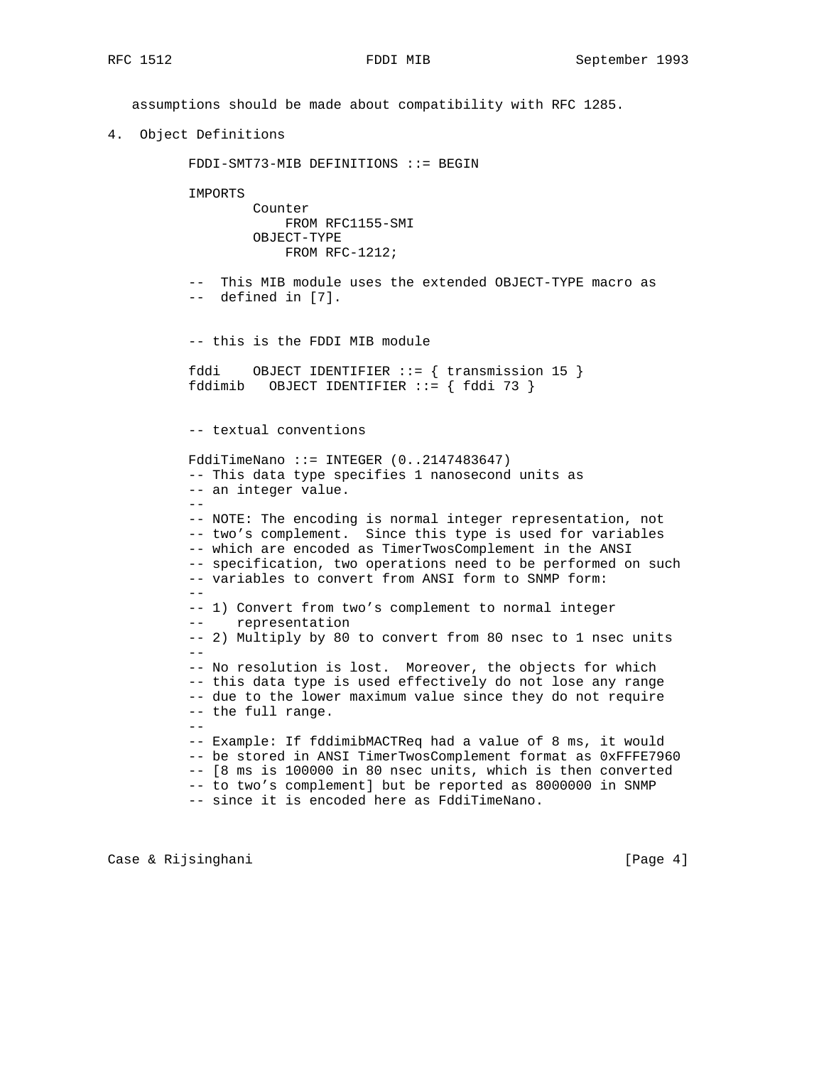assumptions should be made about compatibility with RFC 1285.

## 4. Object Definitions

```
FDDI-SMT73-MIB DEFINITIONS ::= BEGIN

IMPORTS
        Counter
            FROM RFC1155-SMI
        OBJECT-TYPE
            FROM RFC-1212;

--  This MIB module uses the extended OBJECT-TYPE macro as
--  defined in [7].


-- this is the FDDI MIB module

fddi    OBJECT IDENTIFIER ::= { transmission 15 }
fddimib   OBJECT IDENTIFIER ::= { fddi 73 }


-- textual conventions

FddiTimeNano ::= INTEGER (0..2147483647)
-- This data type specifies 1 nanosecond units as
-- an integer value.
--
-- NOTE: The encoding is normal integer representation, not
-- two's complement.  Since this type is used for variables
-- which are encoded as TimerTwosComplement in the ANSI
-- specification, two operations need to be performed on such
-- variables to convert from ANSI form to SNMP form:
--
-- 1) Convert from two's complement to normal integer
--    representation
-- 2) Multiply by 80 to convert from 80 nsec to 1 nsec units
--
-- No resolution is lost.  Moreover, the objects for which
-- this data type is used effectively do not lose any range
-- due to the lower maximum value since they do not require
-- the full range.
--
-- Example: If fddimibMACTReq had a value of 8 ms, it would
-- be stored in ANSI TimerTwosComplement format as 0xFFFE7960
-- [8 ms is 100000 in 80 nsec units, which is then converted
-- to two's complement] but be reported as 8000000 in SNMP
-- since it is encoded here as FddiTimeNano.
```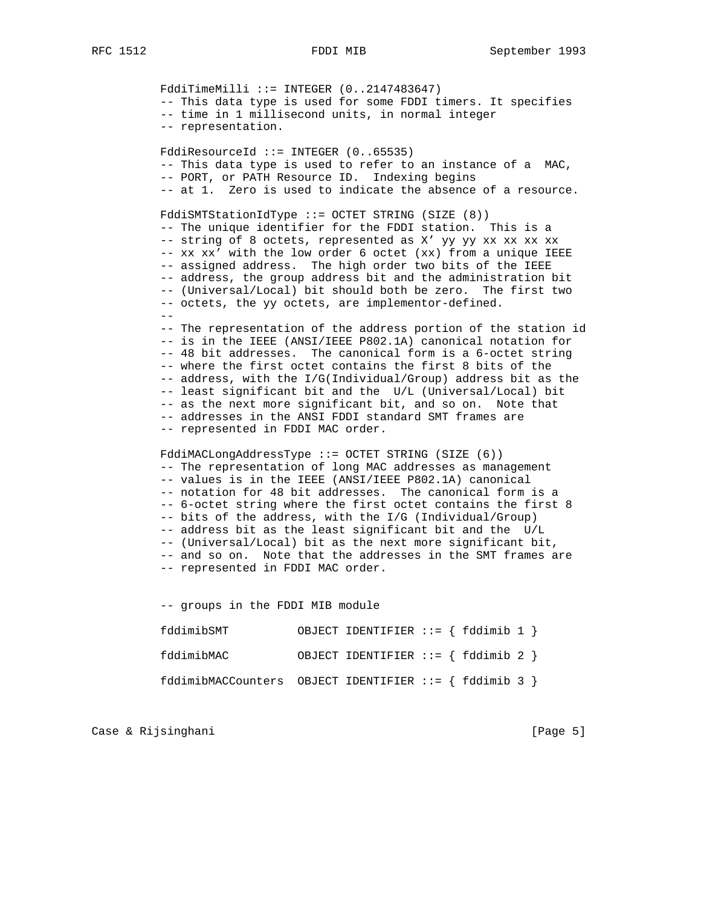```
FddiTimeMilli ::= INTEGER (0..2147483647)
-- This data type is used for some FDDI timers. It specifies
-- time in 1 millisecond units, in normal integer
-- representation.

FddiResourceId ::= INTEGER (0..65535)
-- This data type is used to refer to an instance of a  MAC,
-- PORT, or PATH Resource ID.  Indexing begins
-- at 1.  Zero is used to indicate the absence of a resource.

FddiSMTStationIdType ::= OCTET STRING (SIZE (8))
-- The unique identifier for the FDDI station.  This is a
-- string of 8 octets, represented as X' yy yy xx xx xx xx
-- xx xx' with the low order 6 octet (xx) from a unique IEEE
-- assigned address.  The high order two bits of the IEEE
-- address, the group address bit and the administration bit
-- (Universal/Local) bit should both be zero.  The first two
-- octets, the yy octets, are implementor-defined.
--
-- The representation of the address portion of the station id
-- is in the IEEE (ANSI/IEEE P802.1A) canonical notation for
-- 48 bit addresses.  The canonical form is a 6-octet string
-- where the first octet contains the first 8 bits of the
-- address, with the I/G(Individual/Group) address bit as the
-- least significant bit and the  U/L (Universal/Local) bit
-- as the next more significant bit, and so on.  Note that
-- addresses in the ANSI FDDI standard SMT frames are
-- represented in FDDI MAC order.

FddiMACLongAddressType ::= OCTET STRING (SIZE (6))
-- The representation of long MAC addresses as management
-- values is in the IEEE (ANSI/IEEE P802.1A) canonical
-- notation for 48 bit addresses.  The canonical form is a
-- 6-octet string where the first octet contains the first 8
-- bits of the address, with the I/G (Individual/Group)
-- address bit as the least significant bit and the  U/L
-- (Universal/Local) bit as the next more significant bit,
-- and so on.  Note that the addresses in the SMT frames are
-- represented in FDDI MAC order.


-- groups in the FDDI MIB module

fddimibSMT          OBJECT IDENTIFIER ::= { fddimib 1 }

fddimibMAC          OBJECT IDENTIFIER ::= { fddimib 2 }

fddimibMACCounters  OBJECT IDENTIFIER ::= { fddimib 3 }
```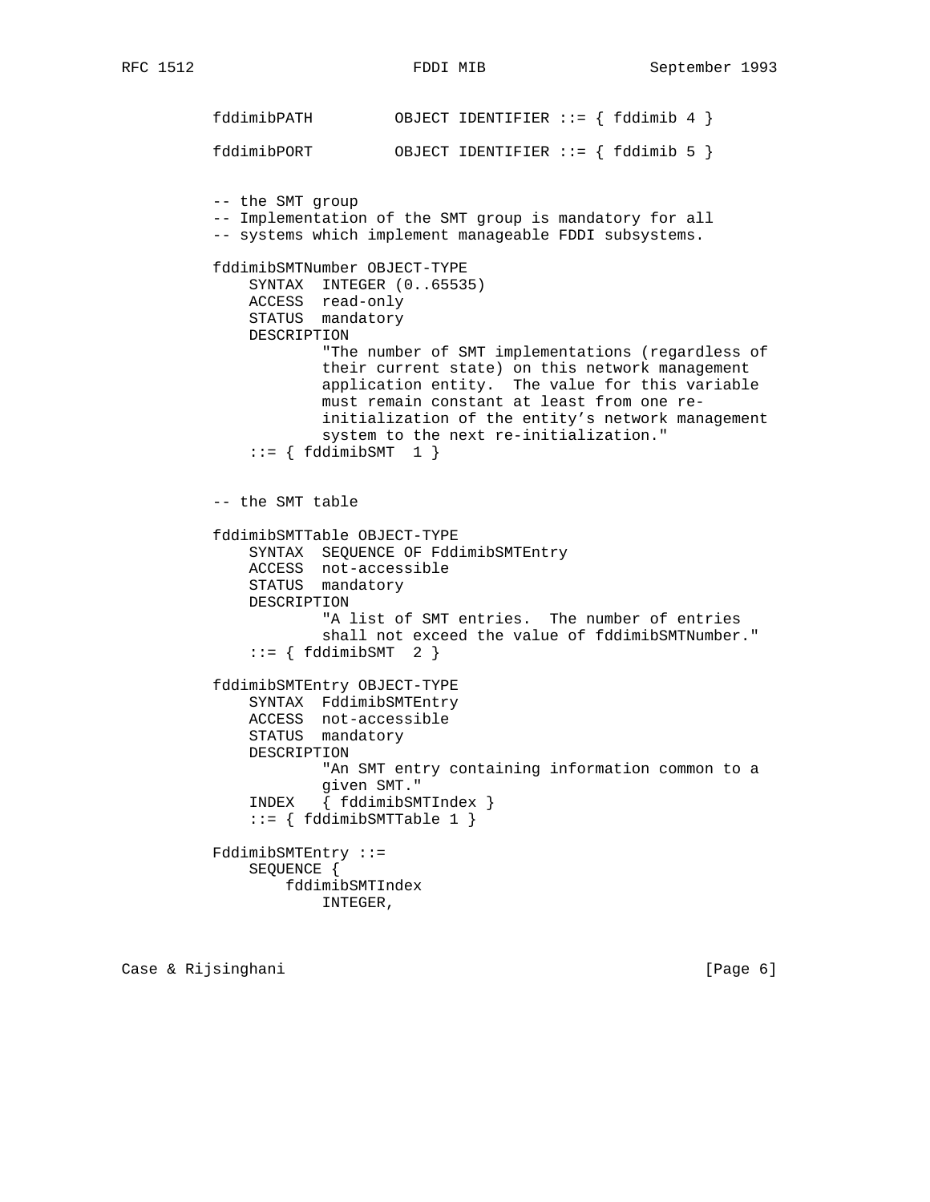```
fddimibPATH         OBJECT IDENTIFIER ::= { fddimib 4 }

fddimibPORT         OBJECT IDENTIFIER ::= { fddimib 5 }


-- the SMT group
-- Implementation of the SMT group is mandatory for all
-- systems which implement manageable FDDI subsystems.

fddimibSMTNumber OBJECT-TYPE
    SYNTAX  INTEGER (0..65535)
    ACCESS  read-only
    STATUS  mandatory
    DESCRIPTION
            "The number of SMT implementations (regardless of
            their current state) on this network management
            application entity.  The value for this variable
            must remain constant at least from one re-
            initialization of the entity's network management
            system to the next re-initialization."
    ::= { fddimibSMT  1 }


-- the SMT table

fddimibSMTTable OBJECT-TYPE
    SYNTAX  SEQUENCE OF FddimibSMTEntry
    ACCESS  not-accessible
    STATUS  mandatory
    DESCRIPTION
            "A list of SMT entries.  The number of entries
            shall not exceed the value of fddimibSMTNumber."
    ::= { fddimibSMT  2 }

fddimibSMTEntry OBJECT-TYPE
    SYNTAX  FddimibSMTEntry
    ACCESS  not-accessible
    STATUS  mandatory
    DESCRIPTION
            "An SMT entry containing information common to a
            given SMT."
    INDEX   { fddimibSMTIndex }
    ::= { fddimibSMTTable 1 }

FddimibSMTEntry ::=
    SEQUENCE {
        fddimibSMTIndex
            INTEGER,
```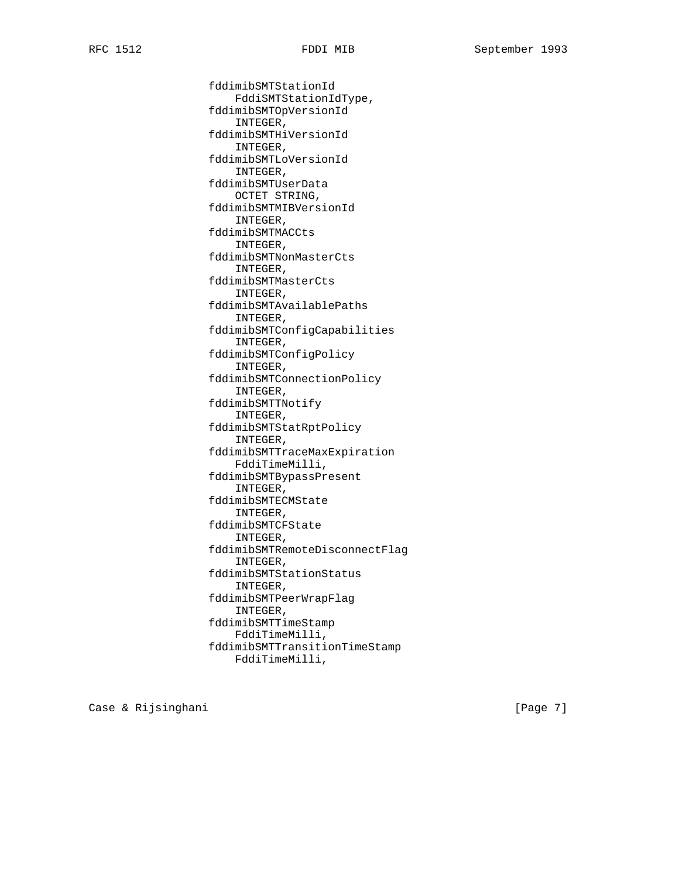```
                 fddimibSMTStationId
                     FddiSMTStationIdType,
                 fddimibSMTOpVersionId
                     INTEGER,
                 fddimibSMTHiVersionId
                     INTEGER,
                 fddimibSMTLoVersionId
                     INTEGER,
                 fddimibSMTUserData
                     OCTET STRING,
                 fddimibSMTMIBVersionId
                     INTEGER,
                 fddimibSMTMACCts
                     INTEGER,
                 fddimibSMTNonMasterCts
                     INTEGER,
                 fddimibSMTMasterCts
                     INTEGER,
                 fddimibSMTAvailablePaths
                     INTEGER,
                 fddimibSMTConfigCapabilities
                     INTEGER,
                 fddimibSMTConfigPolicy
                     INTEGER,
                 fddimibSMTConnectionPolicy
                     INTEGER,
                 fddimibSMTTNotify
                     INTEGER,
                 fddimibSMTStatRptPolicy
                     INTEGER,
                 fddimibSMTTraceMaxExpiration
                     FddiTimeMilli,
                 fddimibSMTBypassPresent
                     INTEGER,
                 fddimibSMTECMState
                     INTEGER,
                 fddimibSMTCFState
                     INTEGER,
                 fddimibSMTRemoteDisconnectFlag
                     INTEGER,
                 fddimibSMTStationStatus
                     INTEGER,
                 fddimibSMTPeerWrapFlag
                     INTEGER,
                 fddimibSMTTimeStamp
                     FddiTimeMilli,
                 fddimibSMTTransitionTimeStamp
                     FddiTimeMilli,
```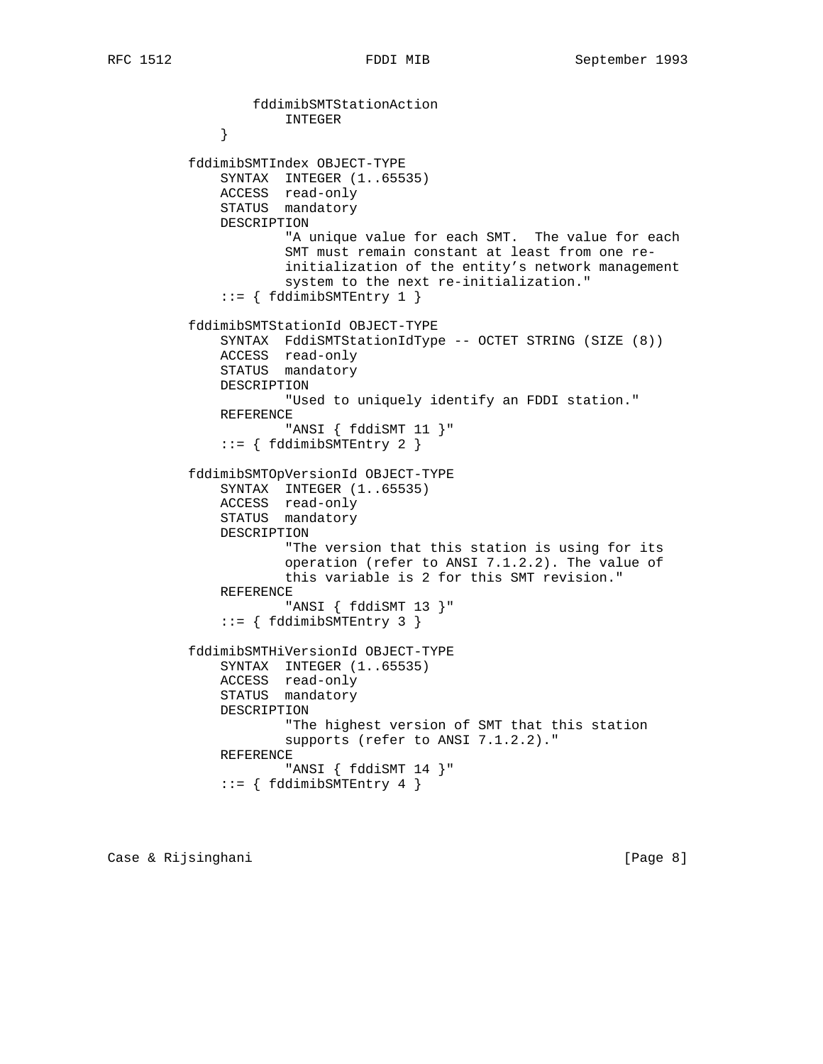```
              fddimibSMTStationAction
                  INTEGER
          }

      fddimibSMTIndex OBJECT-TYPE
          SYNTAX  INTEGER (1..65535)
          ACCESS  read-only
          STATUS  mandatory
          DESCRIPTION
                  "A unique value for each SMT.  The value for each
                  SMT must remain constant at least from one re-
                  initialization of the entity's network management
                  system to the next re-initialization."
          ::= { fddimibSMTEntry 1 }

      fddimibSMTStationId OBJECT-TYPE
          SYNTAX  FddiSMTStationIdType -- OCTET STRING (SIZE (8))
          ACCESS  read-only
          STATUS  mandatory
          DESCRIPTION
                  "Used to uniquely identify an FDDI station."
          REFERENCE
                  "ANSI { fddiSMT 11 }"
          ::= { fddimibSMTEntry 2 }

      fddimibSMTOpVersionId OBJECT-TYPE
          SYNTAX  INTEGER (1..65535)
          ACCESS  read-only
          STATUS  mandatory
          DESCRIPTION
                  "The version that this station is using for its
                  operation (refer to ANSI 7.1.2.2). The value of
                  this variable is 2 for this SMT revision."
          REFERENCE
                  "ANSI { fddiSMT 13 }"
          ::= { fddimibSMTEntry 3 }

      fddimibSMTHiVersionId OBJECT-TYPE
          SYNTAX  INTEGER (1..65535)
          ACCESS  read-only
          STATUS  mandatory
          DESCRIPTION
                  "The highest version of SMT that this station
                  supports (refer to ANSI 7.1.2.2)."
          REFERENCE
                  "ANSI { fddiSMT 14 }"
          ::= { fddimibSMTEntry 4 }
```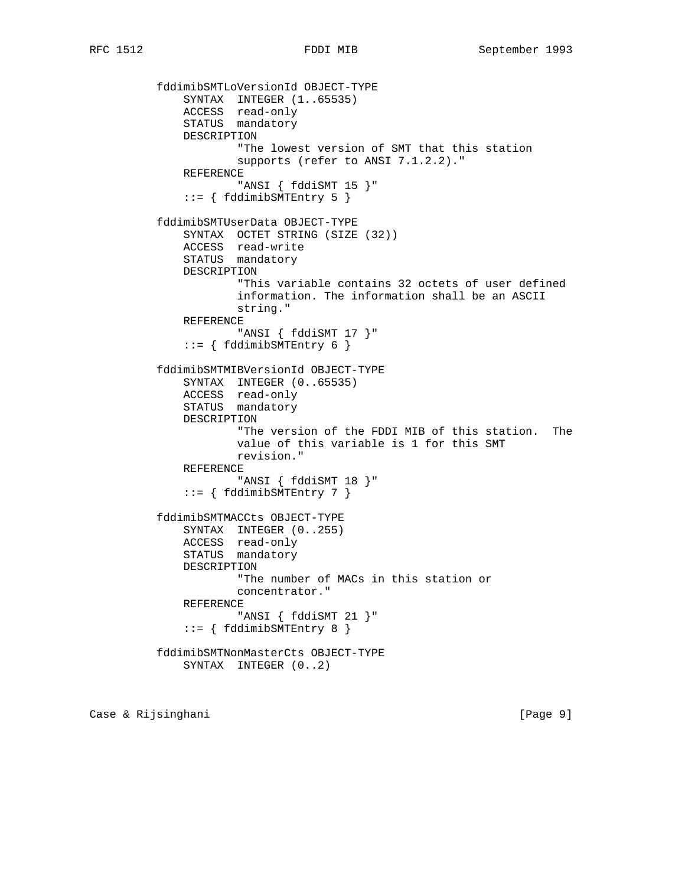```
          fddimibSMTLoVersionId OBJECT-TYPE
              SYNTAX  INTEGER (1..65535)
              ACCESS  read-only
              STATUS  mandatory
              DESCRIPTION
                      "The lowest version of SMT that this station
                      supports (refer to ANSI 7.1.2.2)."
              REFERENCE
                      "ANSI { fddiSMT 15 }"
              ::= { fddimibSMTEntry 5 }

          fddimibSMTUserData OBJECT-TYPE
              SYNTAX  OCTET STRING (SIZE (32))
              ACCESS  read-write
              STATUS  mandatory
              DESCRIPTION
                      "This variable contains 32 octets of user defined
                      information. The information shall be an ASCII
                      string."
              REFERENCE
                      "ANSI { fddiSMT 17 }"
              ::= { fddimibSMTEntry 6 }

          fddimibSMTMIBVersionId OBJECT-TYPE
              SYNTAX  INTEGER (0..65535)
              ACCESS  read-only
              STATUS  mandatory
              DESCRIPTION
                      "The version of the FDDI MIB of this station.  The
                      value of this variable is 1 for this SMT
                      revision."
              REFERENCE
                      "ANSI { fddiSMT 18 }"
              ::= { fddimibSMTEntry 7 }

          fddimibSMTMACCts OBJECT-TYPE
              SYNTAX  INTEGER (0..255)
              ACCESS  read-only
              STATUS  mandatory
              DESCRIPTION
                      "The number of MACs in this station or
                      concentrator."
              REFERENCE
                      "ANSI { fddiSMT 21 }"
              ::= { fddimibSMTEntry 8 }

          fddimibSMTNonMasterCts OBJECT-TYPE
              SYNTAX  INTEGER (0..2)
```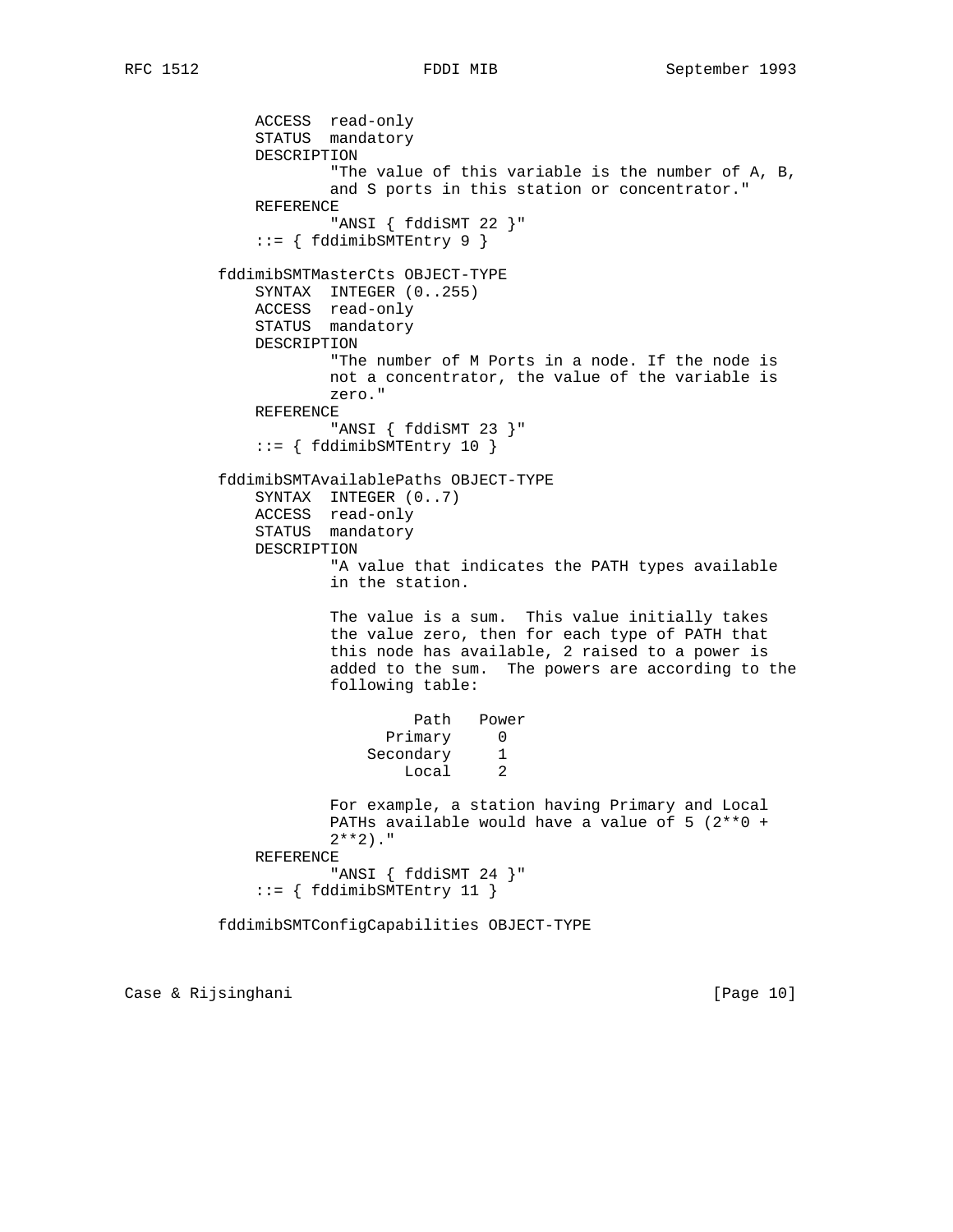```
            ACCESS  read-only
            STATUS  mandatory
            DESCRIPTION
                    "The value of this variable is the number of A, B,
                    and S ports in this station or concentrator."
            REFERENCE
                    "ANSI { fddiSMT 22 }"
            ::= { fddimibSMTEntry 9 }

        fddimibSMTMasterCts OBJECT-TYPE
            SYNTAX  INTEGER (0..255)
            ACCESS  read-only
            STATUS  mandatory
            DESCRIPTION
                    "The number of M Ports in a node. If the node is
                    not a concentrator, the value of the variable is
                    zero."
            REFERENCE
                    "ANSI { fddiSMT 23 }"
            ::= { fddimibSMTEntry 10 }

        fddimibSMTAvailablePaths OBJECT-TYPE
            SYNTAX  INTEGER (0..7)
            ACCESS  read-only
            STATUS  mandatory
            DESCRIPTION
                    "A value that indicates the PATH types available
                    in the station.

                    The value is a sum.  This value initially takes
                    the value zero, then for each type of PATH that
                    this node has available, 2 raised to a power is
                    added to the sum.  The powers are according to the
                    following table:

                             Path   Power
                           Primary     0
                         Secondary     1
                             Local     2

                    For example, a station having Primary and Local
                    PATHs available would have a value of 5 (2**0 +
                    2**2)."
            REFERENCE
                    "ANSI { fddiSMT 24 }"
            ::= { fddimibSMTEntry 11 }

        fddimibSMTConfigCapabilities OBJECT-TYPE
```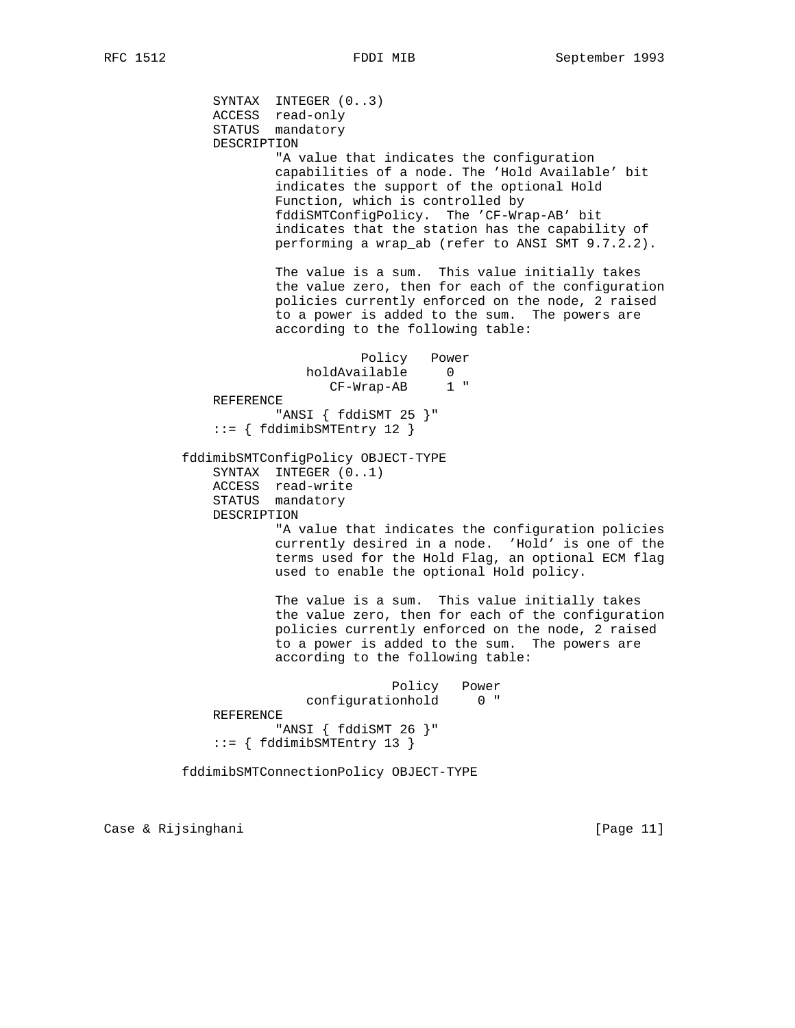```
            SYNTAX  INTEGER (0..3)
            ACCESS  read-only
            STATUS  mandatory
            DESCRIPTION
                    "A value that indicates the configuration
                    capabilities of a node. The 'Hold Available' bit
                    indicates the support of the optional Hold
                    Function, which is controlled by
                    fddiSMTConfigPolicy.  The 'CF-Wrap-AB' bit
                    indicates that the station has the capability of
                    performing a wrap_ab (refer to ANSI SMT 9.7.2.2).

                    The value is a sum.  This value initially takes
                    the value zero, then for each of the configuration
                    policies currently enforced on the node, 2 raised
                    to a power is added to the sum.  The powers are
                    according to the following table:

                             Policy   Power
                          holdAvailable     0
                             CF-Wrap-AB     1 "
            REFERENCE
                    "ANSI { fddiSMT 25 }"
            ::= { fddimibSMTEntry 12 }

        fddimibSMTConfigPolicy OBJECT-TYPE
            SYNTAX  INTEGER (0..1)
            ACCESS  read-write
            STATUS  mandatory
            DESCRIPTION
                    "A value that indicates the configuration policies
                    currently desired in a node.  'Hold' is one of the
                    terms used for the Hold Flag, an optional ECM flag
                    used to enable the optional Hold policy.

                    The value is a sum.  This value initially takes
                    the value zero, then for each of the configuration
                    policies currently enforced on the node, 2 raised
                    to a power is added to the sum.  The powers are
                    according to the following table:

                                 Policy   Power
                          configurationhold     0 "
            REFERENCE
                    "ANSI { fddiSMT 26 }"
            ::= { fddimibSMTEntry 13 }

        fddimibSMTConnectionPolicy OBJECT-TYPE
```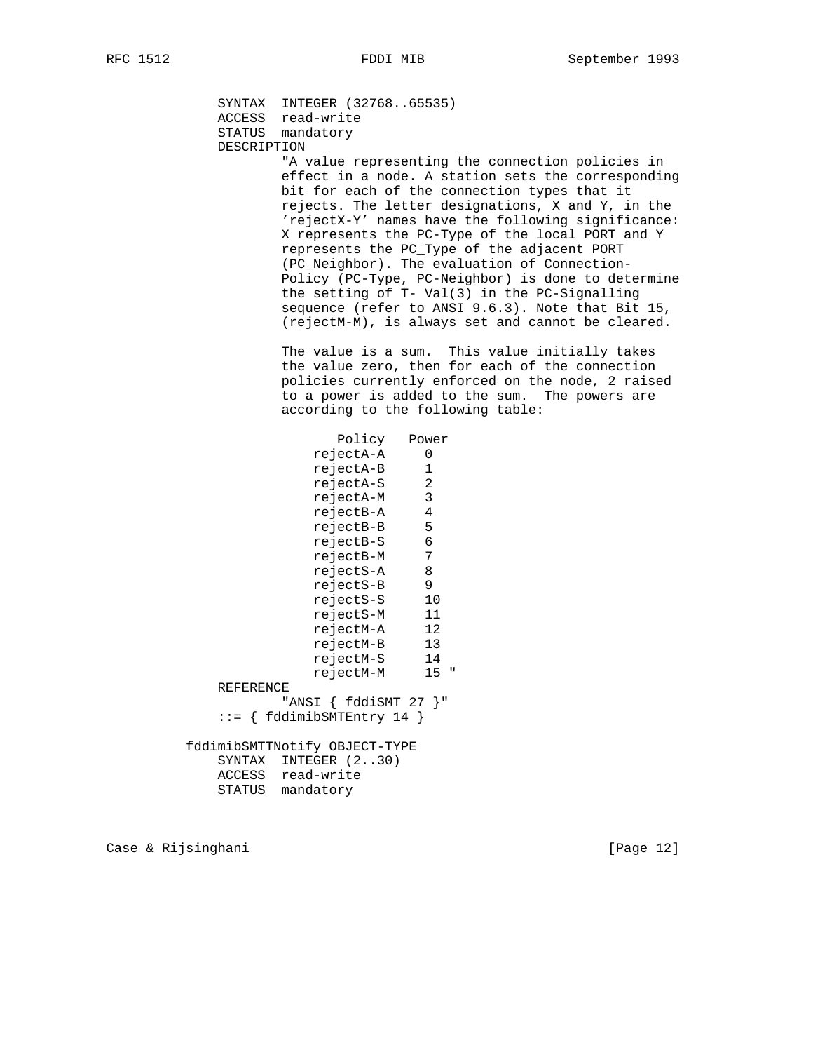```
        SYNTAX  INTEGER (32768..65535)
        ACCESS  read-write
        STATUS  mandatory
        DESCRIPTION
                "A value representing the connection policies in
                effect in a node. A station sets the corresponding
                bit for each of the connection types that it
                rejects. The letter designations, X and Y, in the
                'rejectX-Y' names have the following significance:
                X represents the PC-Type of the local PORT and Y
                represents the PC_Type of the adjacent PORT
                (PC_Neighbor). The evaluation of Connection-
                Policy (PC-Type, PC-Neighbor) is done to determine
                the setting of T- Val(3) in the PC-Signalling
                sequence (refer to ANSI 9.6.3). Note that Bit 15,
                (rejectM-M), is always set and cannot be cleared.

                The value is a sum.  This value initially takes
                the value zero, then for each of the connection
                policies currently enforced on the node, 2 raised
                to a power is added to the sum.  The powers are
                according to the following table:

                       Policy   Power
                    rejectA-A     0
                    rejectA-B     1
                    rejectA-S     2
                    rejectA-M     3
                    rejectB-A     4
                    rejectB-B     5
                    rejectB-S     6
                    rejectB-M     7
                    rejectS-A     8
                    rejectS-B     9
                    rejectS-S     10
                    rejectS-M     11
                    rejectM-A     12
                    rejectM-B     13
                    rejectM-S     14
                    rejectM-M     15 "
        REFERENCE
                "ANSI { fddiSMT 27 }"
        ::= { fddimibSMTEntry 14 }

    fddimibSMTTNotify OBJECT-TYPE
        SYNTAX  INTEGER (2..30)
        ACCESS  read-write
        STATUS  mandatory
```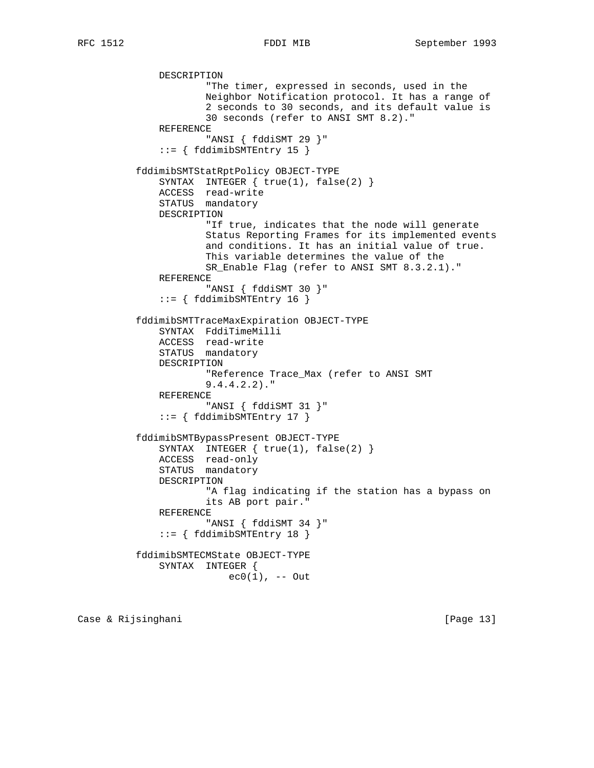```
             DESCRIPTION
                     "The timer, expressed in seconds, used in the
                     Neighbor Notification protocol. It has a range of
                     2 seconds to 30 seconds, and its default value is
                     30 seconds (refer to ANSI SMT 8.2)."
             REFERENCE
                     "ANSI { fddiSMT 29 }"
             ::= { fddimibSMTEntry 15 }

         fddimibSMTStatRptPolicy OBJECT-TYPE
             SYNTAX  INTEGER { true(1), false(2) }
             ACCESS  read-write
             STATUS  mandatory
             DESCRIPTION
                     "If true, indicates that the node will generate
                     Status Reporting Frames for its implemented events
                     and conditions. It has an initial value of true.
                     This variable determines the value of the
                     SR_Enable Flag (refer to ANSI SMT 8.3.2.1)."
             REFERENCE
                     "ANSI { fddiSMT 30 }"
             ::= { fddimibSMTEntry 16 }

         fddimibSMTTraceMaxExpiration OBJECT-TYPE
             SYNTAX  FddiTimeMilli
             ACCESS  read-write
             STATUS  mandatory
             DESCRIPTION
                     "Reference Trace_Max (refer to ANSI SMT
                     9.4.4.2.2)."
             REFERENCE
                     "ANSI { fddiSMT 31 }"
             ::= { fddimibSMTEntry 17 }

         fddimibSMTBypassPresent OBJECT-TYPE
             SYNTAX  INTEGER { true(1), false(2) }
             ACCESS  read-only
             STATUS  mandatory
             DESCRIPTION
                     "A flag indicating if the station has a bypass on
                     its AB port pair."
             REFERENCE
                     "ANSI { fddiSMT 34 }"
             ::= { fddimibSMTEntry 18 }

         fddimibSMTECMState OBJECT-TYPE
             SYNTAX  INTEGER {
                         ec0(1), -- Out
```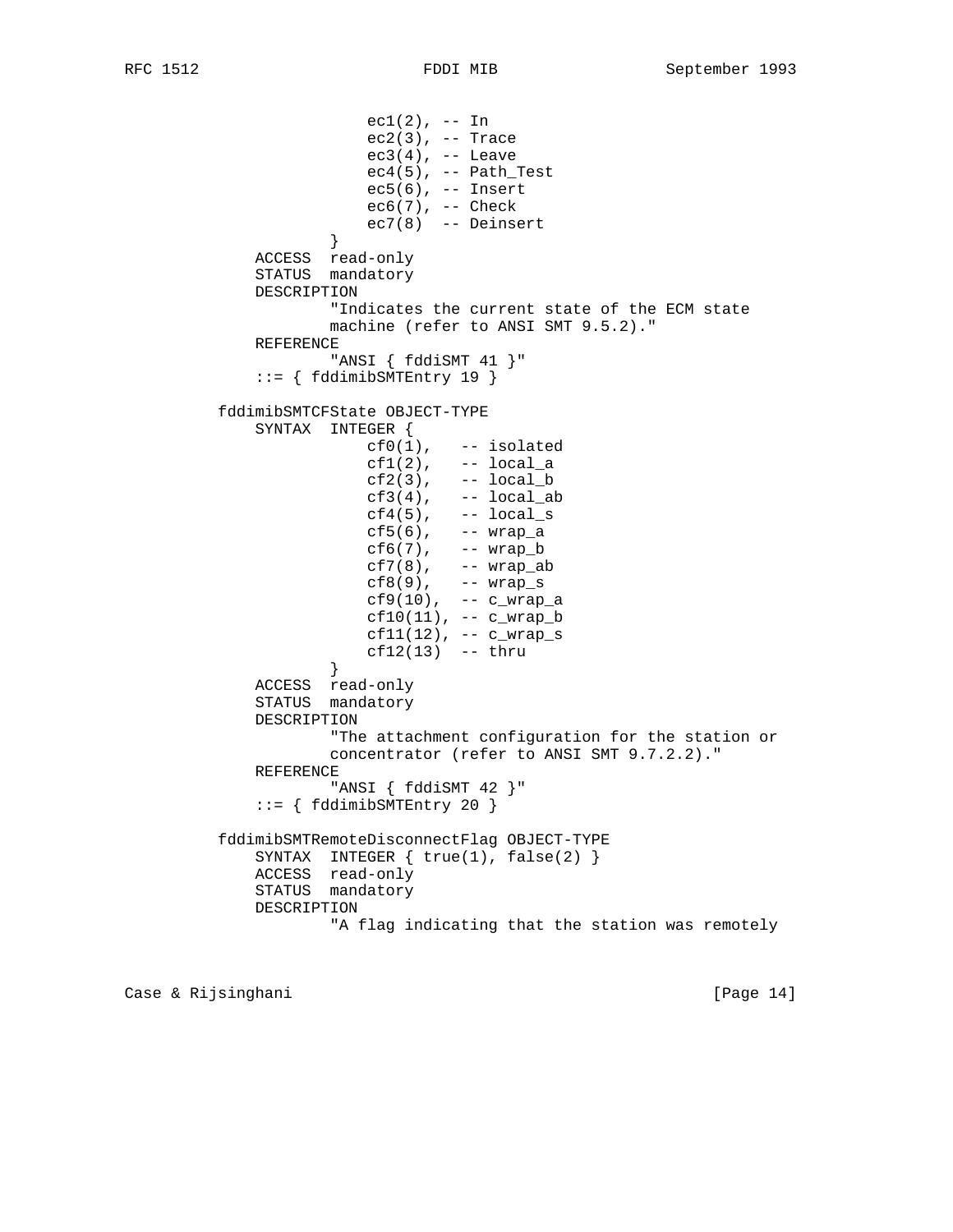```
                     ec1(2), -- In
                     ec2(3), -- Trace
                     ec3(4), -- Leave
                     ec4(5), -- Path_Test
                     ec5(6), -- Insert
                     ec6(7), -- Check
                     ec7(8)  -- Deinsert
                 }
             ACCESS  read-only
             STATUS  mandatory
             DESCRIPTION
                     "Indicates the current state of the ECM state
                     machine (refer to ANSI SMT 9.5.2)."
             REFERENCE
                     "ANSI { fddiSMT 41 }"
             ::= { fddimibSMTEntry 19 }

         fddimibSMTCFState OBJECT-TYPE
             SYNTAX  INTEGER {
                     cf0(1),   -- isolated
                     cf1(2),   -- local_a
                     cf2(3),   -- local_b
                     cf3(4),   -- local_ab
                     cf4(5),   -- local_s
                     cf5(6),   -- wrap_a
                     cf6(7),   -- wrap_b
                     cf7(8),   -- wrap_ab
                     cf8(9),   -- wrap_s
                     cf9(10),  -- c_wrap_a
                     cf10(11), -- c_wrap_b
                     cf11(12), -- c_wrap_s
                     cf12(13)  -- thru
                 }
             ACCESS  read-only
             STATUS  mandatory
             DESCRIPTION
                     "The attachment configuration for the station or
                     concentrator (refer to ANSI SMT 9.7.2.2)."
             REFERENCE
                     "ANSI { fddiSMT 42 }"
             ::= { fddimibSMTEntry 20 }

         fddimibSMTRemoteDisconnectFlag OBJECT-TYPE
             SYNTAX  INTEGER { true(1), false(2) }
             ACCESS  read-only
             STATUS  mandatory
             DESCRIPTION
                     "A flag indicating that the station was remotely
```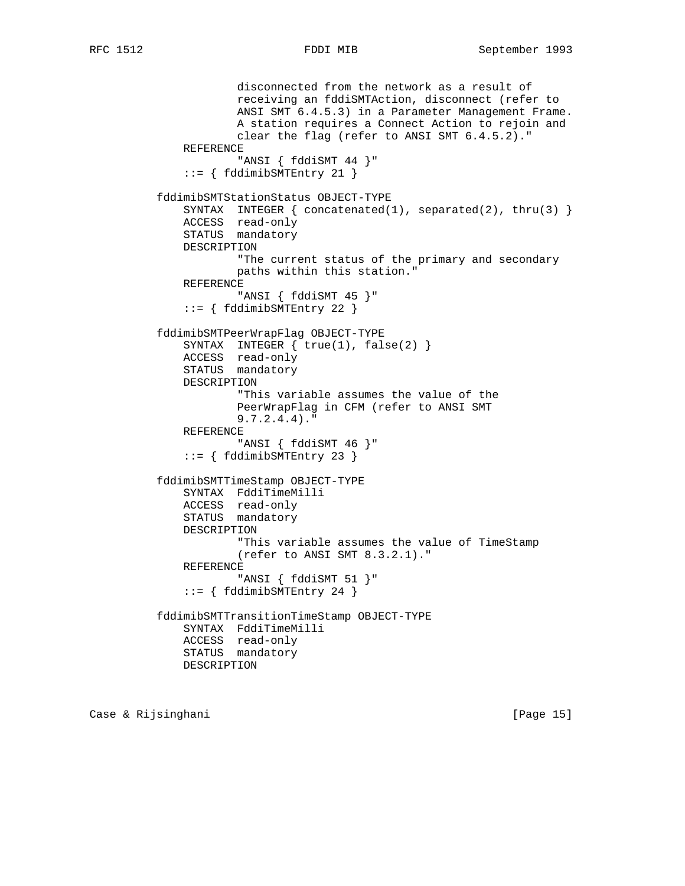```
                disconnected from the network as a result of
                receiving an fddiSMTAction, disconnect (refer to
                ANSI SMT 6.4.5.3) in a Parameter Management Frame.
                A station requires a Connect Action to rejoin and
                clear the flag (refer to ANSI SMT 6.4.5.2)."
        REFERENCE
                "ANSI { fddiSMT 44 }"
        ::= { fddimibSMTEntry 21 }

    fddimibSMTStationStatus OBJECT-TYPE
        SYNTAX  INTEGER { concatenated(1), separated(2), thru(3) }
        ACCESS  read-only
        STATUS  mandatory
        DESCRIPTION
                "The current status of the primary and secondary
                paths within this station."
        REFERENCE
                "ANSI { fddiSMT 45 }"
        ::= { fddimibSMTEntry 22 }

    fddimibSMTPeerWrapFlag OBJECT-TYPE
        SYNTAX  INTEGER { true(1), false(2) }
        ACCESS  read-only
        STATUS  mandatory
        DESCRIPTION
                "This variable assumes the value of the
                PeerWrapFlag in CFM (refer to ANSI SMT
                9.7.2.4.4)."
        REFERENCE
                "ANSI { fddiSMT 46 }"
        ::= { fddimibSMTEntry 23 }

    fddimibSMTTimeStamp OBJECT-TYPE
        SYNTAX  FddiTimeMilli
        ACCESS  read-only
        STATUS  mandatory
        DESCRIPTION
                "This variable assumes the value of TimeStamp
                (refer to ANSI SMT 8.3.2.1)."
        REFERENCE
                "ANSI { fddiSMT 51 }"
        ::= { fddimibSMTEntry 24 }

    fddimibSMTTransitionTimeStamp OBJECT-TYPE
        SYNTAX  FddiTimeMilli
        ACCESS  read-only
        STATUS  mandatory
        DESCRIPTION
```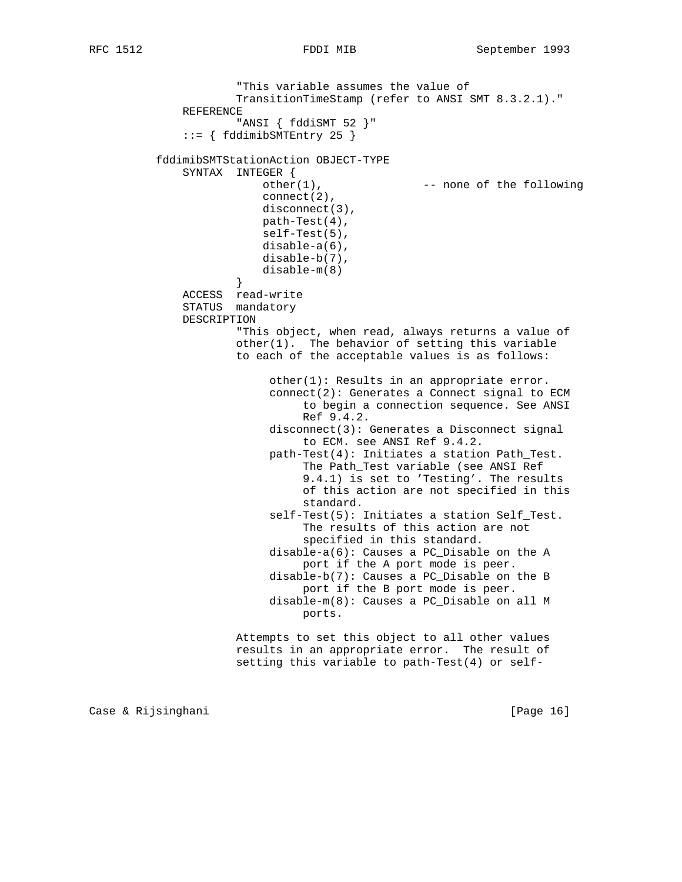```
                    "This variable assumes the value of
                    TransitionTimeStamp (refer to ANSI SMT 8.3.2.1)."
            REFERENCE
                    "ANSI { fddiSMT 52 }"
            ::= { fddimibSMTEntry 25 }

        fddimibSMTStationAction OBJECT-TYPE
            SYNTAX  INTEGER {
                        other(1),              -- none of the following
                        connect(2),
                        disconnect(3),
                        path-Test(4),
                        self-Test(5),
                        disable-a(6),
                        disable-b(7),
                        disable-m(8)
                    }
            ACCESS  read-write
            STATUS  mandatory
            DESCRIPTION
                    "This object, when read, always returns a value of
                    other(1).  The behavior of setting this variable
                    to each of the acceptable values is as follows:

                         other(1): Results in an appropriate error.
                         connect(2): Generates a Connect signal to ECM
                              to begin a connection sequence. See ANSI
                              Ref 9.4.2.
                         disconnect(3): Generates a Disconnect signal
                              to ECM. see ANSI Ref 9.4.2.
                         path-Test(4): Initiates a station Path_Test.
                              The Path_Test variable (see ANSI Ref
                              9.4.1) is set to 'Testing'. The results
                              of this action are not specified in this
                              standard.
                         self-Test(5): Initiates a station Self_Test.
                              The results of this action are not
                              specified in this standard.
                         disable-a(6): Causes a PC_Disable on the A
                              port if the A port mode is peer.
                         disable-b(7): Causes a PC_Disable on the B
                              port if the B port mode is peer.
                         disable-m(8): Causes a PC_Disable on all M
                              ports.

                    Attempts to set this object to all other values
                    results in an appropriate error.  The result of
                    setting this variable to path-Test(4) or self-
```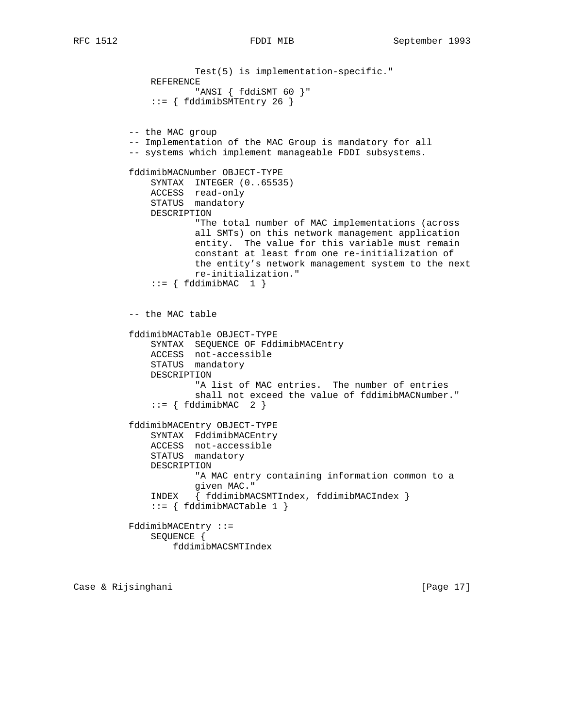```
                 Test(5) is implementation-specific."
         REFERENCE
                 "ANSI { fddiSMT 60 }"
         ::= { fddimibSMTEntry 26 }


     -- the MAC group
     -- Implementation of the MAC Group is mandatory for all
     -- systems which implement manageable FDDI subsystems.

     fddimibMACNumber OBJECT-TYPE
         SYNTAX  INTEGER (0..65535)
         ACCESS  read-only
         STATUS  mandatory
         DESCRIPTION
                 "The total number of MAC implementations (across
                 all SMTs) on this network management application
                 entity.  The value for this variable must remain
                 constant at least from one re-initialization of
                 the entity's network management system to the next
                 re-initialization."
         ::= { fddimibMAC  1 }


     -- the MAC table

     fddimibMACTable OBJECT-TYPE
         SYNTAX  SEQUENCE OF FddimibMACEntry
         ACCESS  not-accessible
         STATUS  mandatory
         DESCRIPTION
                 "A list of MAC entries.  The number of entries
                 shall not exceed the value of fddimibMACNumber."
         ::= { fddimibMAC  2 }

     fddimibMACEntry OBJECT-TYPE
         SYNTAX  FddimibMACEntry
         ACCESS  not-accessible
         STATUS  mandatory
         DESCRIPTION
                 "A MAC entry containing information common to a
                 given MAC."
         INDEX   { fddimibMACSMTIndex, fddimibMACIndex }
         ::= { fddimibMACTable 1 }

     FddimibMACEntry ::=
         SEQUENCE {
             fddimibMACSMTIndex
```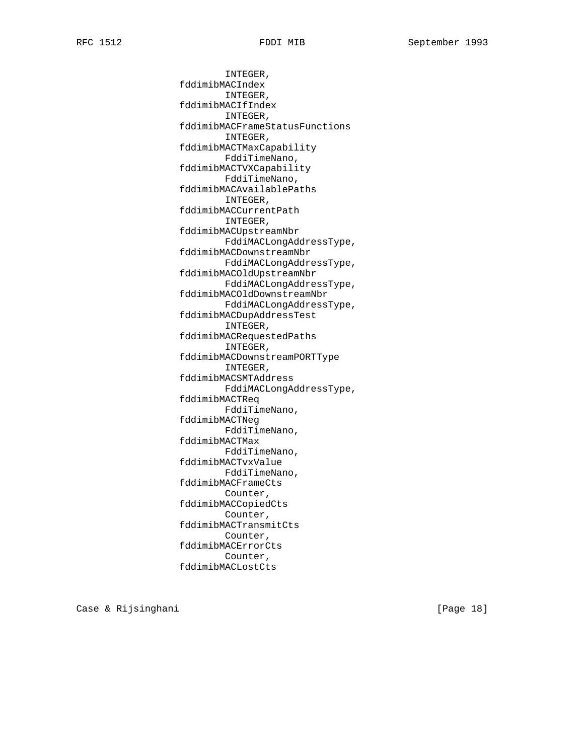```
                INTEGER,
        fddimibMACIndex
                INTEGER,
        fddimibMACIfIndex
                INTEGER,
        fddimibMACFrameStatusFunctions
                INTEGER,
        fddimibMACTMaxCapability
                FddiTimeNano,
        fddimibMACTVXCapability
                FddiTimeNano,
        fddimibMACAvailablePaths
                INTEGER,
        fddimibMACCurrentPath
                INTEGER,
        fddimibMACUpstreamNbr
                FddiMACLongAddressType,
        fddimibMACDownstreamNbr
                FddiMACLongAddressType,
        fddimibMACOldUpstreamNbr
                FddiMACLongAddressType,
        fddimibMACOldDownstreamNbr
                FddiMACLongAddressType,
        fddimibMACDupAddressTest
                INTEGER,
        fddimibMACRequestedPaths
                INTEGER,
        fddimibMACDownstreamPORTType
                INTEGER,
        fddimibMACSMTAddress
                FddiMACLongAddressType,
        fddimibMACTReq
                FddiTimeNano,
        fddimibMACTNeg
                FddiTimeNano,
        fddimibMACTMax
                FddiTimeNano,
        fddimibMACTvxValue
                FddiTimeNano,
        fddimibMACFrameCts
                Counter,
        fddimibMACCopiedCts
                Counter,
        fddimibMACTransmitCts
                Counter,
        fddimibMACErrorCts
                Counter,
        fddimibMACLostCts
```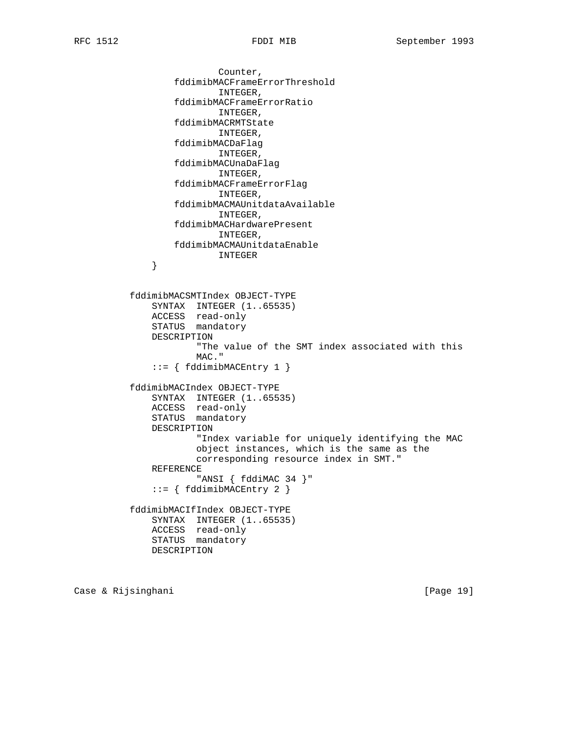```
                        Counter,
                fddimibMACFrameErrorThreshold
                        INTEGER,
                fddimibMACFrameErrorRatio
                        INTEGER,
                fddimibMACRMTState
                        INTEGER,
                fddimibMACDaFlag
                        INTEGER,
                fddimibMACUnaDaFlag
                        INTEGER,
                fddimibMACFrameErrorFlag
                        INTEGER,
                fddimibMACMAUnitdataAvailable
                        INTEGER,
                fddimibMACHardwarePresent
                        INTEGER,
                fddimibMACMAUnitdataEnable
                        INTEGER
            }


        fddimibMACSMTIndex OBJECT-TYPE
            SYNTAX  INTEGER (1..65535)
            ACCESS  read-only
            STATUS  mandatory
            DESCRIPTION
                    "The value of the SMT index associated with this
                    MAC."
            ::= { fddimibMACEntry 1 }

        fddimibMACIndex OBJECT-TYPE
            SYNTAX  INTEGER (1..65535)
            ACCESS  read-only
            STATUS  mandatory
            DESCRIPTION
                    "Index variable for uniquely identifying the MAC
                    object instances, which is the same as the
                    corresponding resource index in SMT."
            REFERENCE
                    "ANSI { fddiMAC 34 }"
            ::= { fddimibMACEntry 2 }

        fddimibMACIfIndex OBJECT-TYPE
            SYNTAX  INTEGER (1..65535)
            ACCESS  read-only
            STATUS  mandatory
            DESCRIPTION
```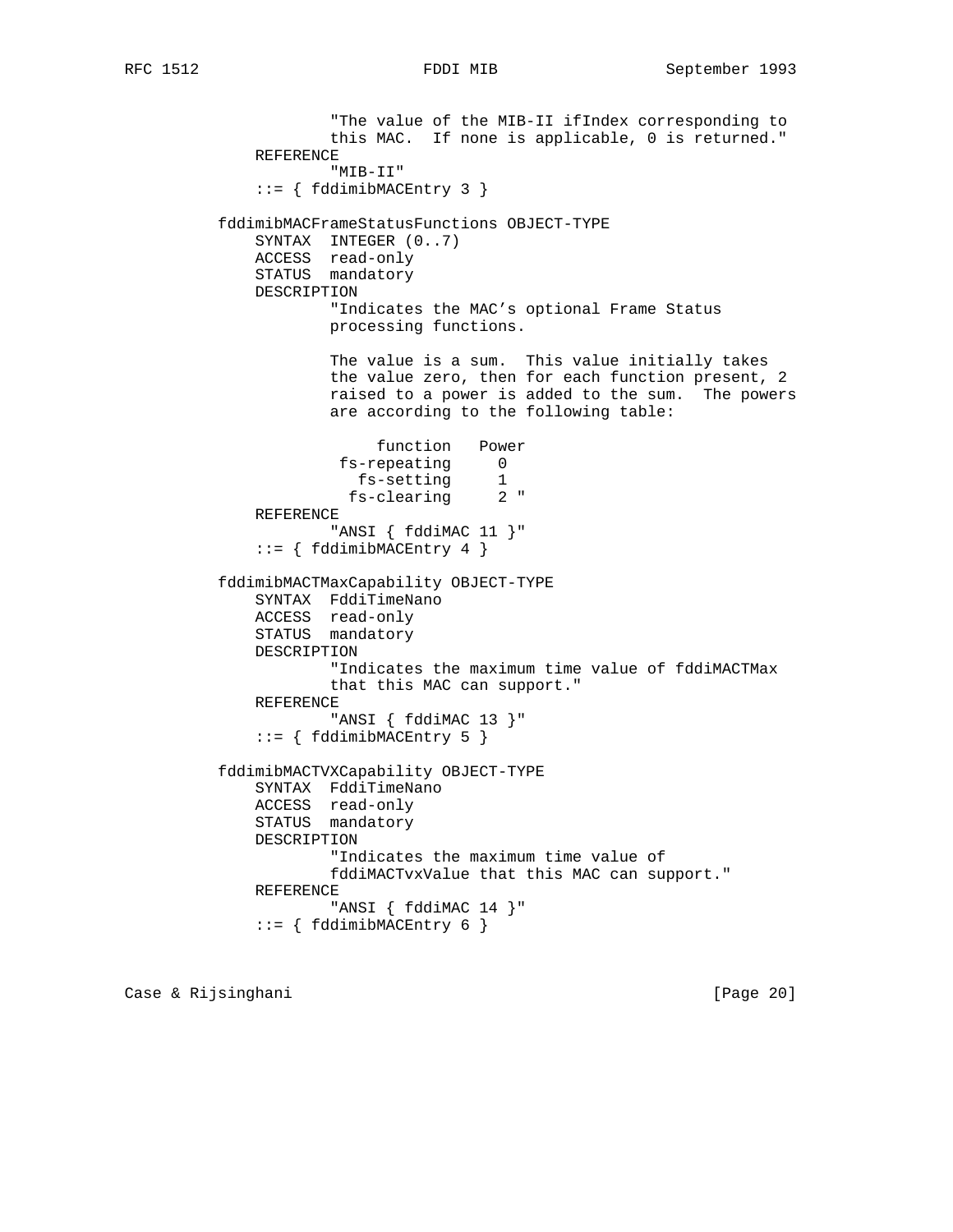```
                   "The value of the MIB-II ifIndex corresponding to
                   this MAC.  If none is applicable, 0 is returned."
               REFERENCE
                   "MIB-II"
               ::= { fddimibMACEntry 3 }

           fddimibMACFrameStatusFunctions OBJECT-TYPE
               SYNTAX  INTEGER (0..7)
               ACCESS  read-only
               STATUS  mandatory
               DESCRIPTION
                   "Indicates the MAC's optional Frame Status
                   processing functions.

                   The value is a sum.  This value initially takes
                   the value zero, then for each function present, 2
                   raised to a power is added to the sum.  The powers
                   are according to the following table:

                        function   Power
                    fs-repeating     0
                      fs-setting     1
                     fs-clearing     2 "
               REFERENCE
                   "ANSI { fddiMAC 11 }"
               ::= { fddimibMACEntry 4 }

           fddimibMACTMaxCapability OBJECT-TYPE
               SYNTAX  FddiTimeNano
               ACCESS  read-only
               STATUS  mandatory
               DESCRIPTION
                   "Indicates the maximum time value of fddiMACTMax
                   that this MAC can support."
               REFERENCE
                   "ANSI { fddiMAC 13 }"
               ::= { fddimibMACEntry 5 }

           fddimibMACTVXCapability OBJECT-TYPE
               SYNTAX  FddiTimeNano
               ACCESS  read-only
               STATUS  mandatory
               DESCRIPTION
                   "Indicates the maximum time value of
                   fddiMACTvxValue that this MAC can support."
               REFERENCE
                   "ANSI { fddiMAC 14 }"
               ::= { fddimibMACEntry 6 }
```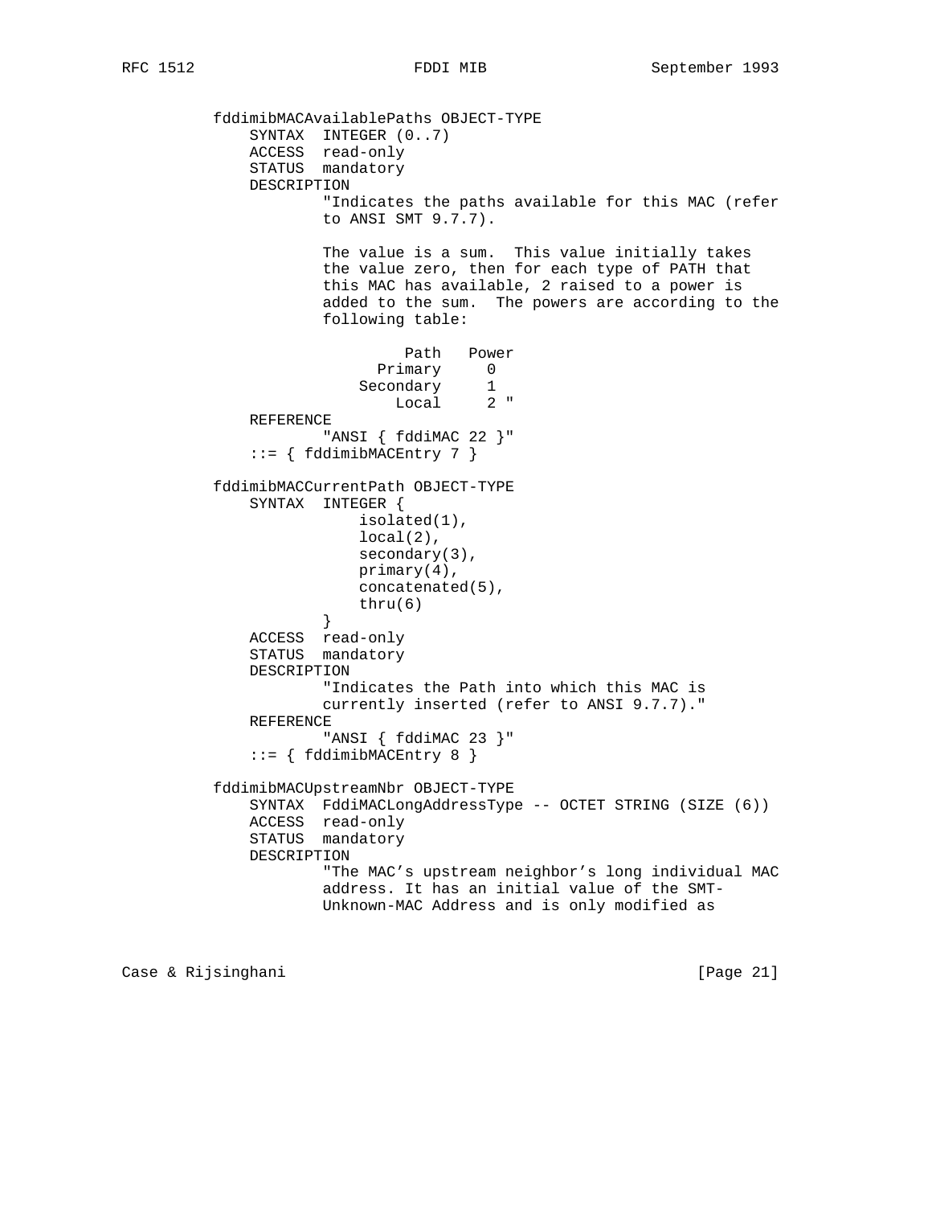```
          fddimibMACAvailablePaths OBJECT-TYPE
              SYNTAX  INTEGER (0..7)
              ACCESS  read-only
              STATUS  mandatory
              DESCRIPTION
                      "Indicates the paths available for this MAC (refer
                      to ANSI SMT 9.7.7).

                      The value is a sum.  This value initially takes
                      the value zero, then for each type of PATH that
                      this MAC has available, 2 raised to a power is
                      added to the sum.  The powers are according to the
                      following table:

                               Path   Power
                            Primary     0
                          Secondary     1
                              Local     2 "
              REFERENCE
                      "ANSI { fddiMAC 22 }"
              ::= { fddimibMACEntry 7 }

          fddimibMACCurrentPath OBJECT-TYPE
              SYNTAX  INTEGER {
                          isolated(1),
                          local(2),
                          secondary(3),
                          primary(4),
                          concatenated(5),
                          thru(6)
                      }
              ACCESS  read-only
              STATUS  mandatory
              DESCRIPTION
                      "Indicates the Path into which this MAC is
                      currently inserted (refer to ANSI 9.7.7)."
              REFERENCE
                      "ANSI { fddiMAC 23 }"
              ::= { fddimibMACEntry 8 }

          fddimibMACUpstreamNbr OBJECT-TYPE
              SYNTAX  FddiMACLongAddressType -- OCTET STRING (SIZE (6))
              ACCESS  read-only
              STATUS  mandatory
              DESCRIPTION
                      "The MAC's upstream neighbor's long individual MAC
                      address. It has an initial value of the SMT-
                      Unknown-MAC Address and is only modified as
```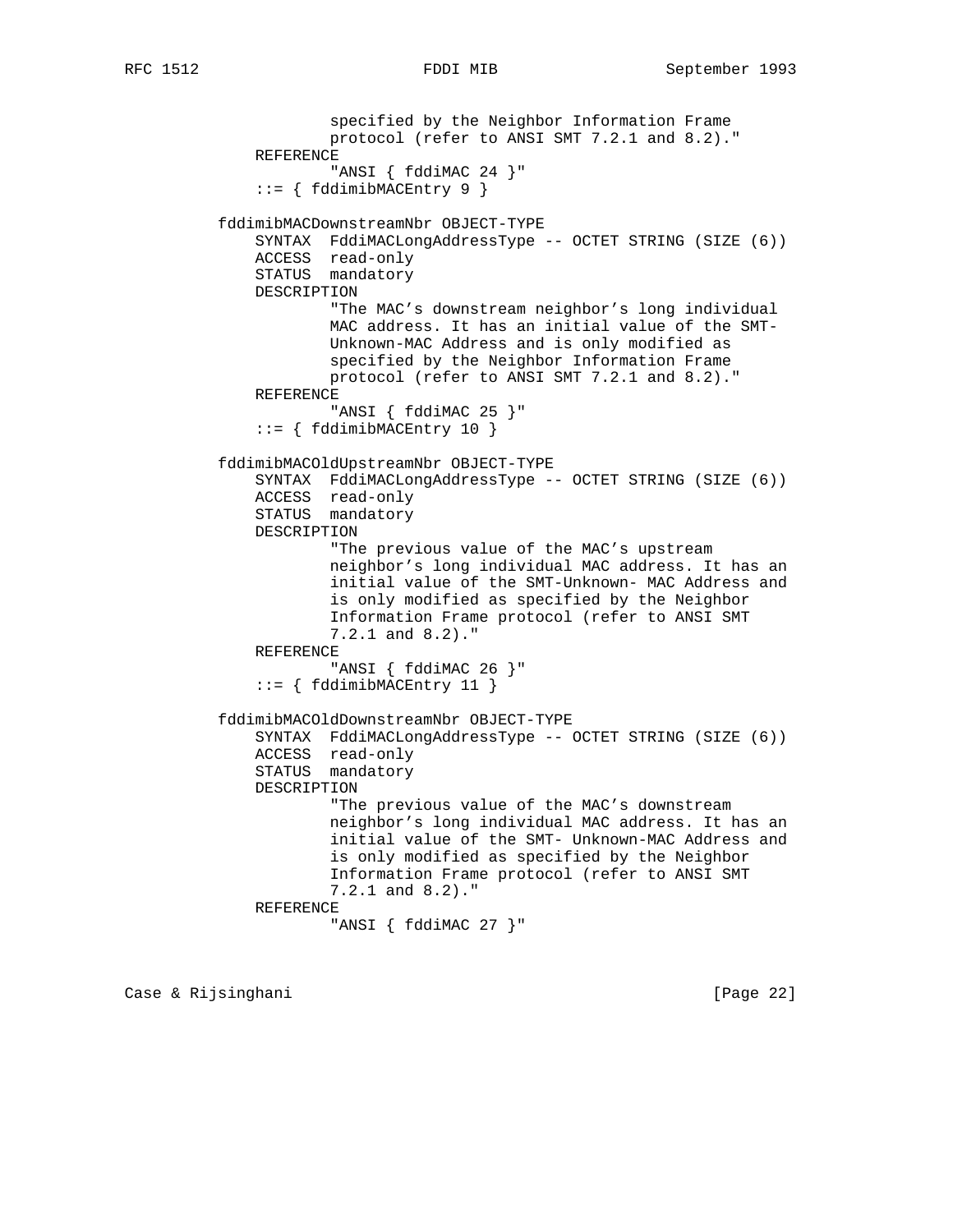```
                  specified by the Neighbor Information Frame
                  protocol (refer to ANSI SMT 7.2.1 and 8.2)."
          REFERENCE
                  "ANSI { fddiMAC 24 }"
          ::= { fddimibMACEntry 9 }

      fddimibMACDownstreamNbr OBJECT-TYPE
          SYNTAX  FddiMACLongAddressType -- OCTET STRING (SIZE (6))
          ACCESS  read-only
          STATUS  mandatory
          DESCRIPTION
                  "The MAC's downstream neighbor's long individual
                  MAC address. It has an initial value of the SMT-
                  Unknown-MAC Address and is only modified as
                  specified by the Neighbor Information Frame
                  protocol (refer to ANSI SMT 7.2.1 and 8.2)."
          REFERENCE
                  "ANSI { fddiMAC 25 }"
          ::= { fddimibMACEntry 10 }

      fddimibMACOldUpstreamNbr OBJECT-TYPE
          SYNTAX  FddiMACLongAddressType -- OCTET STRING (SIZE (6))
          ACCESS  read-only
          STATUS  mandatory
          DESCRIPTION
                  "The previous value of the MAC's upstream
                  neighbor's long individual MAC address. It has an
                  initial value of the SMT-Unknown- MAC Address and
                  is only modified as specified by the Neighbor
                  Information Frame protocol (refer to ANSI SMT
                  7.2.1 and 8.2)."
          REFERENCE
                  "ANSI { fddiMAC 26 }"
          ::= { fddimibMACEntry 11 }

      fddimibMACOldDownstreamNbr OBJECT-TYPE
          SYNTAX  FddiMACLongAddressType -- OCTET STRING (SIZE (6))
          ACCESS  read-only
          STATUS  mandatory
          DESCRIPTION
                  "The previous value of the MAC's downstream
                  neighbor's long individual MAC address. It has an
                  initial value of the SMT- Unknown-MAC Address and
                  is only modified as specified by the Neighbor
                  Information Frame protocol (refer to ANSI SMT
                  7.2.1 and 8.2)."
          REFERENCE
                  "ANSI { fddiMAC 27 }"
```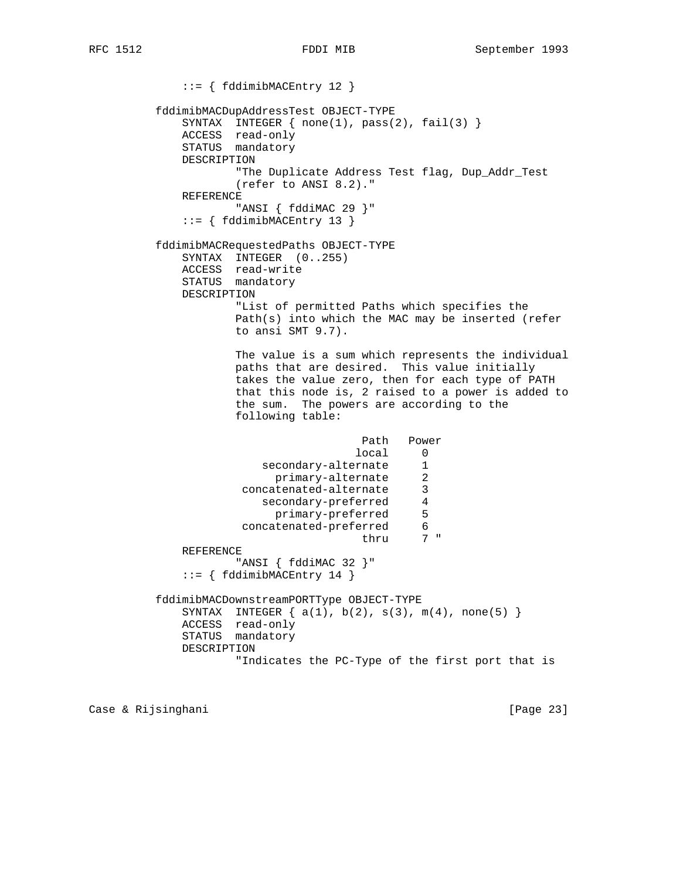```
            ::= { fddimibMACEntry 12 }

        fddimibMACDupAddressTest OBJECT-TYPE
            SYNTAX  INTEGER { none(1), pass(2), fail(3) }
            ACCESS  read-only
            STATUS  mandatory
            DESCRIPTION
                    "The Duplicate Address Test flag, Dup_Addr_Test
                    (refer to ANSI 8.2)."
            REFERENCE
                    "ANSI { fddiMAC 29 }"
            ::= { fddimibMACEntry 13 }

        fddimibMACRequestedPaths OBJECT-TYPE
            SYNTAX  INTEGER  (0..255)
            ACCESS  read-write
            STATUS  mandatory
            DESCRIPTION
                    "List of permitted Paths which specifies the
                    Path(s) into which the MAC may be inserted (refer
                    to ansi SMT 9.7).

                    The value is a sum which represents the individual
                    paths that are desired.  This value initially
                    takes the value zero, then for each type of PATH
                    that this node is, 2 raised to a power is added to
                    the sum.  The powers are according to the
                    following table:

                                     Path   Power
                                    local     0
                      secondary-alternate     1
                        primary-alternate     2
                   concatenated-alternate     3
                      secondary-preferred     4
                        primary-preferred     5
                   concatenated-preferred     6
                                     thru     7 "
            REFERENCE
                    "ANSI { fddiMAC 32 }"
            ::= { fddimibMACEntry 14 }

        fddimibMACDownstreamPORTType OBJECT-TYPE
            SYNTAX  INTEGER { a(1), b(2), s(3), m(4), none(5) }
            ACCESS  read-only
            STATUS  mandatory
            DESCRIPTION
                    "Indicates the PC-Type of the first port that is
```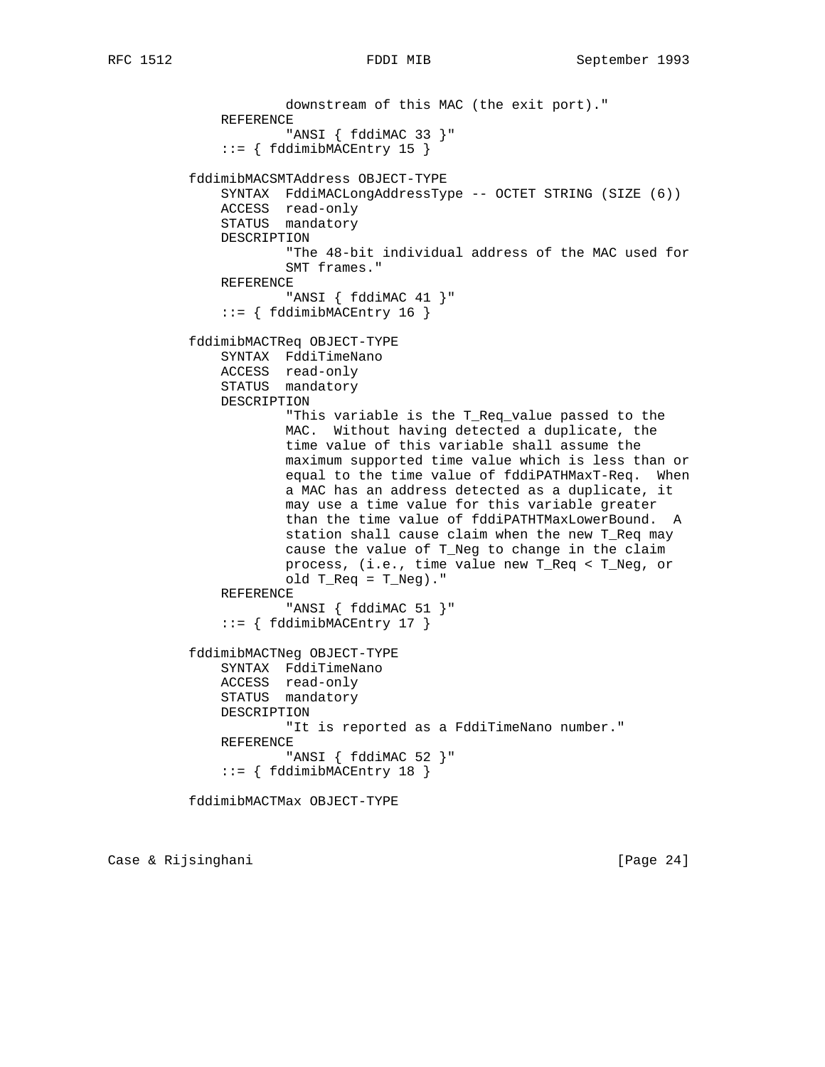```
                  downstream of this MAC (the exit port)."
          REFERENCE
                  "ANSI { fddiMAC 33 }"
          ::= { fddimibMACEntry 15 }

      fddimibMACSMTAddress OBJECT-TYPE
          SYNTAX  FddiMACLongAddressType -- OCTET STRING (SIZE (6))
          ACCESS  read-only
          STATUS  mandatory
          DESCRIPTION
                  "The 48-bit individual address of the MAC used for
                  SMT frames."
          REFERENCE
                  "ANSI { fddiMAC 41 }"
          ::= { fddimibMACEntry 16 }

      fddimibMACTReq OBJECT-TYPE
          SYNTAX  FddiTimeNano
          ACCESS  read-only
          STATUS  mandatory
          DESCRIPTION
                  "This variable is the T_Req_value passed to the
                  MAC.  Without having detected a duplicate, the
                  time value of this variable shall assume the
                  maximum supported time value which is less than or
                  equal to the time value of fddiPATHMaxT-Req.  When
                  a MAC has an address detected as a duplicate, it
                  may use a time value for this variable greater
                  than the time value of fddiPATHTMaxLowerBound.  A
                  station shall cause claim when the new T_Req may
                  cause the value of T_Neg to change in the claim
                  process, (i.e., time value new T_Req < T_Neg, or
                  old T_Req = T_Neg)."
          REFERENCE
                  "ANSI { fddiMAC 51 }"
          ::= { fddimibMACEntry 17 }

      fddimibMACTNeg OBJECT-TYPE
          SYNTAX  FddiTimeNano
          ACCESS  read-only
          STATUS  mandatory
          DESCRIPTION
                  "It is reported as a FddiTimeNano number."
          REFERENCE
                  "ANSI { fddiMAC 52 }"
          ::= { fddimibMACEntry 18 }

      fddimibMACTMax OBJECT-TYPE
```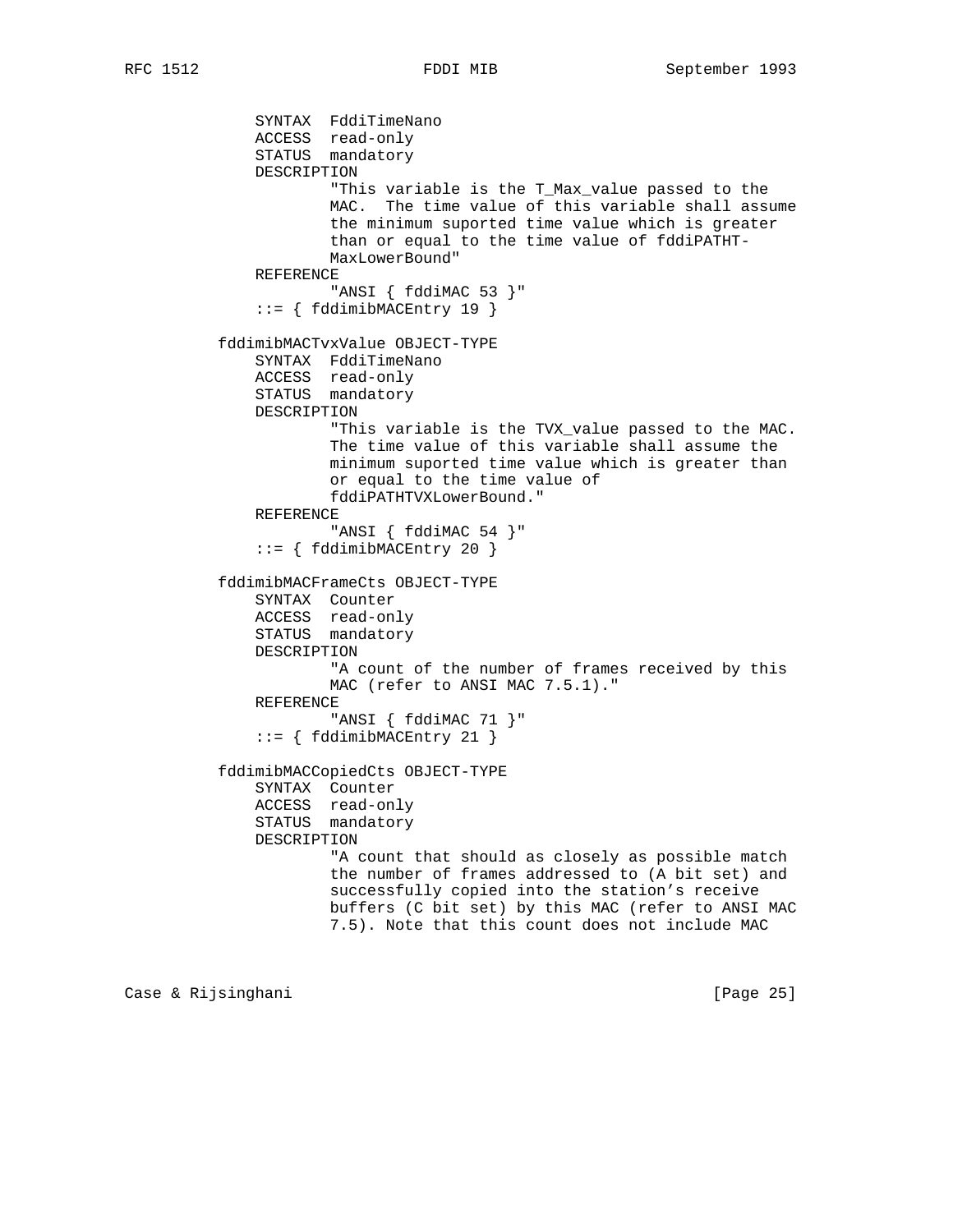```
             SYNTAX  FddiTimeNano
             ACCESS  read-only
             STATUS  mandatory
             DESCRIPTION
                     "This variable is the T_Max_value passed to the
                     MAC.  The time value of this variable shall assume
                     the minimum suported time value which is greater
                     than or equal to the time value of fddiPATHT-
                     MaxLowerBound"
             REFERENCE
                     "ANSI { fddiMAC 53 }"
             ::= { fddimibMACEntry 19 }

         fddimibMACTvxValue OBJECT-TYPE
             SYNTAX  FddiTimeNano
             ACCESS  read-only
             STATUS  mandatory
             DESCRIPTION
                     "This variable is the TVX_value passed to the MAC.
                     The time value of this variable shall assume the
                     minimum suported time value which is greater than
                     or equal to the time value of
                     fddiPATHTVXLowerBound."
             REFERENCE
                     "ANSI { fddiMAC 54 }"
             ::= { fddimibMACEntry 20 }

         fddimibMACFrameCts OBJECT-TYPE
             SYNTAX  Counter
             ACCESS  read-only
             STATUS  mandatory
             DESCRIPTION
                     "A count of the number of frames received by this
                     MAC (refer to ANSI MAC 7.5.1)."
             REFERENCE
                     "ANSI { fddiMAC 71 }"
             ::= { fddimibMACEntry 21 }

         fddimibMACCopiedCts OBJECT-TYPE
             SYNTAX  Counter
             ACCESS  read-only
             STATUS  mandatory
             DESCRIPTION
                     "A count that should as closely as possible match
                     the number of frames addressed to (A bit set) and
                     successfully copied into the station's receive
                     buffers (C bit set) by this MAC (refer to ANSI MAC
                     7.5). Note that this count does not include MAC
```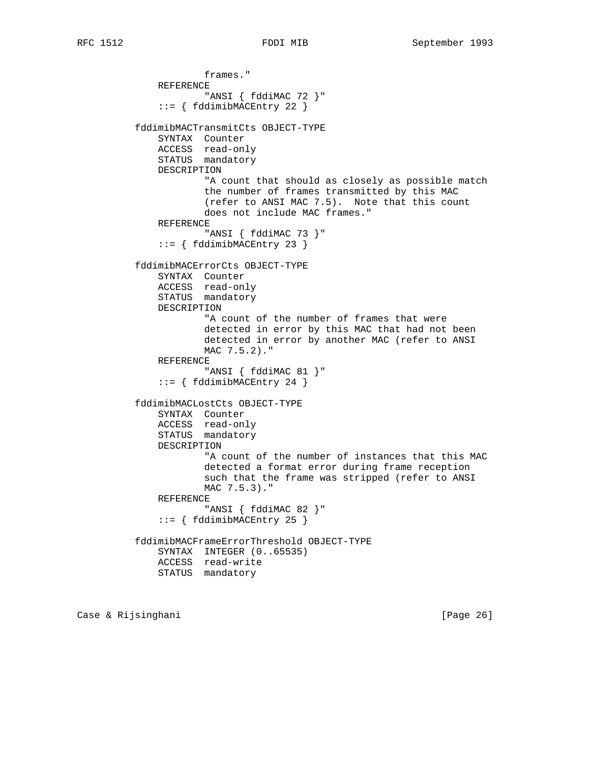```
                 frames."
         REFERENCE
                 "ANSI { fddiMAC 72 }"
         ::= { fddimibMACEntry 22 }

     fddimibMACTransmitCts OBJECT-TYPE
         SYNTAX  Counter
         ACCESS  read-only
         STATUS  mandatory
         DESCRIPTION
                 "A count that should as closely as possible match
                 the number of frames transmitted by this MAC
                 (refer to ANSI MAC 7.5).  Note that this count
                 does not include MAC frames."
         REFERENCE
                 "ANSI { fddiMAC 73 }"
         ::= { fddimibMACEntry 23 }

     fddimibMACErrorCts OBJECT-TYPE
         SYNTAX  Counter
         ACCESS  read-only
         STATUS  mandatory
         DESCRIPTION
                 "A count of the number of frames that were
                 detected in error by this MAC that had not been
                 detected in error by another MAC (refer to ANSI
                 MAC 7.5.2)."
         REFERENCE
                 "ANSI { fddiMAC 81 }"
         ::= { fddimibMACEntry 24 }

     fddimibMACLostCts OBJECT-TYPE
         SYNTAX  Counter
         ACCESS  read-only
         STATUS  mandatory
         DESCRIPTION
                 "A count of the number of instances that this MAC
                 detected a format error during frame reception
                 such that the frame was stripped (refer to ANSI
                 MAC 7.5.3)."
         REFERENCE
                 "ANSI { fddiMAC 82 }"
         ::= { fddimibMACEntry 25 }

     fddimibMACFrameErrorThreshold OBJECT-TYPE
         SYNTAX  INTEGER (0..65535)
         ACCESS  read-write
         STATUS  mandatory
```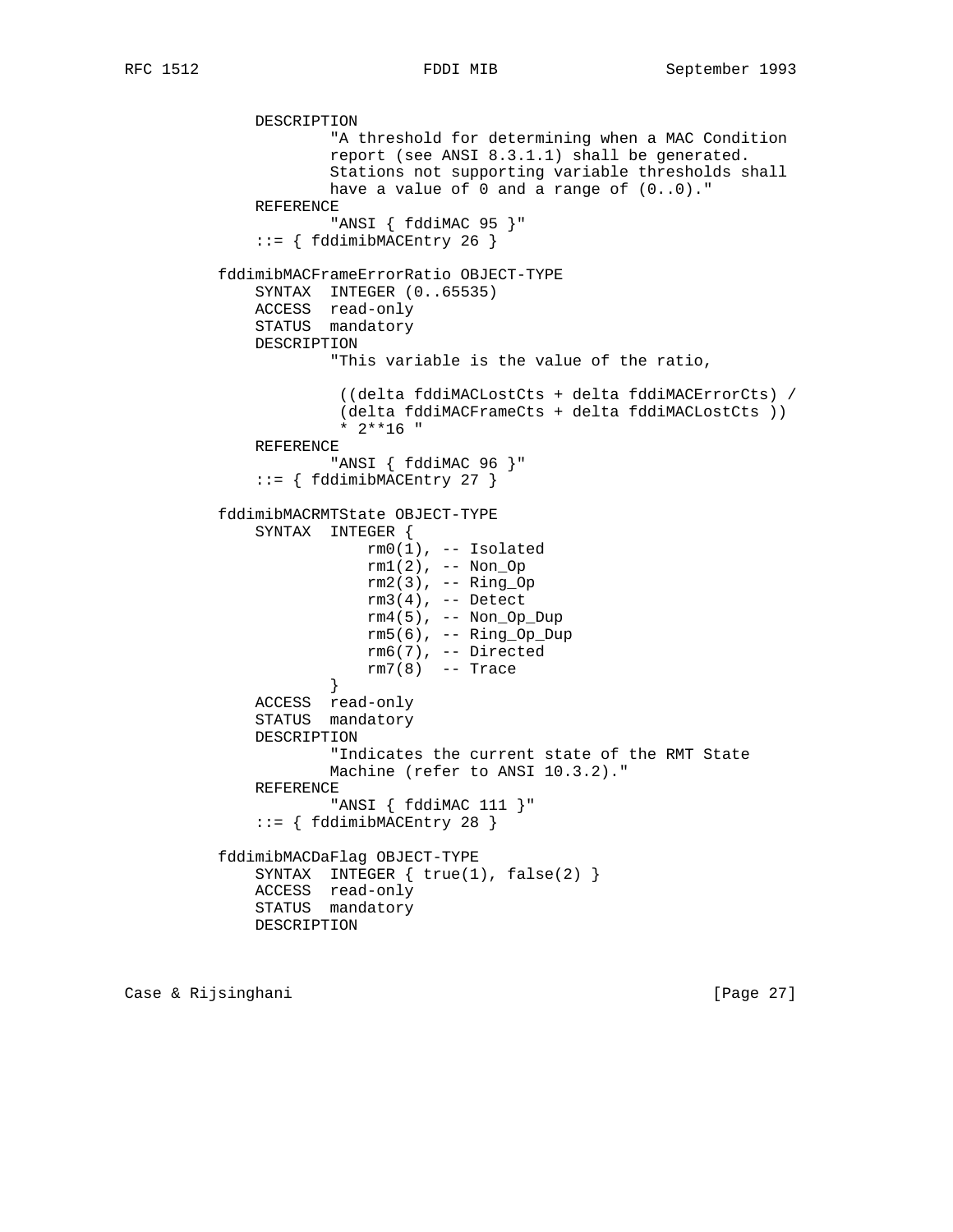```
            DESCRIPTION
                    "A threshold for determining when a MAC Condition
                    report (see ANSI 8.3.1.1) shall be generated.
                    Stations not supporting variable thresholds shall
                    have a value of 0 and a range of (0..0)."
            REFERENCE
                    "ANSI { fddiMAC 95 }"
            ::= { fddimibMACEntry 26 }

        fddimibMACFrameErrorRatio OBJECT-TYPE
            SYNTAX  INTEGER (0..65535)
            ACCESS  read-only
            STATUS  mandatory
            DESCRIPTION
                    "This variable is the value of the ratio,

                     ((delta fddiMACLostCts + delta fddiMACErrorCts) /
                     (delta fddiMACFrameCts + delta fddiMACLostCts ))
                     * 2**16 "
            REFERENCE
                    "ANSI { fddiMAC 96 }"
            ::= { fddimibMACEntry 27 }

        fddimibMACRMTState OBJECT-TYPE
            SYNTAX  INTEGER {
                        rm0(1), -- Isolated
                        rm1(2), -- Non_Op
                        rm2(3), -- Ring_Op
                        rm3(4), -- Detect
                        rm4(5), -- Non_Op_Dup
                        rm5(6), -- Ring_Op_Dup
                        rm6(7), -- Directed
                        rm7(8)  -- Trace
                    }
            ACCESS  read-only
            STATUS  mandatory
            DESCRIPTION
                    "Indicates the current state of the RMT State
                    Machine (refer to ANSI 10.3.2)."
            REFERENCE
                    "ANSI { fddiMAC 111 }"
            ::= { fddimibMACEntry 28 }

        fddimibMACDaFlag OBJECT-TYPE
            SYNTAX  INTEGER { true(1), false(2) }
            ACCESS  read-only
            STATUS  mandatory
            DESCRIPTION
```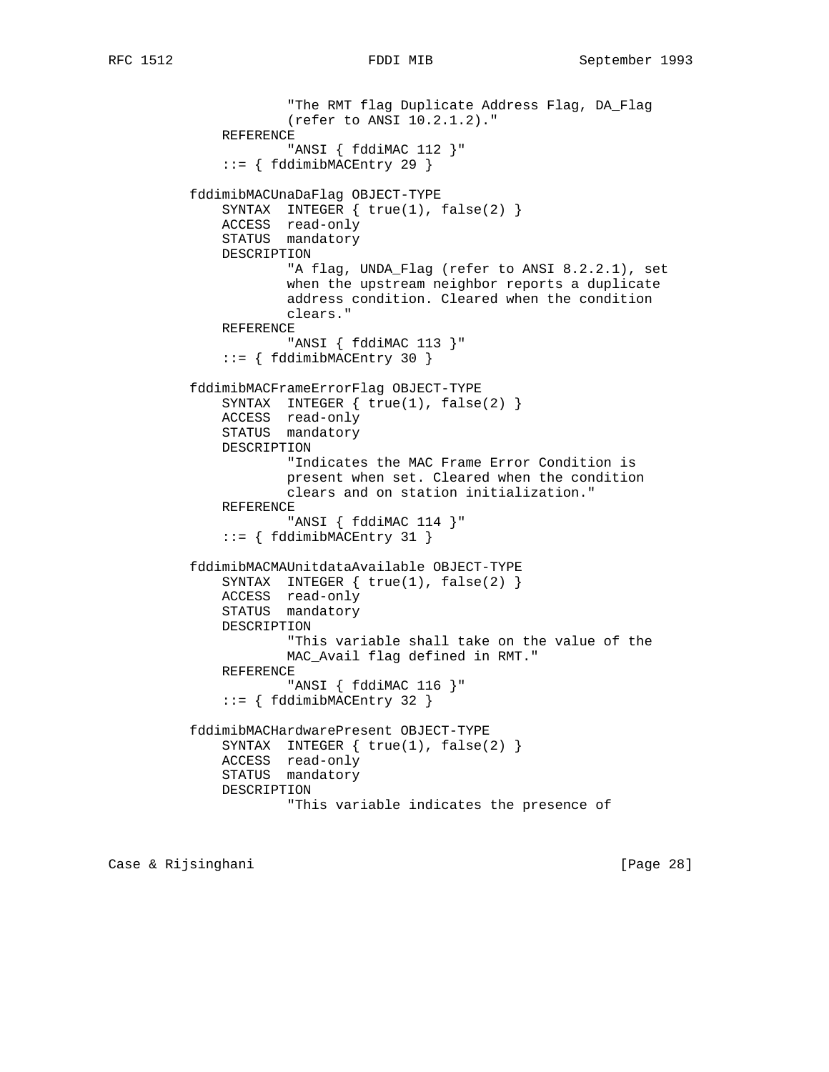```
                "The RMT flag Duplicate Address Flag, DA_Flag
                (refer to ANSI 10.2.1.2)."
        REFERENCE
                "ANSI { fddiMAC 112 }"
        ::= { fddimibMACEntry 29 }

    fddimibMACUnaDaFlag OBJECT-TYPE
        SYNTAX  INTEGER { true(1), false(2) }
        ACCESS  read-only
        STATUS  mandatory
        DESCRIPTION
                "A flag, UNDA_Flag (refer to ANSI 8.2.2.1), set
                when the upstream neighbor reports a duplicate
                address condition. Cleared when the condition
                clears."
        REFERENCE
                "ANSI { fddiMAC 113 }"
        ::= { fddimibMACEntry 30 }

    fddimibMACFrameErrorFlag OBJECT-TYPE
        SYNTAX  INTEGER { true(1), false(2) }
        ACCESS  read-only
        STATUS  mandatory
        DESCRIPTION
                "Indicates the MAC Frame Error Condition is
                present when set. Cleared when the condition
                clears and on station initialization."
        REFERENCE
                "ANSI { fddiMAC 114 }"
        ::= { fddimibMACEntry 31 }

    fddimibMACMAUnitdataAvailable OBJECT-TYPE
        SYNTAX  INTEGER { true(1), false(2) }
        ACCESS  read-only
        STATUS  mandatory
        DESCRIPTION
                "This variable shall take on the value of the
                MAC_Avail flag defined in RMT."
        REFERENCE
                "ANSI { fddiMAC 116 }"
        ::= { fddimibMACEntry 32 }

    fddimibMACHardwarePresent OBJECT-TYPE
        SYNTAX  INTEGER { true(1), false(2) }
        ACCESS  read-only
        STATUS  mandatory
        DESCRIPTION
                "This variable indicates the presence of
```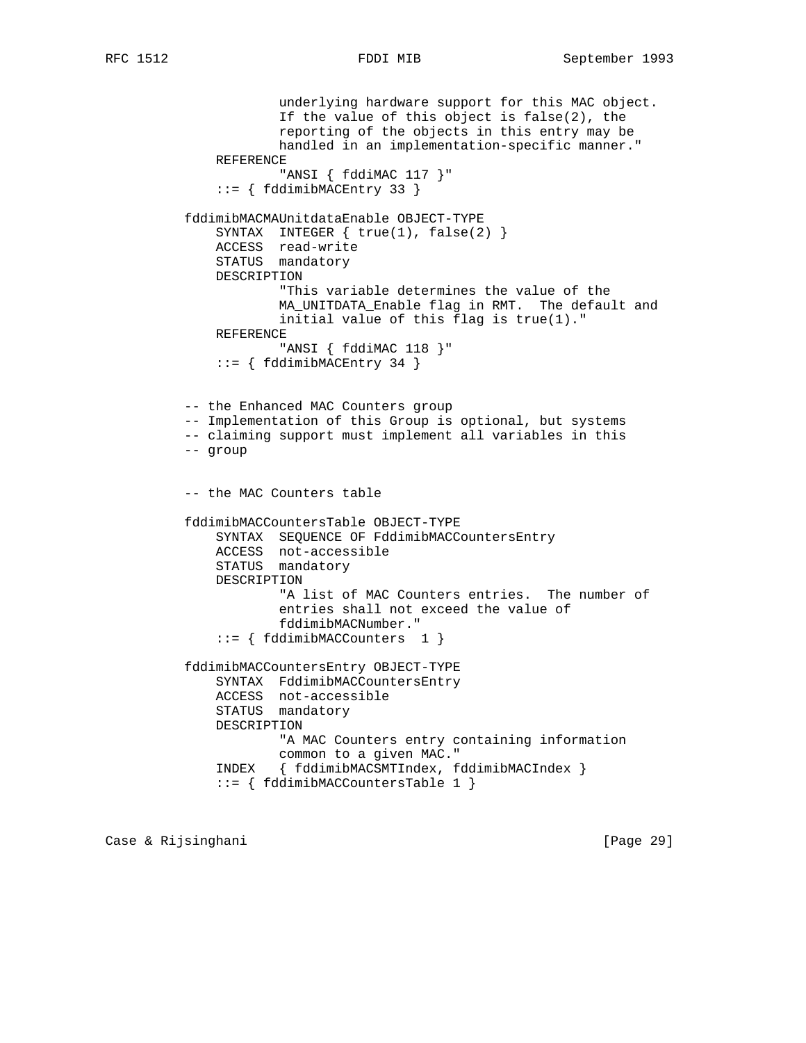```
                underlying hardware support for this MAC object.
                If the value of this object is false(2), the
                reporting of the objects in this entry may be
                handled in an implementation-specific manner."
        REFERENCE
                "ANSI { fddiMAC 117 }"
        ::= { fddimibMACEntry 33 }

    fddimibMACMAUnitdataEnable OBJECT-TYPE
        SYNTAX  INTEGER { true(1), false(2) }
        ACCESS  read-write
        STATUS  mandatory
        DESCRIPTION
                "This variable determines the value of the
                MA_UNITDATA_Enable flag in RMT.  The default and
                initial value of this flag is true(1)."
        REFERENCE
                "ANSI { fddiMAC 118 }"
        ::= { fddimibMACEntry 34 }


    -- the Enhanced MAC Counters group
    -- Implementation of this Group is optional, but systems
    -- claiming support must implement all variables in this
    -- group


    -- the MAC Counters table

    fddimibMACCountersTable OBJECT-TYPE
        SYNTAX  SEQUENCE OF FddimibMACCountersEntry
        ACCESS  not-accessible
        STATUS  mandatory
        DESCRIPTION
                "A list of MAC Counters entries.  The number of
                entries shall not exceed the value of
                fddimibMACNumber."
        ::= { fddimibMACCounters  1 }

    fddimibMACCountersEntry OBJECT-TYPE
        SYNTAX  FddimibMACCountersEntry
        ACCESS  not-accessible
        STATUS  mandatory
        DESCRIPTION
                "A MAC Counters entry containing information
                common to a given MAC."
        INDEX   { fddimibMACSMTIndex, fddimibMACIndex }
        ::= { fddimibMACCountersTable 1 }
```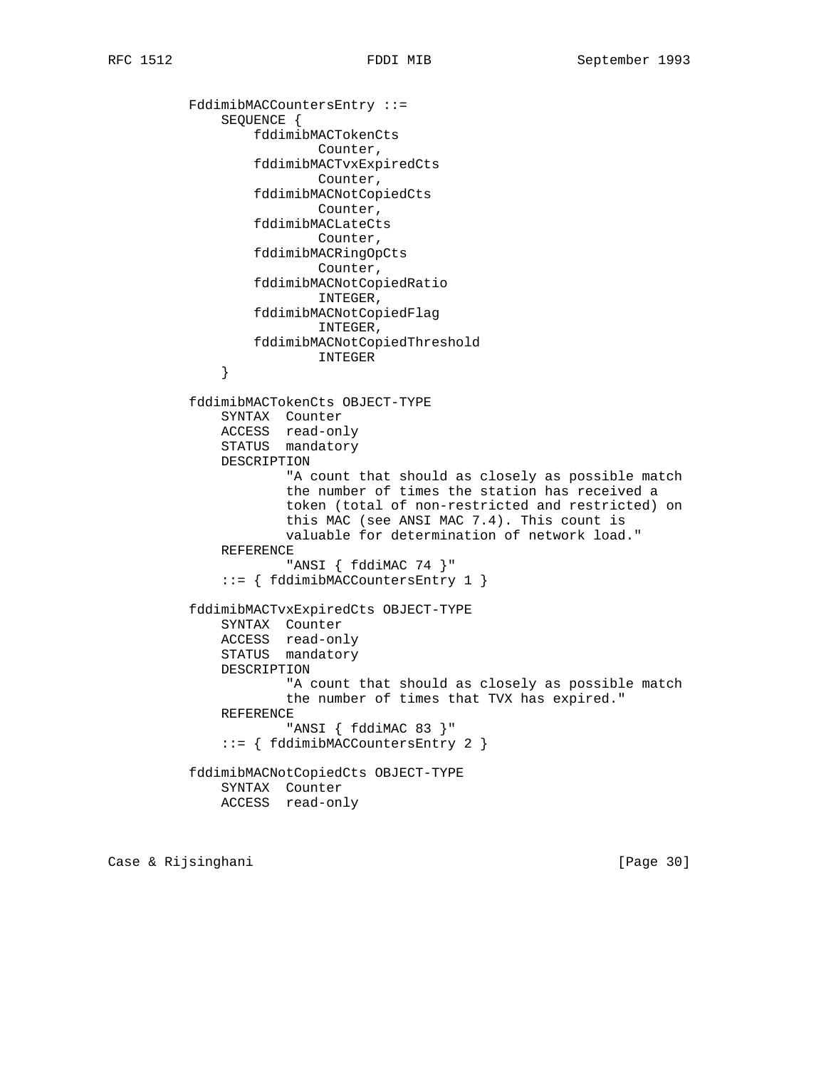```
          FddimibMACCountersEntry ::=
              SEQUENCE {
                  fddimibMACTokenCts
                          Counter,
                  fddimibMACTvxExpiredCts
                          Counter,
                  fddimibMACNotCopiedCts
                          Counter,
                  fddimibMACLateCts
                          Counter,
                  fddimibMACRingOpCts
                          Counter,
                  fddimibMACNotCopiedRatio
                          INTEGER,
                  fddimibMACNotCopiedFlag
                          INTEGER,
                  fddimibMACNotCopiedThreshold
                          INTEGER
              }

          fddimibMACTokenCts OBJECT-TYPE
              SYNTAX  Counter
              ACCESS  read-only
              STATUS  mandatory
              DESCRIPTION
                      "A count that should as closely as possible match
                      the number of times the station has received a
                      token (total of non-restricted and restricted) on
                      this MAC (see ANSI MAC 7.4). This count is
                      valuable for determination of network load."
              REFERENCE
                      "ANSI { fddiMAC 74 }"
              ::= { fddimibMACCountersEntry 1 }

          fddimibMACTvxExpiredCts OBJECT-TYPE
              SYNTAX  Counter
              ACCESS  read-only
              STATUS  mandatory
              DESCRIPTION
                      "A count that should as closely as possible match
                      the number of times that TVX has expired."
              REFERENCE
                      "ANSI { fddiMAC 83 }"
              ::= { fddimibMACCountersEntry 2 }

          fddimibMACNotCopiedCts OBJECT-TYPE
              SYNTAX  Counter
              ACCESS  read-only
```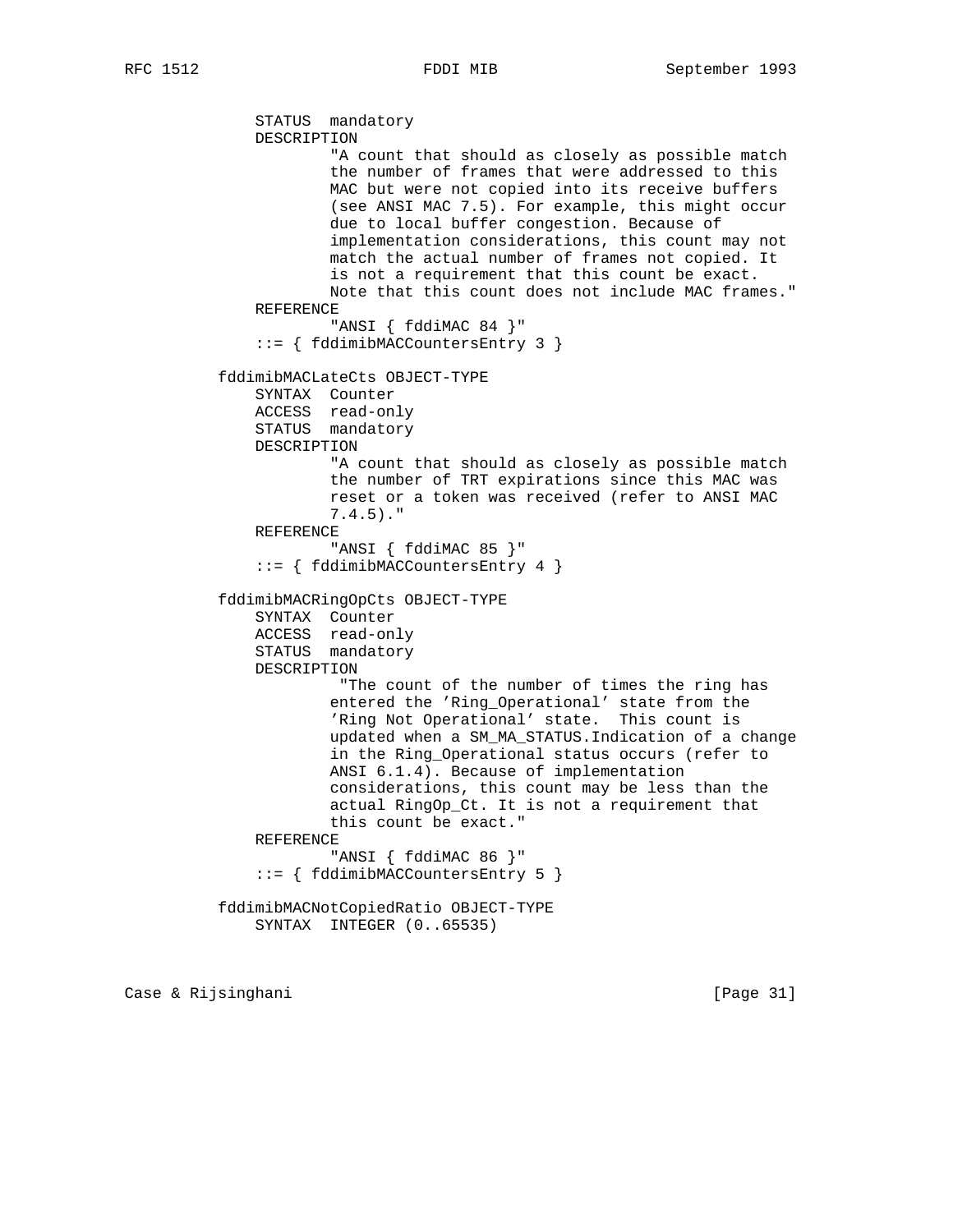```
            STATUS  mandatory
            DESCRIPTION
                    "A count that should as closely as possible match
                    the number of frames that were addressed to this
                    MAC but were not copied into its receive buffers
                    (see ANSI MAC 7.5). For example, this might occur
                    due to local buffer congestion. Because of
                    implementation considerations, this count may not
                    match the actual number of frames not copied. It
                    is not a requirement that this count be exact.
                    Note that this count does not include MAC frames."
            REFERENCE
                    "ANSI { fddiMAC 84 }"
            ::= { fddimibMACCountersEntry 3 }

        fddimibMACLateCts OBJECT-TYPE
            SYNTAX  Counter
            ACCESS  read-only
            STATUS  mandatory
            DESCRIPTION
                    "A count that should as closely as possible match
                    the number of TRT expirations since this MAC was
                    reset or a token was received (refer to ANSI MAC
                    7.4.5)."
            REFERENCE
                    "ANSI { fddiMAC 85 }"
            ::= { fddimibMACCountersEntry 4 }

        fddimibMACRingOpCts OBJECT-TYPE
            SYNTAX  Counter
            ACCESS  read-only
            STATUS  mandatory
            DESCRIPTION
                     "The count of the number of times the ring has
                    entered the 'Ring_Operational' state from the
                    'Ring Not Operational' state.  This count is
                    updated when a SM_MA_STATUS.Indication of a change
                    in the Ring_Operational status occurs (refer to
                    ANSI 6.1.4). Because of implementation
                    considerations, this count may be less than the
                    actual RingOp_Ct. It is not a requirement that
                    this count be exact."
            REFERENCE
                    "ANSI { fddiMAC 86 }"
            ::= { fddimibMACCountersEntry 5 }

        fddimibMACNotCopiedRatio OBJECT-TYPE
            SYNTAX  INTEGER (0..65535)
```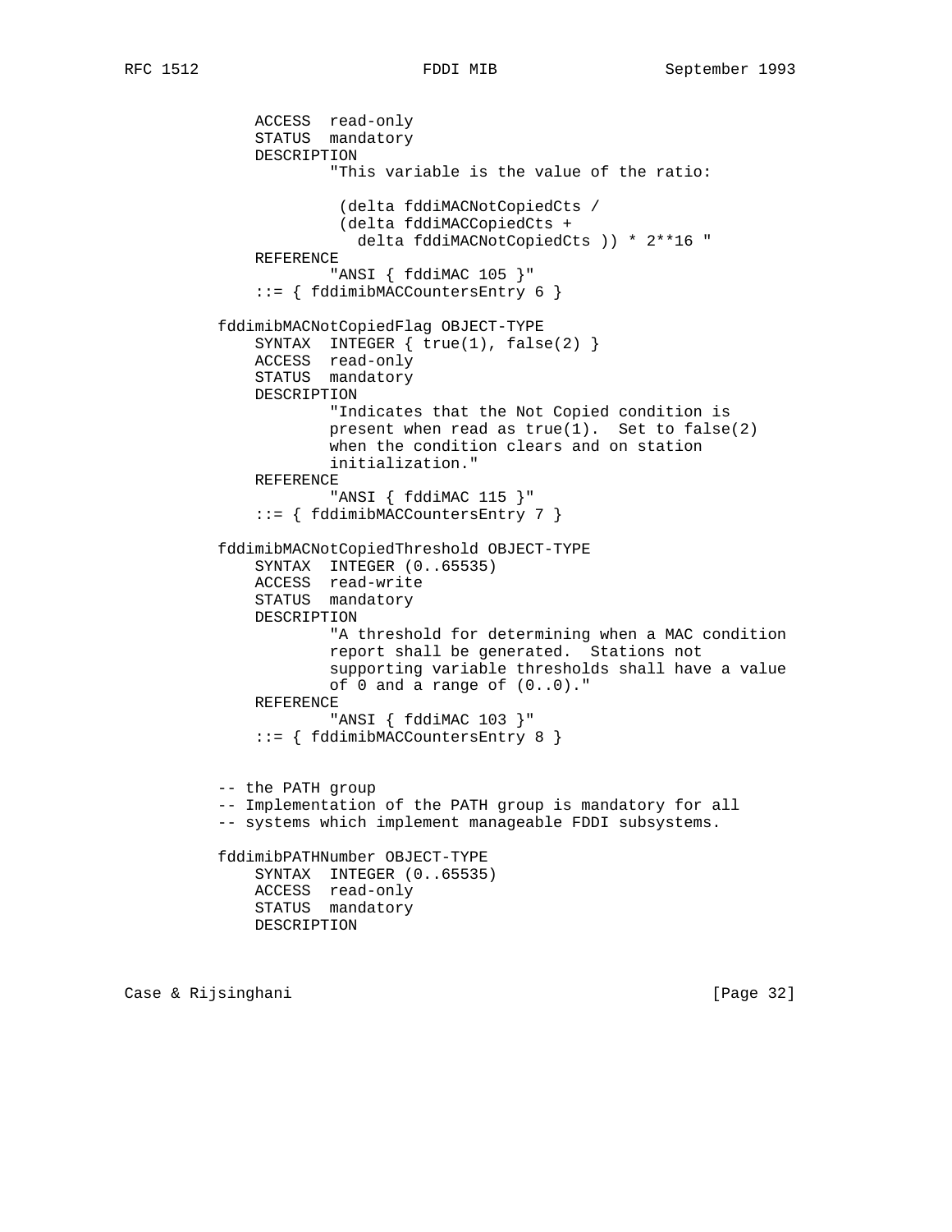```
            ACCESS  read-only
            STATUS  mandatory
            DESCRIPTION
                    "This variable is the value of the ratio:

                     (delta fddiMACNotCopiedCts /
                     (delta fddiMACCopiedCts +
                       delta fddiMACNotCopiedCts )) * 2**16 "
            REFERENCE
                    "ANSI { fddiMAC 105 }"
            ::= { fddimibMACCountersEntry 6 }

        fddimibMACNotCopiedFlag OBJECT-TYPE
            SYNTAX  INTEGER { true(1), false(2) }
            ACCESS  read-only
            STATUS  mandatory
            DESCRIPTION
                    "Indicates that the Not Copied condition is
                    present when read as true(1).  Set to false(2)
                    when the condition clears and on station
                    initialization."
            REFERENCE
                    "ANSI { fddiMAC 115 }"
            ::= { fddimibMACCountersEntry 7 }

        fddimibMACNotCopiedThreshold OBJECT-TYPE
            SYNTAX  INTEGER (0..65535)
            ACCESS  read-write
            STATUS  mandatory
            DESCRIPTION
                    "A threshold for determining when a MAC condition
                    report shall be generated.  Stations not
                    supporting variable thresholds shall have a value
                    of 0 and a range of (0..0)."
            REFERENCE
                    "ANSI { fddiMAC 103 }"
            ::= { fddimibMACCountersEntry 8 }


        -- the PATH group
        -- Implementation of the PATH group is mandatory for all
        -- systems which implement manageable FDDI subsystems.

        fddimibPATHNumber OBJECT-TYPE
            SYNTAX  INTEGER (0..65535)
            ACCESS  read-only
            STATUS  mandatory
            DESCRIPTION
```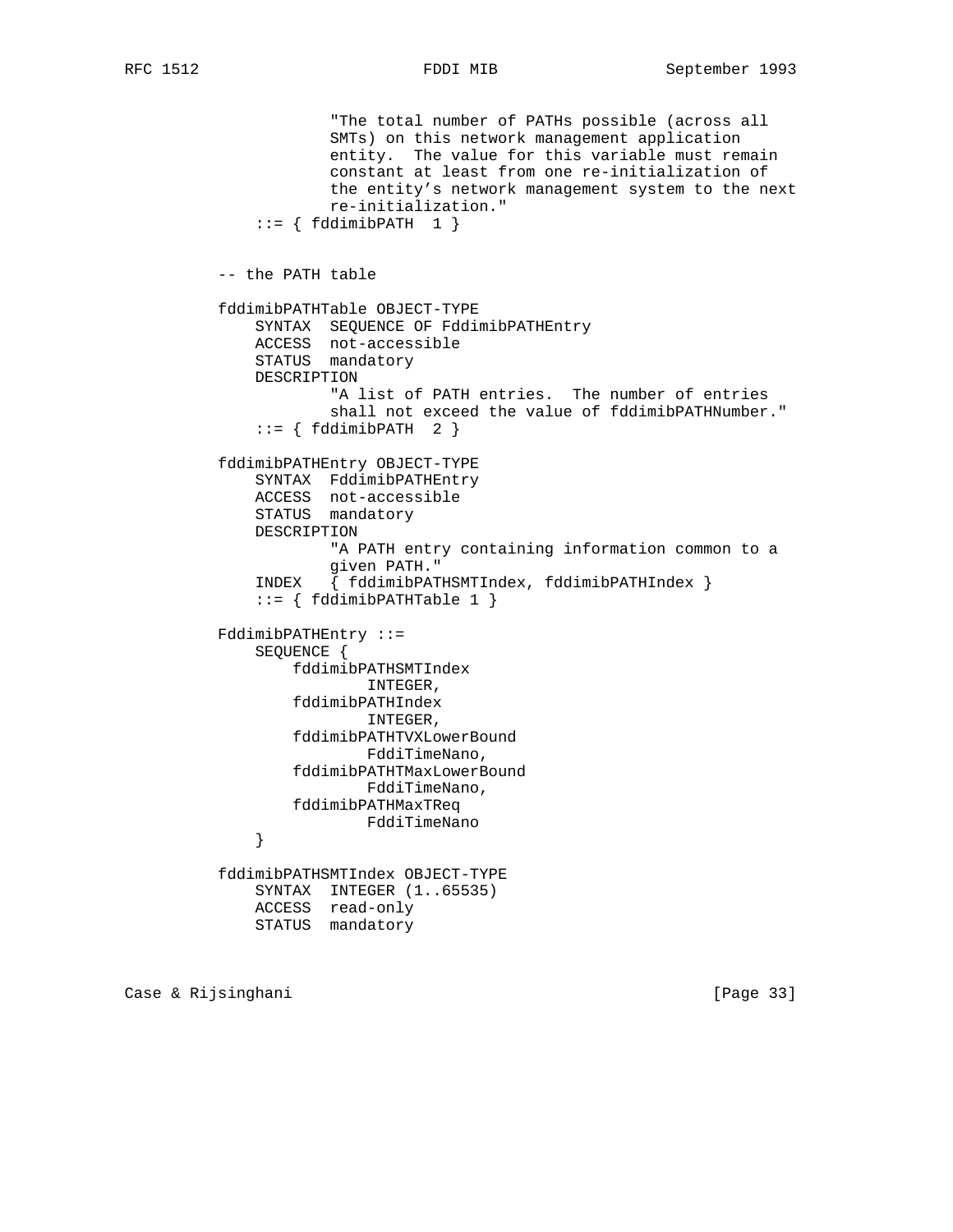```
                  "The total number of PATHs possible (across all
                  SMTs) on this network management application
                  entity.  The value for this variable must remain
                  constant at least from one re-initialization of
                  the entity's network management system to the next
                  re-initialization."
          ::= { fddimibPATH  1 }


      -- the PATH table

      fddimibPATHTable OBJECT-TYPE
          SYNTAX  SEQUENCE OF FddimibPATHEntry
          ACCESS  not-accessible
          STATUS  mandatory
          DESCRIPTION
                  "A list of PATH entries.  The number of entries
                  shall not exceed the value of fddimibPATHNumber."
          ::= { fddimibPATH  2 }

      fddimibPATHEntry OBJECT-TYPE
          SYNTAX  FddimibPATHEntry
          ACCESS  not-accessible
          STATUS  mandatory
          DESCRIPTION
                  "A PATH entry containing information common to a
                  given PATH."
          INDEX   { fddimibPATHSMTIndex, fddimibPATHIndex }
          ::= { fddimibPATHTable 1 }

      FddimibPATHEntry ::=
          SEQUENCE {
              fddimibPATHSMTIndex
                   INTEGER,
              fddimibPATHIndex
                   INTEGER,
              fddimibPATHTVXLowerBound
                   FddiTimeNano,
              fddimibPATHTMaxLowerBound
                   FddiTimeNano,
              fddimibPATHMaxTReq
                   FddiTimeNano
          }

      fddimibPATHSMTIndex OBJECT-TYPE
          SYNTAX  INTEGER (1..65535)
          ACCESS  read-only
          STATUS  mandatory
```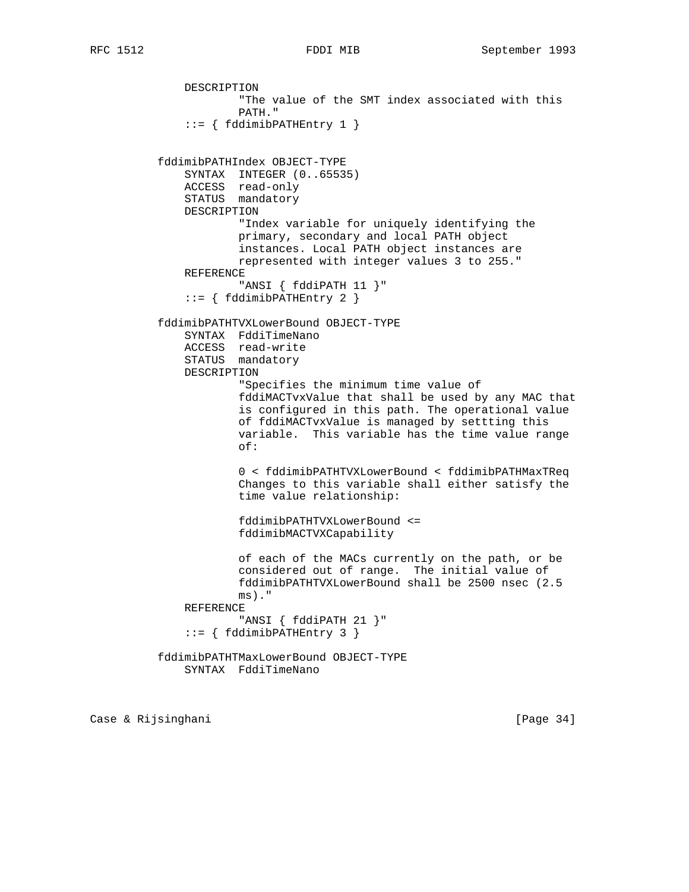```
             DESCRIPTION
                     "The value of the SMT index associated with this
                     PATH."
             ::= { fddimibPATHEntry 1 }


         fddimibPATHIndex OBJECT-TYPE
             SYNTAX  INTEGER (0..65535)
             ACCESS  read-only
             STATUS  mandatory
             DESCRIPTION
                     "Index variable for uniquely identifying the
                     primary, secondary and local PATH object
                     instances. Local PATH object instances are
                     represented with integer values 3 to 255."
             REFERENCE
                     "ANSI { fddiPATH 11 }"
             ::= { fddimibPATHEntry 2 }

         fddimibPATHTVXLowerBound OBJECT-TYPE
             SYNTAX  FddiTimeNano
             ACCESS  read-write
             STATUS  mandatory
             DESCRIPTION
                     "Specifies the minimum time value of
                     fddiMACTvxValue that shall be used by any MAC that
                     is configured in this path. The operational value
                     of fddiMACTvxValue is managed by settting this
                     variable.  This variable has the time value range
                     of:

                     0 < fddimibPATHTVXLowerBound < fddimibPATHMaxTReq
                     Changes to this variable shall either satisfy the
                     time value relationship:

                     fddimibPATHTVXLowerBound <=
                     fddimibMACTVXCapability

                     of each of the MACs currently on the path, or be
                     considered out of range.  The initial value of
                     fddimibPATHTVXLowerBound shall be 2500 nsec (2.5
                     ms)."
             REFERENCE
                     "ANSI { fddiPATH 21 }"
             ::= { fddimibPATHEntry 3 }

         fddimibPATHTMaxLowerBound OBJECT-TYPE
             SYNTAX  FddiTimeNano
```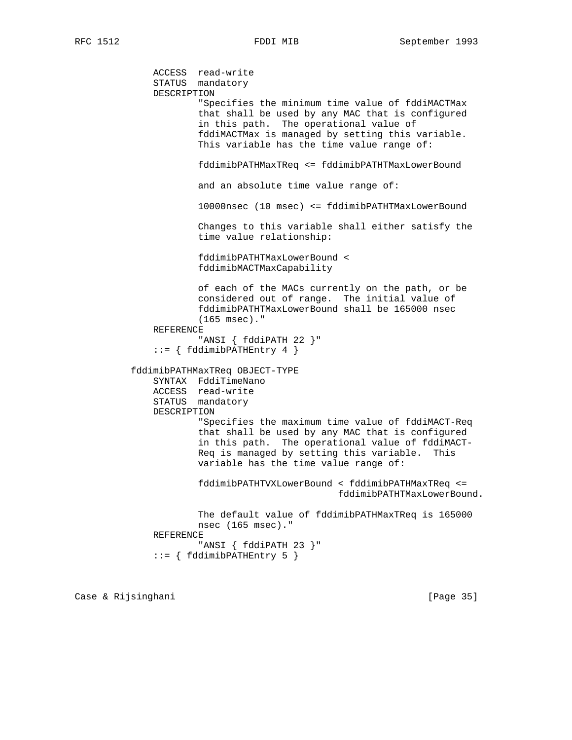```
            ACCESS  read-write
            STATUS  mandatory
            DESCRIPTION
                    "Specifies the minimum time value of fddiMACTMax
                    that shall be used by any MAC that is configured
                    in this path.  The operational value of
                    fddiMACTMax is managed by setting this variable.
                    This variable has the time value range of:

                    fddimibPATHMaxTReq <= fddimibPATHTMaxLowerBound

                    and an absolute time value range of:

                    10000nsec (10 msec) <= fddimibPATHTMaxLowerBound

                    Changes to this variable shall either satisfy the
                    time value relationship:

                    fddimibPATHTMaxLowerBound <
                    fddimibMACTMaxCapability

                    of each of the MACs currently on the path, or be
                    considered out of range.  The initial value of
                    fddimibPATHTMaxLowerBound shall be 165000 nsec
                    (165 msec)."
            REFERENCE
                    "ANSI { fddiPATH 22 }"
            ::= { fddimibPATHEntry 4 }

        fddimibPATHMaxTReq OBJECT-TYPE
            SYNTAX  FddiTimeNano
            ACCESS  read-write
            STATUS  mandatory
            DESCRIPTION
                    "Specifies the maximum time value of fddiMACT-Req
                    that shall be used by any MAC that is configured
                    in this path.  The operational value of fddiMACT-
                    Req is managed by setting this variable.  This
                    variable has the time value range of:

                    fddimibPATHTVXLowerBound < fddimibPATHMaxTReq <=
                                         fddimibPATHTMaxLowerBound.

                    The default value of fddimibPATHMaxTReq is 165000
                    nsec (165 msec)."
            REFERENCE
                    "ANSI { fddiPATH 23 }"
            ::= { fddimibPATHEntry 5 }
```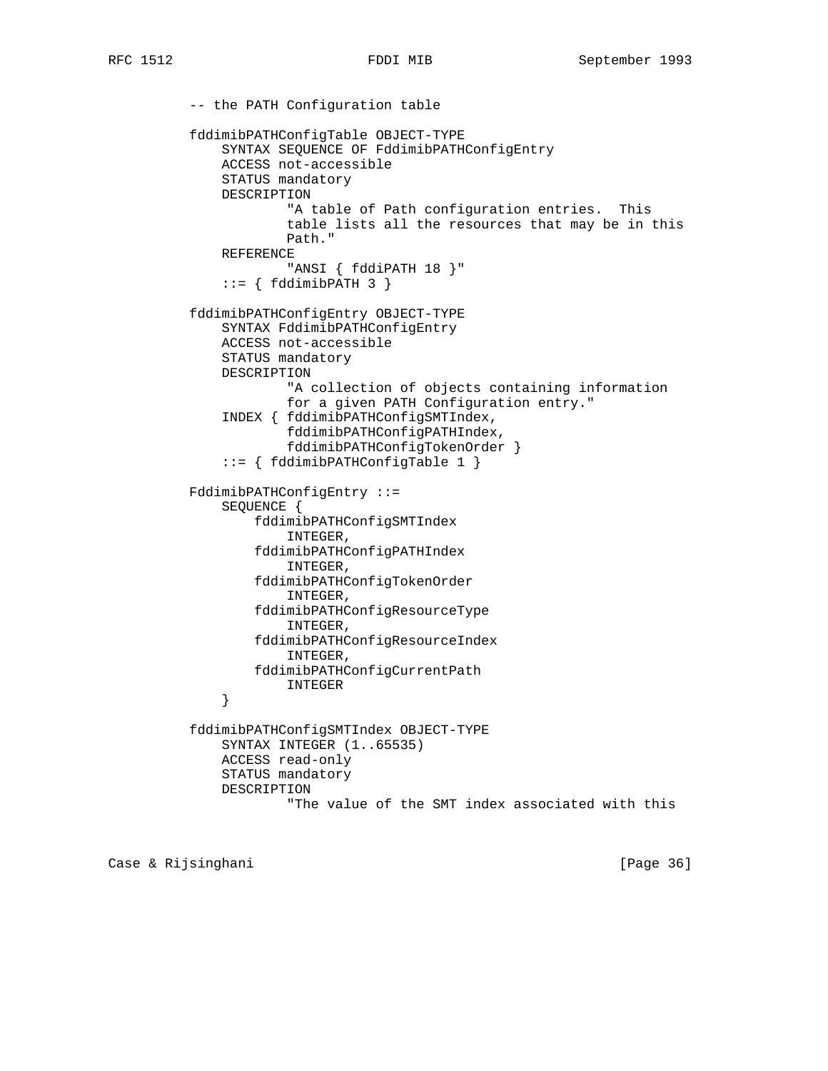```
-- the PATH Configuration table

fddimibPATHConfigTable OBJECT-TYPE
    SYNTAX SEQUENCE OF FddimibPATHConfigEntry
    ACCESS not-accessible
    STATUS mandatory
    DESCRIPTION
            "A table of Path configuration entries.  This
            table lists all the resources that may be in this
            Path."
    REFERENCE
            "ANSI { fddiPATH 18 }"
    ::= { fddimibPATH 3 }

fddimibPATHConfigEntry OBJECT-TYPE
    SYNTAX FddimibPATHConfigEntry
    ACCESS not-accessible
    STATUS mandatory
    DESCRIPTION
            "A collection of objects containing information
            for a given PATH Configuration entry."
    INDEX { fddimibPATHConfigSMTIndex,
            fddimibPATHConfigPATHIndex,
            fddimibPATHConfigTokenOrder }
    ::= { fddimibPATHConfigTable 1 }

FddimibPATHConfigEntry ::=
    SEQUENCE {
        fddimibPATHConfigSMTIndex
            INTEGER,
        fddimibPATHConfigPATHIndex
            INTEGER,
        fddimibPATHConfigTokenOrder
            INTEGER,
        fddimibPATHConfigResourceType
            INTEGER,
        fddimibPATHConfigResourceIndex
            INTEGER,
        fddimibPATHConfigCurrentPath
            INTEGER
    }

fddimibPATHConfigSMTIndex OBJECT-TYPE
    SYNTAX INTEGER (1..65535)
    ACCESS read-only
    STATUS mandatory
    DESCRIPTION
            "The value of the SMT index associated with this
```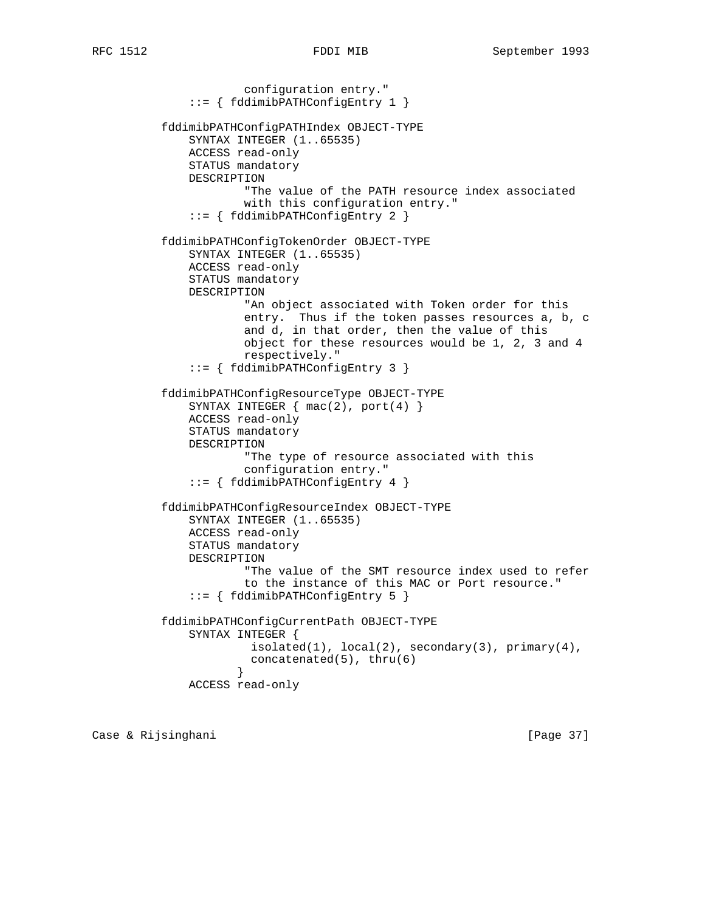```
                  configuration entry."
          ::= { fddimibPATHConfigEntry 1 }

      fddimibPATHConfigPATHIndex OBJECT-TYPE
          SYNTAX INTEGER (1..65535)
          ACCESS read-only
          STATUS mandatory
          DESCRIPTION
                  "The value of the PATH resource index associated
                  with this configuration entry."
          ::= { fddimibPATHConfigEntry 2 }

      fddimibPATHConfigTokenOrder OBJECT-TYPE
          SYNTAX INTEGER (1..65535)
          ACCESS read-only
          STATUS mandatory
          DESCRIPTION
                  "An object associated with Token order for this
                  entry.  Thus if the token passes resources a, b, c
                  and d, in that order, then the value of this
                  object for these resources would be 1, 2, 3 and 4
                  respectively."
          ::= { fddimibPATHConfigEntry 3 }

      fddimibPATHConfigResourceType OBJECT-TYPE
          SYNTAX INTEGER { mac(2), port(4) }
          ACCESS read-only
          STATUS mandatory
          DESCRIPTION
                  "The type of resource associated with this
                  configuration entry."
          ::= { fddimibPATHConfigEntry 4 }

      fddimibPATHConfigResourceIndex OBJECT-TYPE
          SYNTAX INTEGER (1..65535)
          ACCESS read-only
          STATUS mandatory
          DESCRIPTION
                  "The value of the SMT resource index used to refer
                  to the instance of this MAC or Port resource."
          ::= { fddimibPATHConfigEntry 5 }

      fddimibPATHConfigCurrentPath OBJECT-TYPE
          SYNTAX INTEGER {
                   isolated(1), local(2), secondary(3), primary(4),
                   concatenated(5), thru(6)
                 }
          ACCESS read-only
```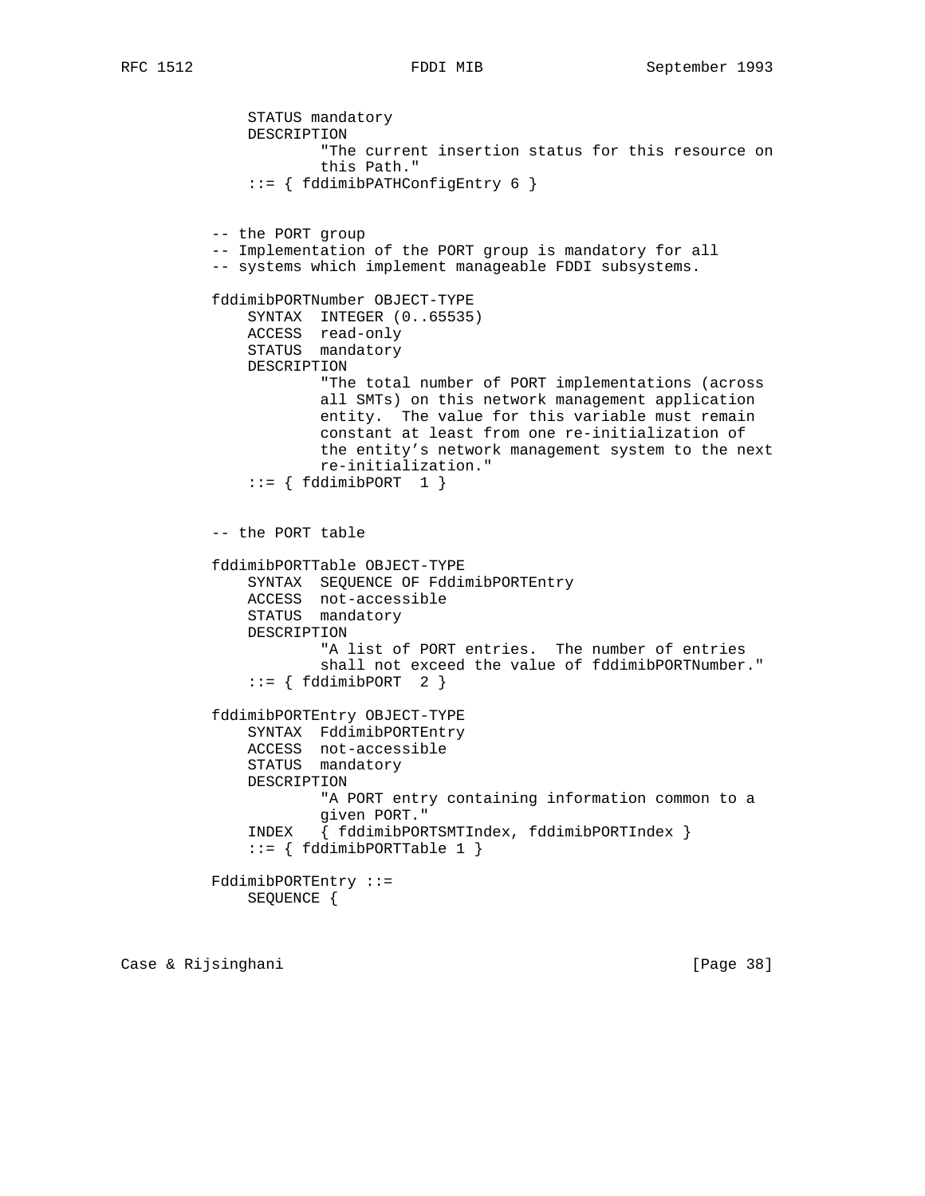```
            STATUS mandatory
            DESCRIPTION
                    "The current insertion status for this resource on
                    this Path."
            ::= { fddimibPATHConfigEntry 6 }


        -- the PORT group
        -- Implementation of the PORT group is mandatory for all
        -- systems which implement manageable FDDI subsystems.

        fddimibPORTNumber OBJECT-TYPE
            SYNTAX  INTEGER (0..65535)
            ACCESS  read-only
            STATUS  mandatory
            DESCRIPTION
                    "The total number of PORT implementations (across
                    all SMTs) on this network management application
                    entity.  The value for this variable must remain
                    constant at least from one re-initialization of
                    the entity's network management system to the next
                    re-initialization."
            ::= { fddimibPORT  1 }


        -- the PORT table

        fddimibPORTTable OBJECT-TYPE
            SYNTAX  SEQUENCE OF FddimibPORTEntry
            ACCESS  not-accessible
            STATUS  mandatory
            DESCRIPTION
                    "A list of PORT entries.  The number of entries
                    shall not exceed the value of fddimibPORTNumber."
            ::= { fddimibPORT  2 }

        fddimibPORTEntry OBJECT-TYPE
            SYNTAX  FddimibPORTEntry
            ACCESS  not-accessible
            STATUS  mandatory
            DESCRIPTION
                    "A PORT entry containing information common to a
                    given PORT."
            INDEX   { fddimibPORTSMTIndex, fddimibPORTIndex }
            ::= { fddimibPORTTable 1 }

        FddimibPORTEntry ::=
            SEQUENCE {
```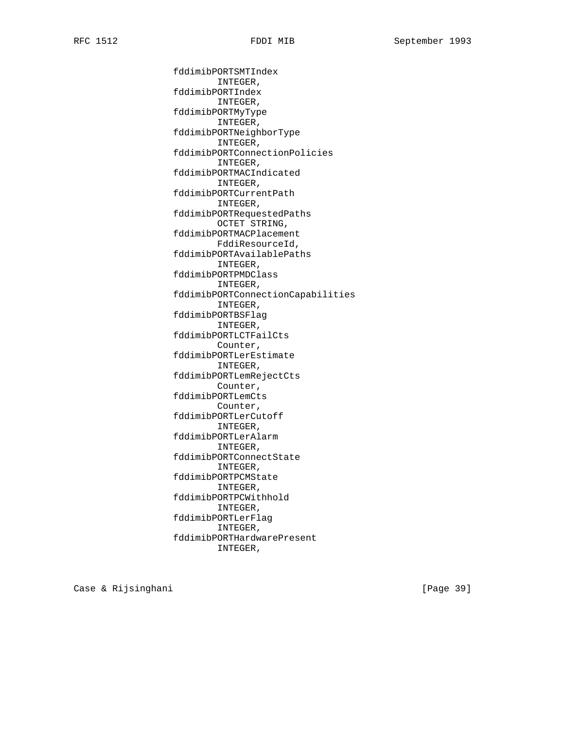```
                fddimibPORTSMTIndex
                        INTEGER,
                fddimibPORTIndex
                        INTEGER,
                fddimibPORTMyType
                        INTEGER,
                fddimibPORTNeighborType
                        INTEGER,
                fddimibPORTConnectionPolicies
                        INTEGER,
                fddimibPORTMACIndicated
                        INTEGER,
                fddimibPORTCurrentPath
                        INTEGER,
                fddimibPORTRequestedPaths
                        OCTET STRING,
                fddimibPORTMACPlacement
                        FddiResourceId,
                fddimibPORTAvailablePaths
                        INTEGER,
                fddimibPORTPMDClass
                        INTEGER,
                fddimibPORTConnectionCapabilities
                        INTEGER,
                fddimibPORTBSFlag
                        INTEGER,
                fddimibPORTLCTFailCts
                        Counter,
                fddimibPORTLerEstimate
                        INTEGER,
                fddimibPORTLemRejectCts
                        Counter,
                fddimibPORTLemCts
                        Counter,
                fddimibPORTLerCutoff
                        INTEGER,
                fddimibPORTLerAlarm
                        INTEGER,
                fddimibPORTConnectState
                        INTEGER,
                fddimibPORTPCMState
                        INTEGER,
                fddimibPORTPCWithhold
                        INTEGER,
                fddimibPORTLerFlag
                        INTEGER,
                fddimibPORTHardwarePresent
                        INTEGER,
```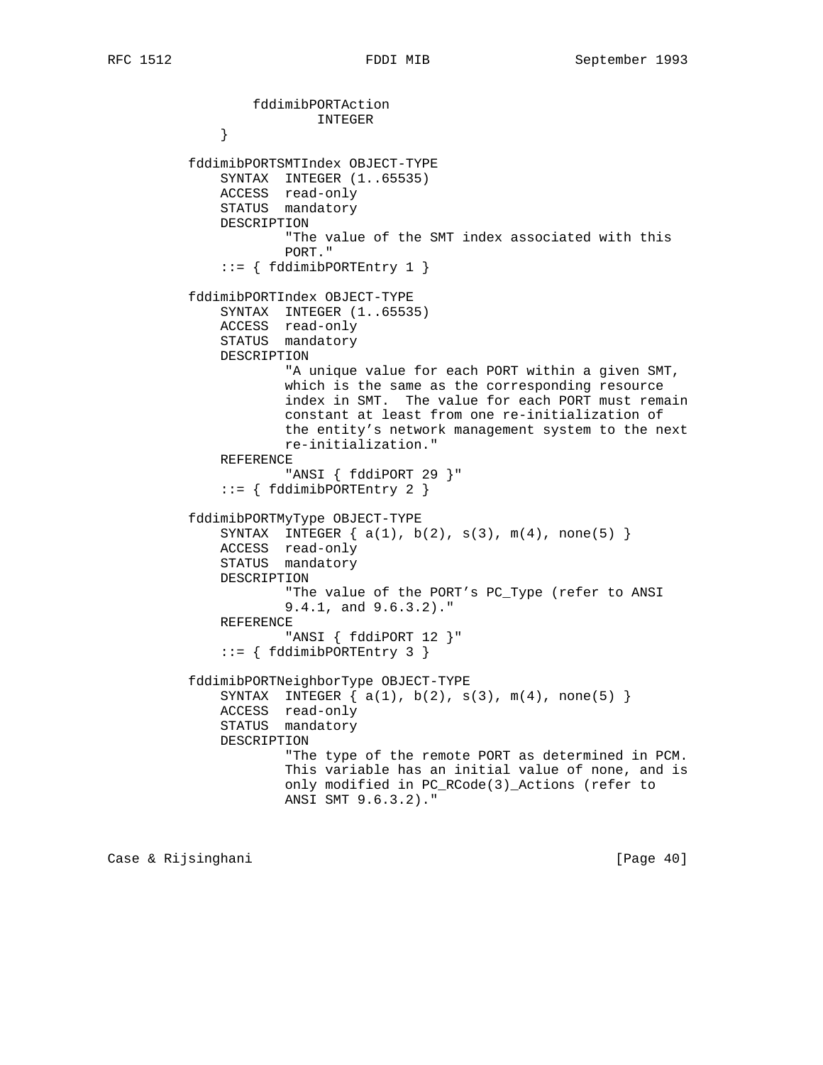```
              fddimibPORTAction
                      INTEGER
          }

      fddimibPORTSMTIndex OBJECT-TYPE
          SYNTAX  INTEGER (1..65535)
          ACCESS  read-only
          STATUS  mandatory
          DESCRIPTION
                  "The value of the SMT index associated with this
                  PORT."
          ::= { fddimibPORTEntry 1 }

      fddimibPORTIndex OBJECT-TYPE
          SYNTAX  INTEGER (1..65535)
          ACCESS  read-only
          STATUS  mandatory
          DESCRIPTION
                  "A unique value for each PORT within a given SMT,
                  which is the same as the corresponding resource
                  index in SMT.  The value for each PORT must remain
                  constant at least from one re-initialization of
                  the entity's network management system to the next
                  re-initialization."
          REFERENCE
                  "ANSI { fddiPORT 29 }"
          ::= { fddimibPORTEntry 2 }

      fddimibPORTMyType OBJECT-TYPE
          SYNTAX  INTEGER { a(1), b(2), s(3), m(4), none(5) }
          ACCESS  read-only
          STATUS  mandatory
          DESCRIPTION
                  "The value of the PORT's PC_Type (refer to ANSI
                  9.4.1, and 9.6.3.2)."
          REFERENCE
                  "ANSI { fddiPORT 12 }"
          ::= { fddimibPORTEntry 3 }

      fddimibPORTNeighborType OBJECT-TYPE
          SYNTAX  INTEGER { a(1), b(2), s(3), m(4), none(5) }
          ACCESS  read-only
          STATUS  mandatory
          DESCRIPTION
                  "The type of the remote PORT as determined in PCM.
                  This variable has an initial value of none, and is
                  only modified in PC_RCode(3)_Actions (refer to
                  ANSI SMT 9.6.3.2)."
```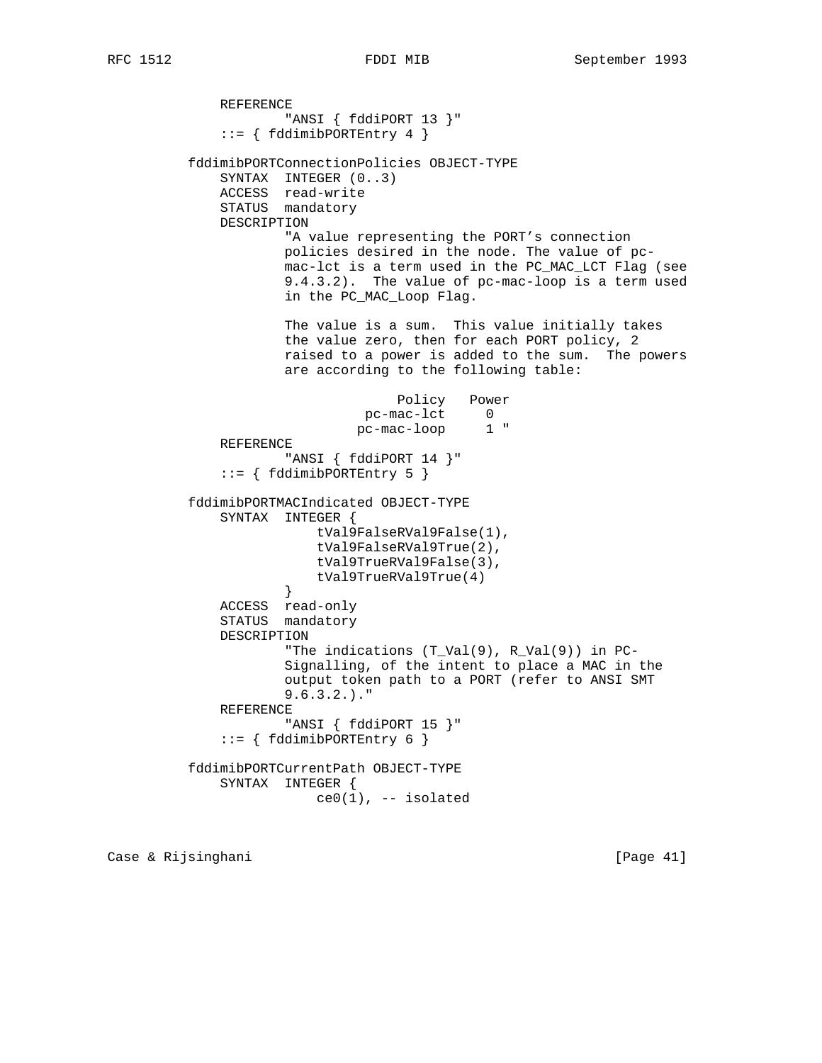```
            REFERENCE
                    "ANSI { fddiPORT 13 }"
            ::= { fddimibPORTEntry 4 }

        fddimibPORTConnectionPolicies OBJECT-TYPE
            SYNTAX  INTEGER (0..3)
            ACCESS  read-write
            STATUS  mandatory
            DESCRIPTION
                    "A value representing the PORT's connection
                    policies desired in the node. The value of pc-
                    mac-lct is a term used in the PC_MAC_LCT Flag (see
                    9.4.3.2).  The value of pc-mac-loop is a term used
                    in the PC_MAC_Loop Flag.

                    The value is a sum.  This value initially takes
                    the value zero, then for each PORT policy, 2
                    raised to a power is added to the sum.  The powers
                    are according to the following table:

                                   Policy   Power
                               pc-mac-lct     0
                              pc-mac-loop     1 "
            REFERENCE
                    "ANSI { fddiPORT 14 }"
            ::= { fddimibPORTEntry 5 }

        fddimibPORTMACIndicated OBJECT-TYPE
            SYNTAX  INTEGER {
                        tVal9FalseRVal9False(1),
                        tVal9FalseRVal9True(2),
                        tVal9TrueRVal9False(3),
                        tVal9TrueRVal9True(4)
                    }
            ACCESS  read-only
            STATUS  mandatory
            DESCRIPTION
                    "The indications (T_Val(9), R_Val(9)) in PC-
                    Signalling, of the intent to place a MAC in the
                    output token path to a PORT (refer to ANSI SMT
                    9.6.3.2.)."
            REFERENCE
                    "ANSI { fddiPORT 15 }"
            ::= { fddimibPORTEntry 6 }

        fddimibPORTCurrentPath OBJECT-TYPE
            SYNTAX  INTEGER {
                        ce0(1), -- isolated
```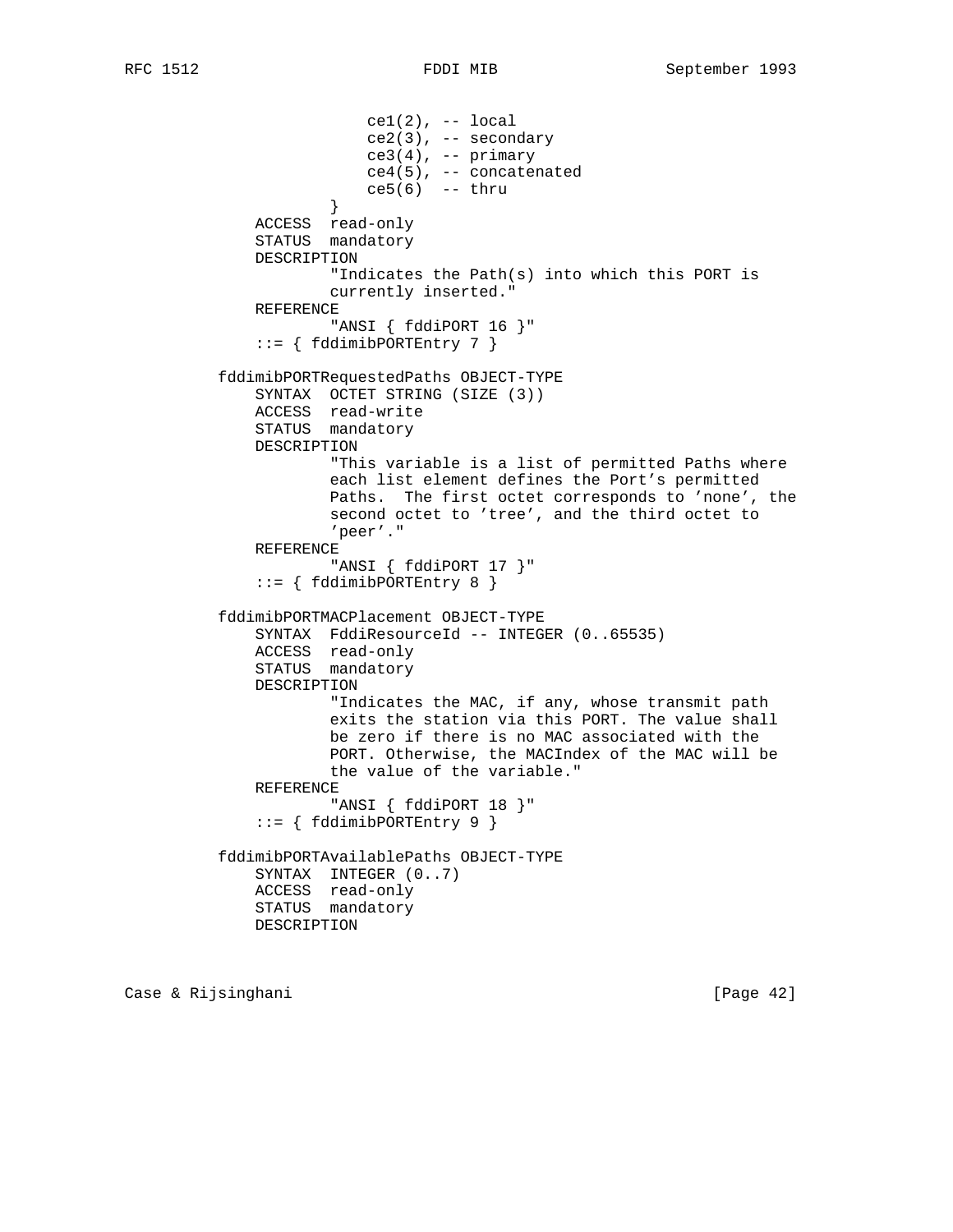```
                    ce1(2), -- local
                    ce2(3), -- secondary
                    ce3(4), -- primary
                    ce4(5), -- concatenated
                    ce5(6)  -- thru
                }
            ACCESS  read-only
            STATUS  mandatory
            DESCRIPTION
                    "Indicates the Path(s) into which this PORT is
                    currently inserted."
            REFERENCE
                    "ANSI { fddiPORT 16 }"
            ::= { fddimibPORTEntry 7 }

        fddimibPORTRequestedPaths OBJECT-TYPE
            SYNTAX  OCTET STRING (SIZE (3))
            ACCESS  read-write
            STATUS  mandatory
            DESCRIPTION
                    "This variable is a list of permitted Paths where
                    each list element defines the Port's permitted
                    Paths.  The first octet corresponds to 'none', the
                    second octet to 'tree', and the third octet to
                    'peer'."
            REFERENCE
                    "ANSI { fddiPORT 17 }"
            ::= { fddimibPORTEntry 8 }

        fddimibPORTMACPlacement OBJECT-TYPE
            SYNTAX  FddiResourceId -- INTEGER (0..65535)
            ACCESS  read-only
            STATUS  mandatory
            DESCRIPTION
                    "Indicates the MAC, if any, whose transmit path
                    exits the station via this PORT. The value shall
                    be zero if there is no MAC associated with the
                    PORT. Otherwise, the MACIndex of the MAC will be
                    the value of the variable."
            REFERENCE
                    "ANSI { fddiPORT 18 }"
            ::= { fddimibPORTEntry 9 }

        fddimibPORTAvailablePaths OBJECT-TYPE
            SYNTAX  INTEGER (0..7)
            ACCESS  read-only
            STATUS  mandatory
            DESCRIPTION
```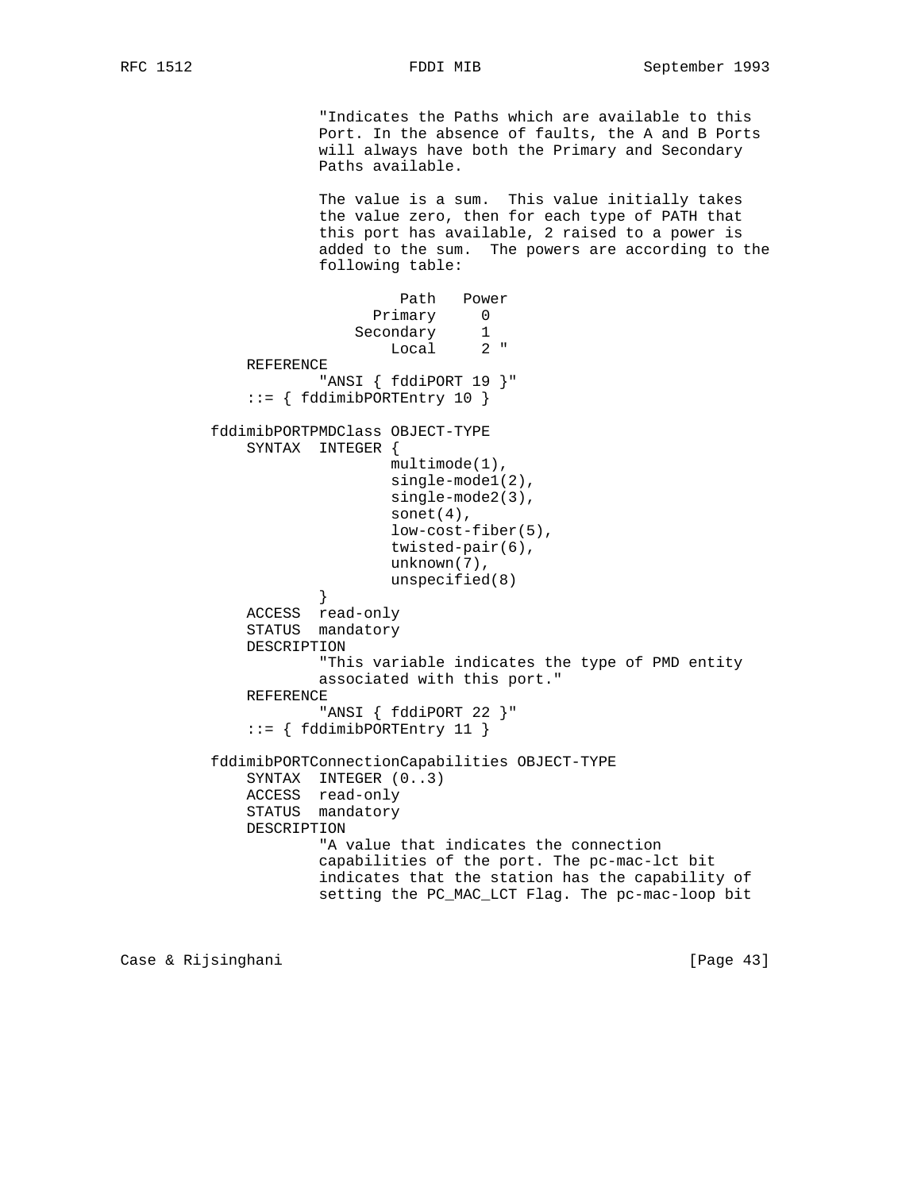```
                "Indicates the Paths which are available to this
                Port. In the absence of faults, the A and B Ports
                will always have both the Primary and Secondary
                Paths available.

                The value is a sum.  This value initially takes
                the value zero, then for each type of PATH that
                this port has available, 2 raised to a power is
                added to the sum.  The powers are according to the
                following table:

                          Path   Power
                        Primary     0
                      Secondary     1
                          Local     2 "
            REFERENCE
                "ANSI { fddiPORT 19 }"
            ::= { fddimibPORTEntry 10 }

        fddimibPORTPMDClass OBJECT-TYPE
            SYNTAX  INTEGER {
                        multimode(1),
                        single-mode1(2),
                        single-mode2(3),
                        sonet(4),
                        low-cost-fiber(5),
                        twisted-pair(6),
                        unknown(7),
                        unspecified(8)
                    }
            ACCESS  read-only
            STATUS  mandatory
            DESCRIPTION
                "This variable indicates the type of PMD entity
                associated with this port."
            REFERENCE
                "ANSI { fddiPORT 22 }"
            ::= { fddimibPORTEntry 11 }

        fddimibPORTConnectionCapabilities OBJECT-TYPE
            SYNTAX  INTEGER (0..3)
            ACCESS  read-only
            STATUS  mandatory
            DESCRIPTION
                "A value that indicates the connection
                capabilities of the port. The pc-mac-lct bit
                indicates that the station has the capability of
                setting the PC_MAC_LCT Flag. The pc-mac-loop bit
```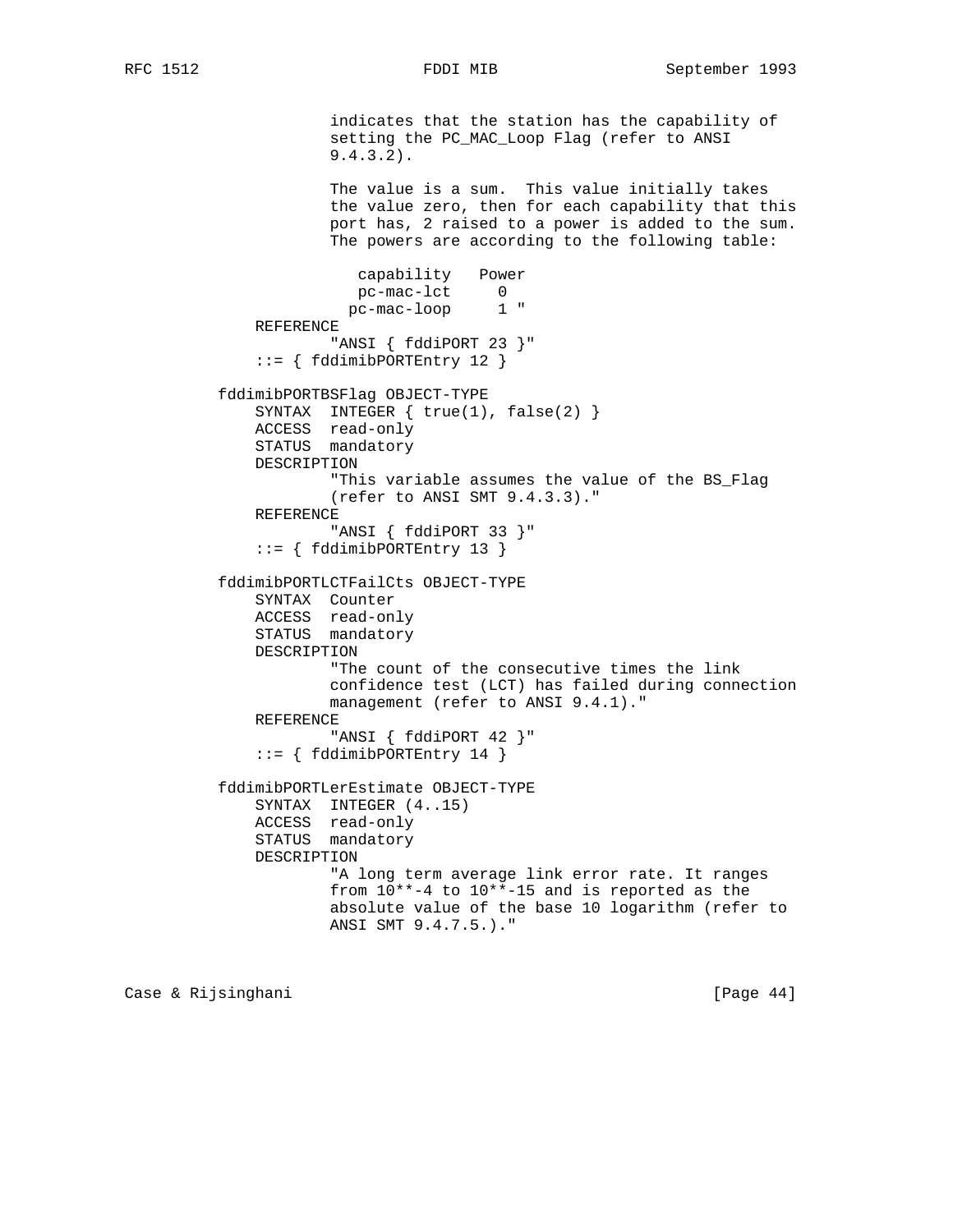```
                 indicates that the station has the capability of
                 setting the PC_MAC_Loop Flag (refer to ANSI
                 9.4.3.2).

                 The value is a sum.  This value initially takes
                 the value zero, then for each capability that this
                 port has, 2 raised to a power is added to the sum.
                 The powers are according to the following table:

                    capability   Power
                    pc-mac-lct     0
                   pc-mac-loop     1 "
         REFERENCE
                 "ANSI { fddiPORT 23 }"
         ::= { fddimibPORTEntry 12 }

     fddimibPORTBSFlag OBJECT-TYPE
         SYNTAX  INTEGER { true(1), false(2) }
         ACCESS  read-only
         STATUS  mandatory
         DESCRIPTION
                 "This variable assumes the value of the BS_Flag
                 (refer to ANSI SMT 9.4.3.3)."
         REFERENCE
                 "ANSI { fddiPORT 33 }"
         ::= { fddimibPORTEntry 13 }

     fddimibPORTLCTFailCts OBJECT-TYPE
         SYNTAX  Counter
         ACCESS  read-only
         STATUS  mandatory
         DESCRIPTION
                 "The count of the consecutive times the link
                 confidence test (LCT) has failed during connection
                 management (refer to ANSI 9.4.1)."
         REFERENCE
                 "ANSI { fddiPORT 42 }"
         ::= { fddimibPORTEntry 14 }

     fddimibPORTLerEstimate OBJECT-TYPE
         SYNTAX  INTEGER (4..15)
         ACCESS  read-only
         STATUS  mandatory
         DESCRIPTION
                 "A long term average link error rate. It ranges
                 from 10**-4 to 10**-15 and is reported as the
                 absolute value of the base 10 logarithm (refer to
                 ANSI SMT 9.4.7.5.)."
```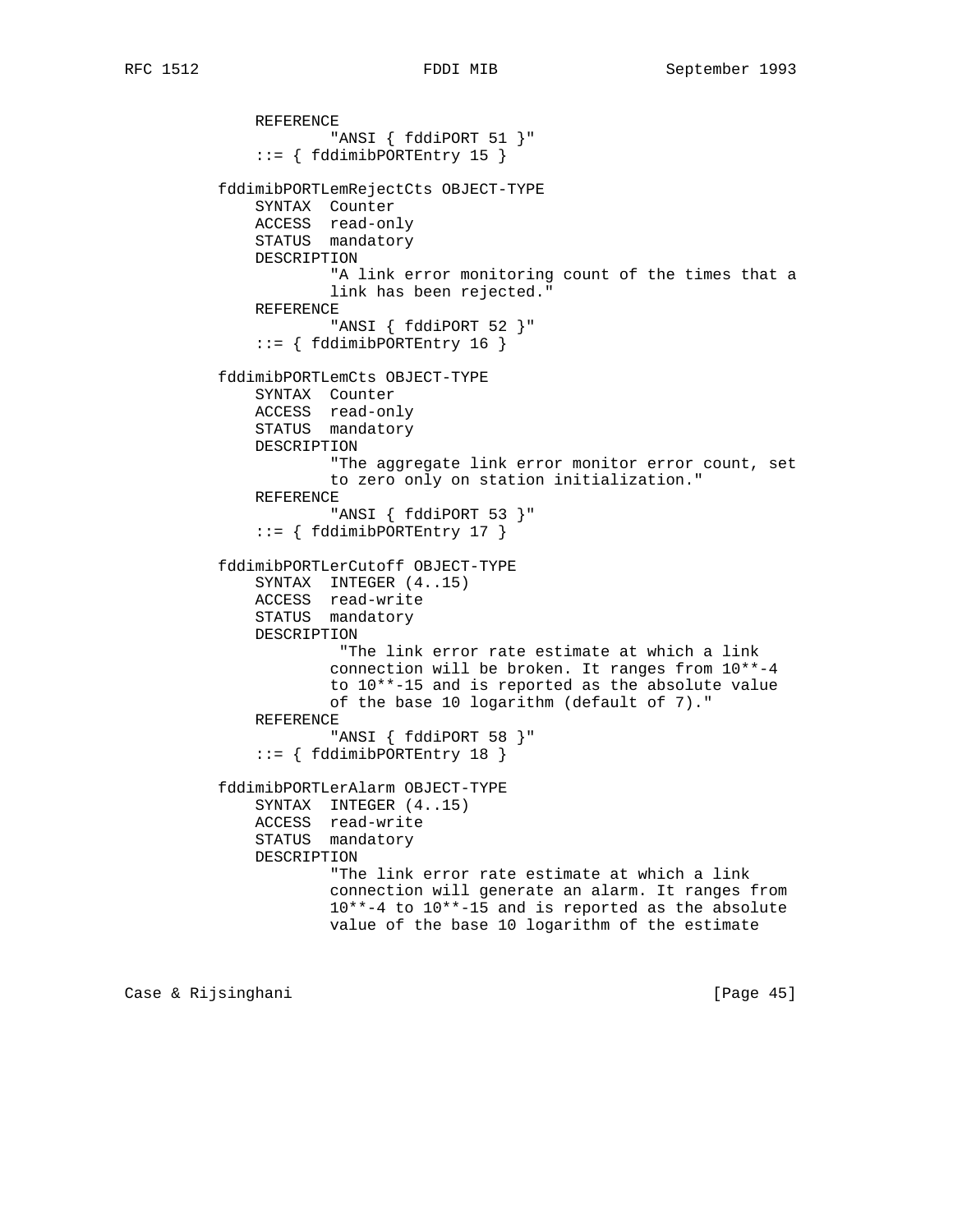```
            REFERENCE
                    "ANSI { fddiPORT 51 }"
            ::= { fddimibPORTEntry 15 }

        fddimibPORTLemRejectCts OBJECT-TYPE
            SYNTAX  Counter
            ACCESS  read-only
            STATUS  mandatory
            DESCRIPTION
                    "A link error monitoring count of the times that a
                    link has been rejected."
            REFERENCE
                    "ANSI { fddiPORT 52 }"
            ::= { fddimibPORTEntry 16 }

        fddimibPORTLemCts OBJECT-TYPE
            SYNTAX  Counter
            ACCESS  read-only
            STATUS  mandatory
            DESCRIPTION
                    "The aggregate link error monitor error count, set
                    to zero only on station initialization."
            REFERENCE
                    "ANSI { fddiPORT 53 }"
            ::= { fddimibPORTEntry 17 }

        fddimibPORTLerCutoff OBJECT-TYPE
            SYNTAX  INTEGER (4..15)
            ACCESS  read-write
            STATUS  mandatory
            DESCRIPTION
                     "The link error rate estimate at which a link
                    connection will be broken. It ranges from 10**-4
                    to 10**-15 and is reported as the absolute value
                    of the base 10 logarithm (default of 7)."
            REFERENCE
                    "ANSI { fddiPORT 58 }"
            ::= { fddimibPORTEntry 18 }

        fddimibPORTLerAlarm OBJECT-TYPE
            SYNTAX  INTEGER (4..15)
            ACCESS  read-write
            STATUS  mandatory
            DESCRIPTION
                    "The link error rate estimate at which a link
                    connection will generate an alarm. It ranges from
                    10**-4 to 10**-15 and is reported as the absolute
                    value of the base 10 logarithm of the estimate
```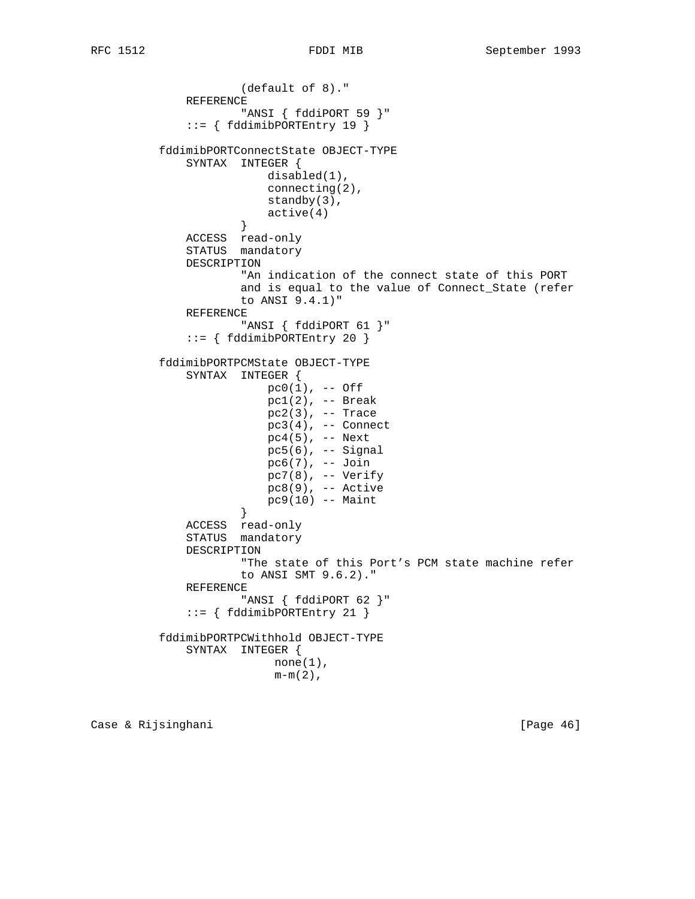```
                   (default of 8)."
           REFERENCE
                   "ANSI { fddiPORT 59 }"
           ::= { fddimibPORTEntry 19 }

       fddimibPORTConnectState OBJECT-TYPE
           SYNTAX  INTEGER {
                       disabled(1),
                       connecting(2),
                       standby(3),
                       active(4)
                   }
           ACCESS  read-only
           STATUS  mandatory
           DESCRIPTION
                   "An indication of the connect state of this PORT
                   and is equal to the value of Connect_State (refer
                   to ANSI 9.4.1)"
           REFERENCE
                   "ANSI { fddiPORT 61 }"
           ::= { fddimibPORTEntry 20 }

       fddimibPORTPCMState OBJECT-TYPE
           SYNTAX  INTEGER {
                       pc0(1), -- Off
                       pc1(2), -- Break
                       pc2(3), -- Trace
                       pc3(4), -- Connect
                       pc4(5), -- Next
                       pc5(6), -- Signal
                       pc6(7), -- Join
                       pc7(8), -- Verify
                       pc8(9), -- Active
                       pc9(10) -- Maint
                   }
           ACCESS  read-only
           STATUS  mandatory
           DESCRIPTION
                   "The state of this Port's PCM state machine refer
                   to ANSI SMT 9.6.2)."
           REFERENCE
                   "ANSI { fddiPORT 62 }"
           ::= { fddimibPORTEntry 21 }

       fddimibPORTPCWithhold OBJECT-TYPE
           SYNTAX  INTEGER {
                        none(1),
                        m-m(2),
```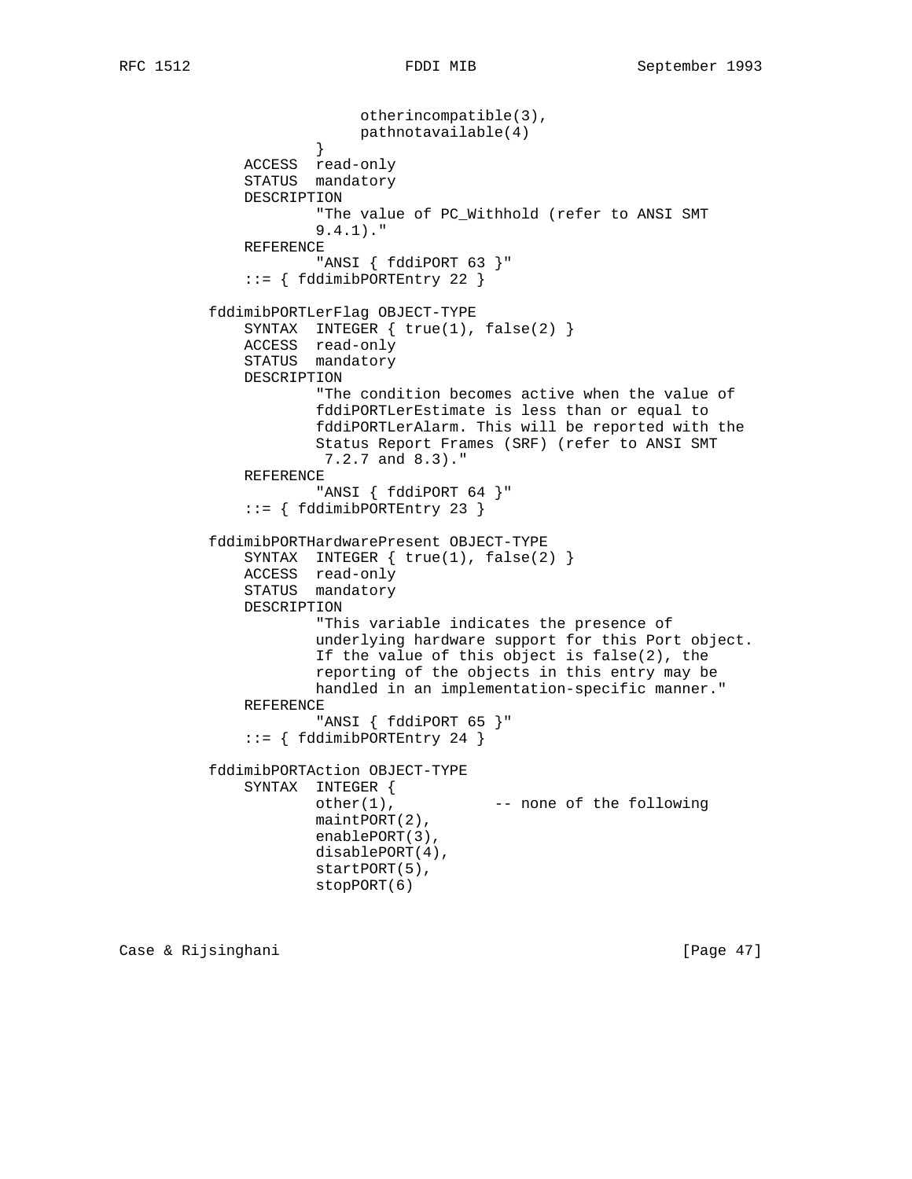```
                      otherincompatible(3),
                      pathnotavailable(4)
                  }
              ACCESS  read-only
              STATUS  mandatory
              DESCRIPTION
                      "The value of PC_Withhold (refer to ANSI SMT
                      9.4.1)."
              REFERENCE
                      "ANSI { fddiPORT 63 }"
              ::= { fddimibPORTEntry 22 }

          fddimibPORTLerFlag OBJECT-TYPE
              SYNTAX  INTEGER { true(1), false(2) }
              ACCESS  read-only
              STATUS  mandatory
              DESCRIPTION
                      "The condition becomes active when the value of
                      fddiPORTLerEstimate is less than or equal to
                      fddiPORTLerAlarm. This will be reported with the
                      Status Report Frames (SRF) (refer to ANSI SMT
                       7.2.7 and 8.3)."
              REFERENCE
                      "ANSI { fddiPORT 64 }"
              ::= { fddimibPORTEntry 23 }

          fddimibPORTHardwarePresent OBJECT-TYPE
              SYNTAX  INTEGER { true(1), false(2) }
              ACCESS  read-only
              STATUS  mandatory
              DESCRIPTION
                      "This variable indicates the presence of
                      underlying hardware support for this Port object.
                      If the value of this object is false(2), the
                      reporting of the objects in this entry may be
                      handled in an implementation-specific manner."
              REFERENCE
                      "ANSI { fddiPORT 65 }"
              ::= { fddimibPORTEntry 24 }

          fddimibPORTAction OBJECT-TYPE
              SYNTAX  INTEGER {
                      other(1),           -- none of the following
                      maintPORT(2),
                      enablePORT(3),
                      disablePORT(4),
                      startPORT(5),
                      stopPORT(6)
```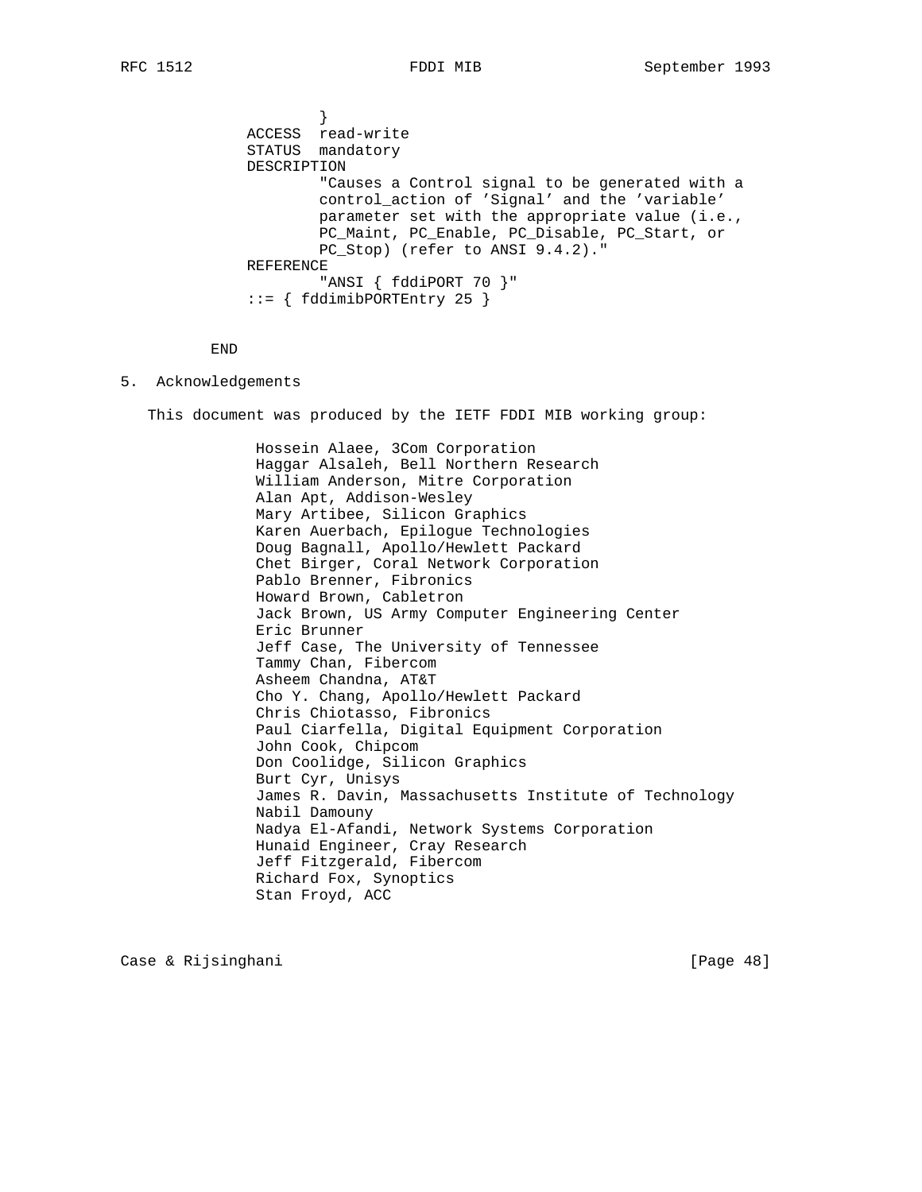```
                }
        ACCESS  read-write
        STATUS  mandatory
        DESCRIPTION
                "Causes a Control signal to be generated with a
                control_action of 'Signal' and the 'variable'
                parameter set with the appropriate value (i.e.,
                PC_Maint, PC_Enable, PC_Disable, PC_Start, or
                PC_Stop) (refer to ANSI 9.4.2)."
        REFERENCE
                "ANSI { fddiPORT 70 }"
        ::= { fddimibPORTEntry 25 }


    END
```

## 5. Acknowledgements

This document was produced by the IETF FDDI MIB working group:

Hossein Alaee, 3Com Corporation
Haggar Alsaleh, Bell Northern Research
William Anderson, Mitre Corporation
Alan Apt, Addison-Wesley
Mary Artibee, Silicon Graphics
Karen Auerbach, Epilogue Technologies
Doug Bagnall, Apollo/Hewlett Packard
Chet Birger, Coral Network Corporation
Pablo Brenner, Fibronics
Howard Brown, Cabletron
Jack Brown, US Army Computer Engineering Center
Eric Brunner
Jeff Case, The University of Tennessee
Tammy Chan, Fibercom
Asheem Chandna, AT&T
Cho Y. Chang, Apollo/Hewlett Packard
Chris Chiotasso, Fibronics
Paul Ciarfella, Digital Equipment Corporation
John Cook, Chipcom
Don Coolidge, Silicon Graphics
Burt Cyr, Unisys
James R. Davin, Massachusetts Institute of Technology
Nabil Damouny
Nadya El-Afandi, Network Systems Corporation
Hunaid Engineer, Cray Research
Jeff Fitzgerald, Fibercom
Richard Fox, Synoptics
Stan Froyd, ACC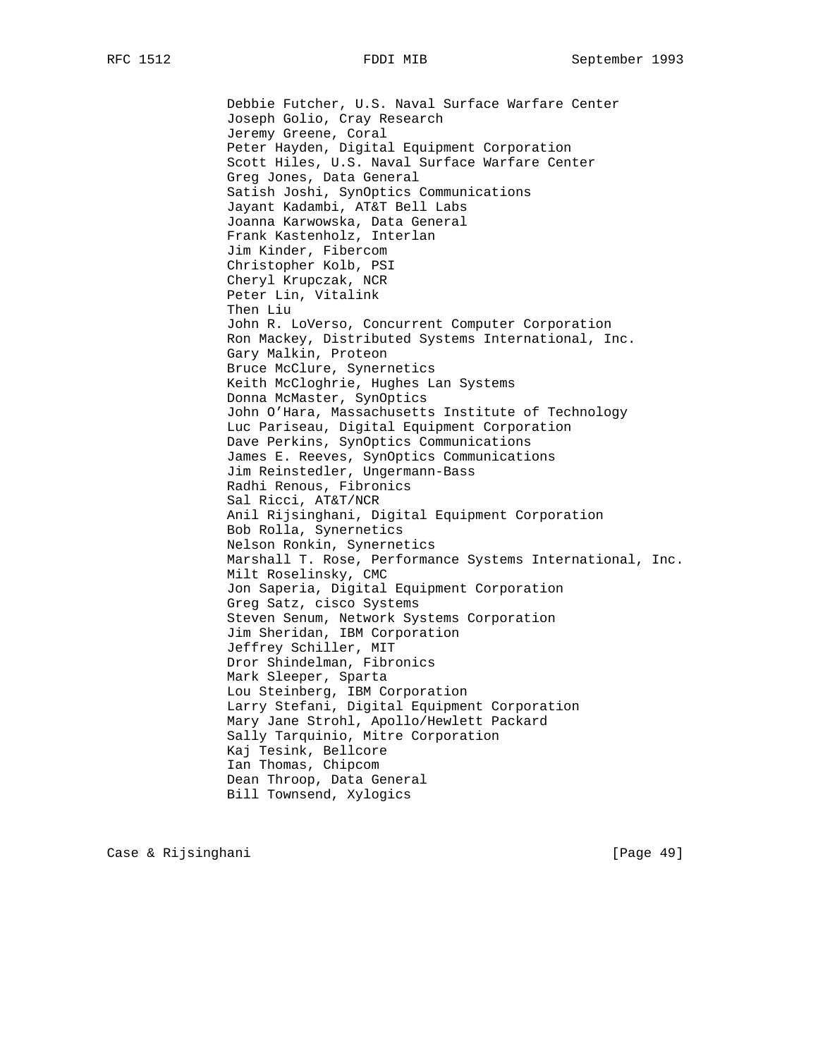Debbie Futcher, U.S. Naval Surface Warfare Center
Joseph Golio, Cray Research
Jeremy Greene, Coral
Peter Hayden, Digital Equipment Corporation
Scott Hiles, U.S. Naval Surface Warfare Center
Greg Jones, Data General
Satish Joshi, SynOptics Communications
Jayant Kadambi, AT&T Bell Labs
Joanna Karwowska, Data General
Frank Kastenholz, Interlan
Jim Kinder, Fibercom
Christopher Kolb, PSI
Cheryl Krupczak, NCR
Peter Lin, Vitalink
Then Liu
John R. LoVerso, Concurrent Computer Corporation
Ron Mackey, Distributed Systems International, Inc.
Gary Malkin, Proteon
Bruce McClure, Synernetics
Keith McCloghrie, Hughes Lan Systems
Donna McMaster, SynOptics
John O'Hara, Massachusetts Institute of Technology
Luc Pariseau, Digital Equipment Corporation
Dave Perkins, SynOptics Communications
James E. Reeves, SynOptics Communications
Jim Reinstedler, Ungermann-Bass
Radhi Renous, Fibronics
Sal Ricci, AT&T/NCR
Anil Rijsinghani, Digital Equipment Corporation
Bob Rolla, Synernetics
Nelson Ronkin, Synernetics
Marshall T. Rose, Performance Systems International, Inc.
Milt Roselinsky, CMC
Jon Saperia, Digital Equipment Corporation
Greg Satz, cisco Systems
Steven Senum, Network Systems Corporation
Jim Sheridan, IBM Corporation
Jeffrey Schiller, MIT
Dror Shindelman, Fibronics
Mark Sleeper, Sparta
Lou Steinberg, IBM Corporation
Larry Stefani, Digital Equipment Corporation
Mary Jane Strohl, Apollo/Hewlett Packard
Sally Tarquinio, Mitre Corporation
Kaj Tesink, Bellcore
Ian Thomas, Chipcom
Dean Throop, Data General
Bill Townsend, Xylogics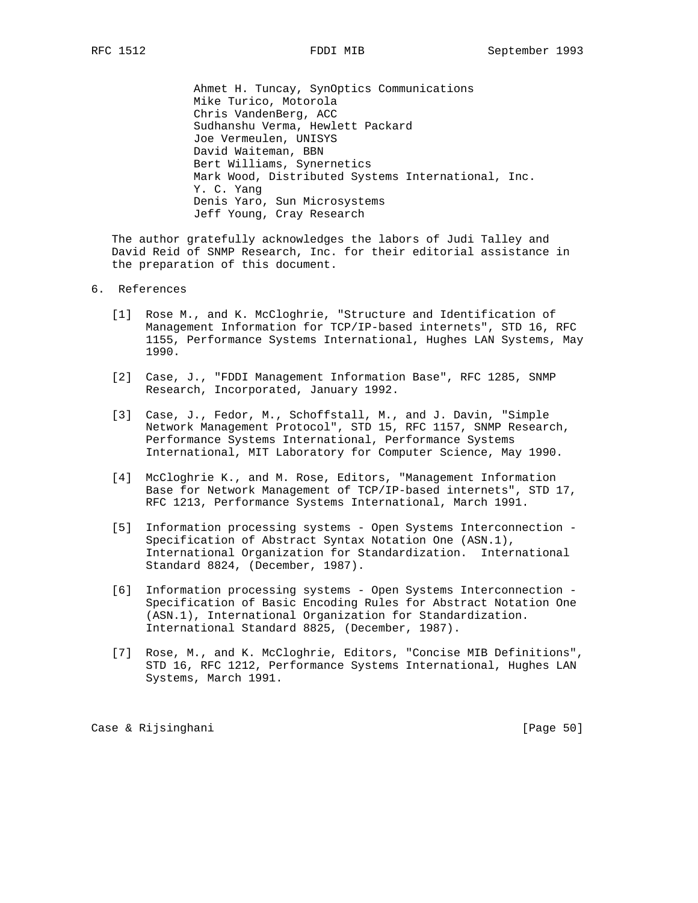Ahmet H. Tuncay, SynOptics Communications
Mike Turico, Motorola
Chris VandenBerg, ACC
Sudhanshu Verma, Hewlett Packard
Joe Vermeulen, UNISYS
David Waiteman, BBN
Bert Williams, Synernetics
Mark Wood, Distributed Systems International, Inc.
Y. C. Yang
Denis Yaro, Sun Microsystems
Jeff Young, Cray Research

The author gratefully acknowledges the labors of Judi Talley and David Reid of SNMP Research, Inc. for their editorial assistance in the preparation of this document.

## 6. References

[1] Rose M., and K. McCloghrie, "Structure and Identification of Management Information for TCP/IP-based internets", STD 16, RFC 1155, Performance Systems International, Hughes LAN Systems, May 1990.

[2] Case, J., "FDDI Management Information Base", RFC 1285, SNMP Research, Incorporated, January 1992.

[3] Case, J., Fedor, M., Schoffstall, M., and J. Davin, "Simple Network Management Protocol", STD 15, RFC 1157, SNMP Research, Performance Systems International, Performance Systems International, MIT Laboratory for Computer Science, May 1990.

[4] McCloghrie K., and M. Rose, Editors, "Management Information Base for Network Management of TCP/IP-based internets", STD 17, RFC 1213, Performance Systems International, March 1991.

[5] Information processing systems - Open Systems Interconnection - Specification of Abstract Syntax Notation One (ASN.1), International Organization for Standardization. International Standard 8824, (December, 1987).

[6] Information processing systems - Open Systems Interconnection - Specification of Basic Encoding Rules for Abstract Notation One (ASN.1), International Organization for Standardization. International Standard 8825, (December, 1987).

[7] Rose, M., and K. McCloghrie, Editors, "Concise MIB Definitions", STD 16, RFC 1212, Performance Systems International, Hughes LAN Systems, March 1991.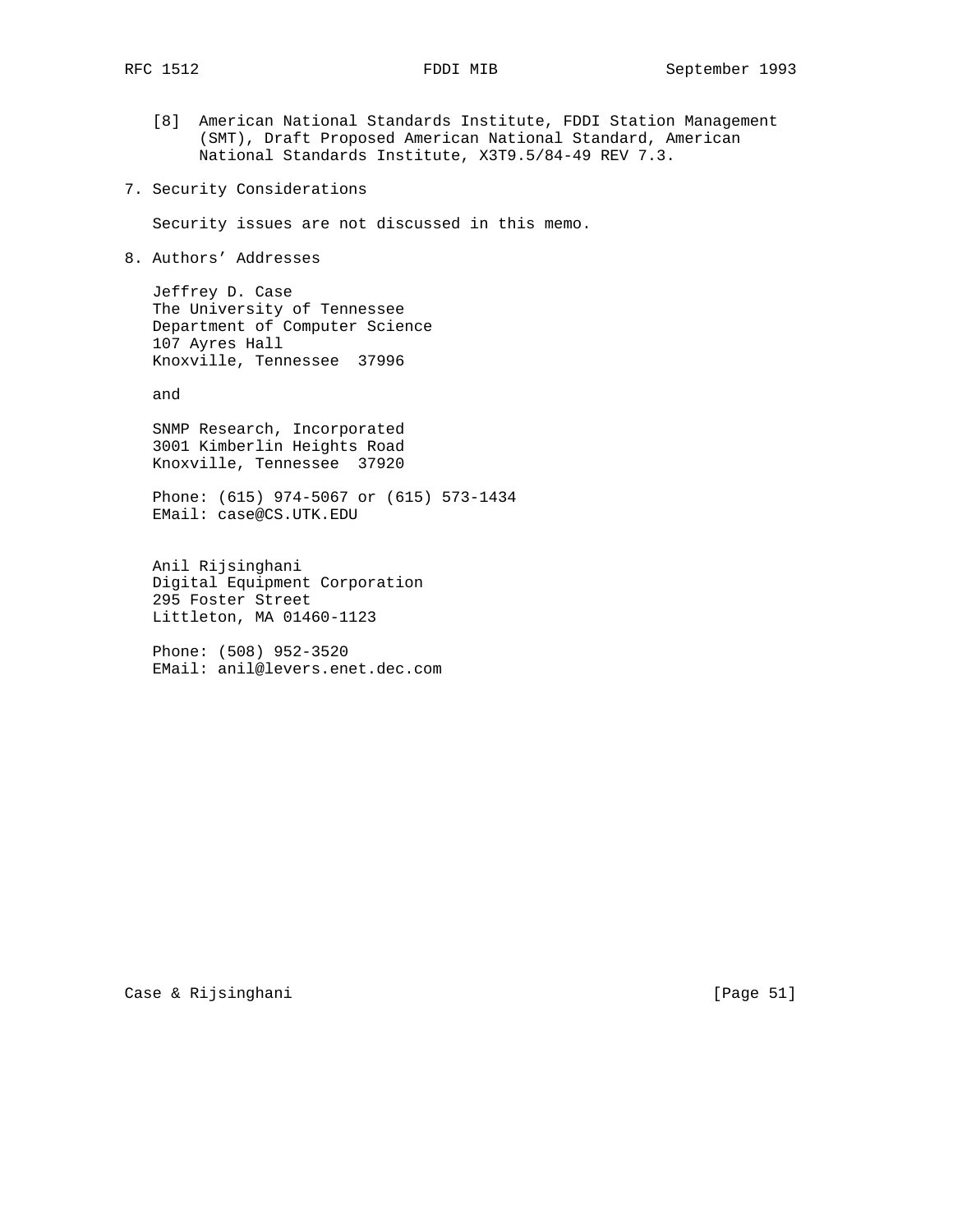[8] American National Standards Institute, FDDI Station Management (SMT), Draft Proposed American National Standard, American National Standards Institute, X3T9.5/84-49 REV 7.3.

## 7. Security Considerations

Security issues are not discussed in this memo.

## 8. Authors' Addresses

Jeffrey D. Case
The University of Tennessee
Department of Computer Science
107 Ayres Hall
Knoxville, Tennessee  37996

and

SNMP Research, Incorporated
3001 Kimberlin Heights Road
Knoxville, Tennessee  37920

Phone: (615) 974-5067 or (615) 573-1434
EMail: case@CS.UTK.EDU

Anil Rijsinghani
Digital Equipment Corporation
295 Foster Street
Littleton, MA 01460-1123

Phone: (508) 952-3520
EMail: anil@levers.enet.dec.com